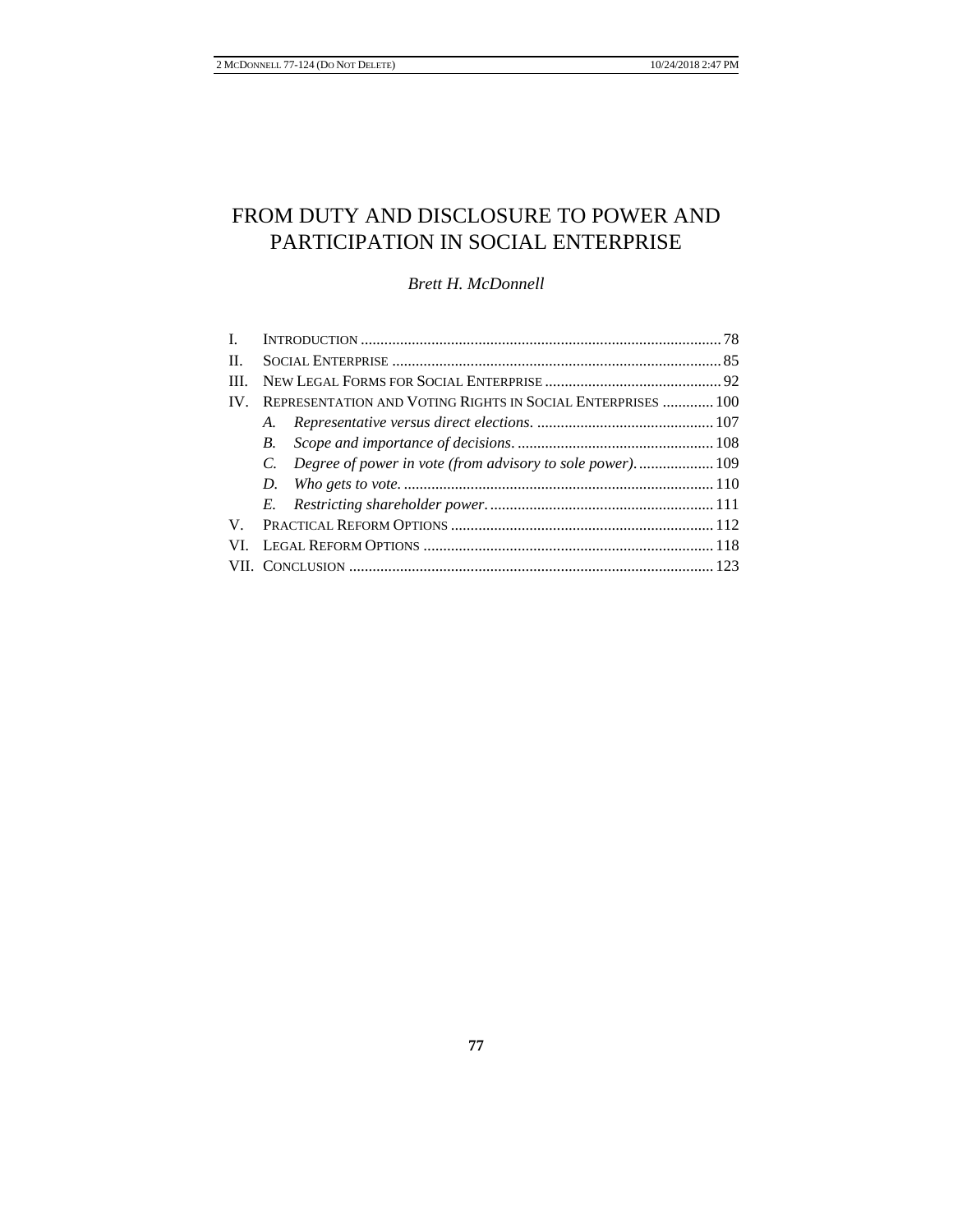# FROM DUTY AND DISCLOSURE TO POWER AND PARTICIPATION IN SOCIAL ENTERPRISE

*Brett H. McDonnell*

| | | |
|---|---|---|
| I. | INTRODUCTION | 78 |
| II. | SOCIAL ENTERPRISE | 85 |
| III. | NEW LEGAL FORMS FOR SOCIAL ENTERPRISE | 92 |
| IV. | REPRESENTATION AND VOTING RIGHTS IN SOCIAL ENTERPRISES | 100 |
| | *A. Representative versus direct elections.* | 107 |
| | *B. Scope and importance of decisions.* | 108 |
| | *C. Degree of power in vote (from advisory to sole power).* | 109 |
| | *D. Who gets to vote.* | 110 |
| | *E. Restricting shareholder power.* | 111 |
| V. | PRACTICAL REFORM OPTIONS | 112 |
| VI. | LEGAL REFORM OPTIONS | 118 |
| VII. | CONCLUSION | 123 |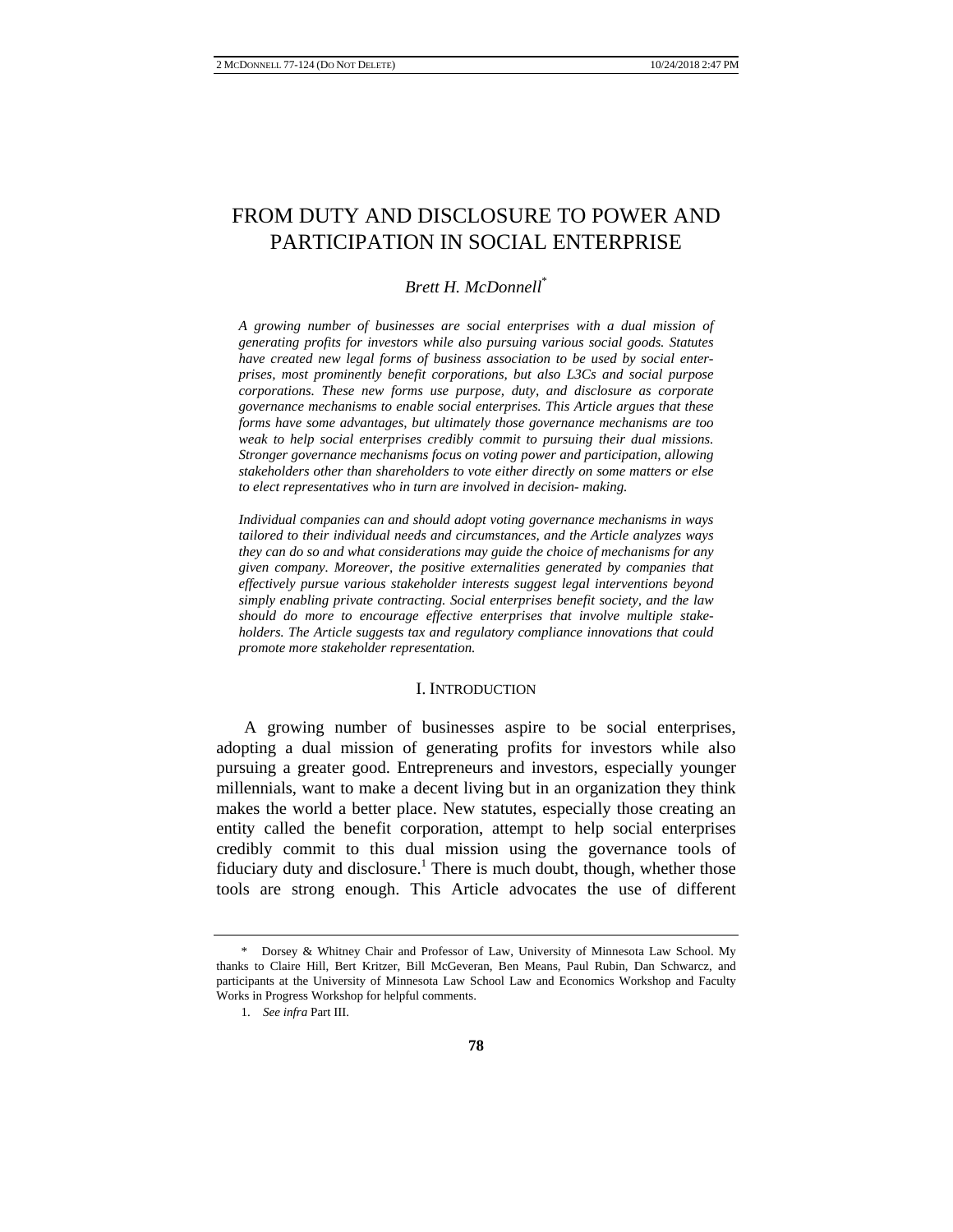# FROM DUTY AND DISCLOSURE TO POWER AND PARTICIPATION IN SOCIAL ENTERPRISE

*Brett H. McDonnell*[*]

*A growing number of businesses are social enterprises with a dual mission of generating profits for investors while also pursuing various social goods. Statutes have created new legal forms of business association to be used by social enterprises, most prominently benefit corporations, but also L3Cs and social purpose corporations. These new forms use purpose, duty, and disclosure as corporate governance mechanisms to enable social enterprises. This Article argues that these forms have some advantages, but ultimately those governance mechanisms are too weak to help social enterprises credibly commit to pursuing their dual missions. Stronger governance mechanisms focus on voting power and participation, allowing stakeholders other than shareholders to vote either directly on some matters or else to elect representatives who in turn are involved in decision- making.*

*Individual companies can and should adopt voting governance mechanisms in ways tailored to their individual needs and circumstances, and the Article analyzes ways they can do so and what considerations may guide the choice of mechanisms for any given company. Moreover, the positive externalities generated by companies that effectively pursue various stakeholder interests suggest legal interventions beyond simply enabling private contracting. Social enterprises benefit society, and the law should do more to encourage effective enterprises that involve multiple stakeholders. The Article suggests tax and regulatory compliance innovations that could promote more stakeholder representation.*

## I. INTRODUCTION

A growing number of businesses aspire to be social enterprises, adopting a dual mission of generating profits for investors while also pursuing a greater good. Entrepreneurs and investors, especially younger millennials, want to make a decent living but in an organization they think makes the world a better place. New statutes, especially those creating an entity called the benefit corporation, attempt to help social enterprises credibly commit to this dual mission using the governance tools of fiduciary duty and disclosure.[1] There is much doubt, though, whether those tools are strong enough. This Article advocates the use of different

---

\* Dorsey & Whitney Chair and Professor of Law, University of Minnesota Law School. My thanks to Claire Hill, Bert Kritzer, Bill McGeveran, Ben Means, Paul Rubin, Dan Schwarcz, and participants at the University of Minnesota Law School Law and Economics Workshop and Faculty Works in Progress Workshop for helpful comments.

1. *See infra* Part III.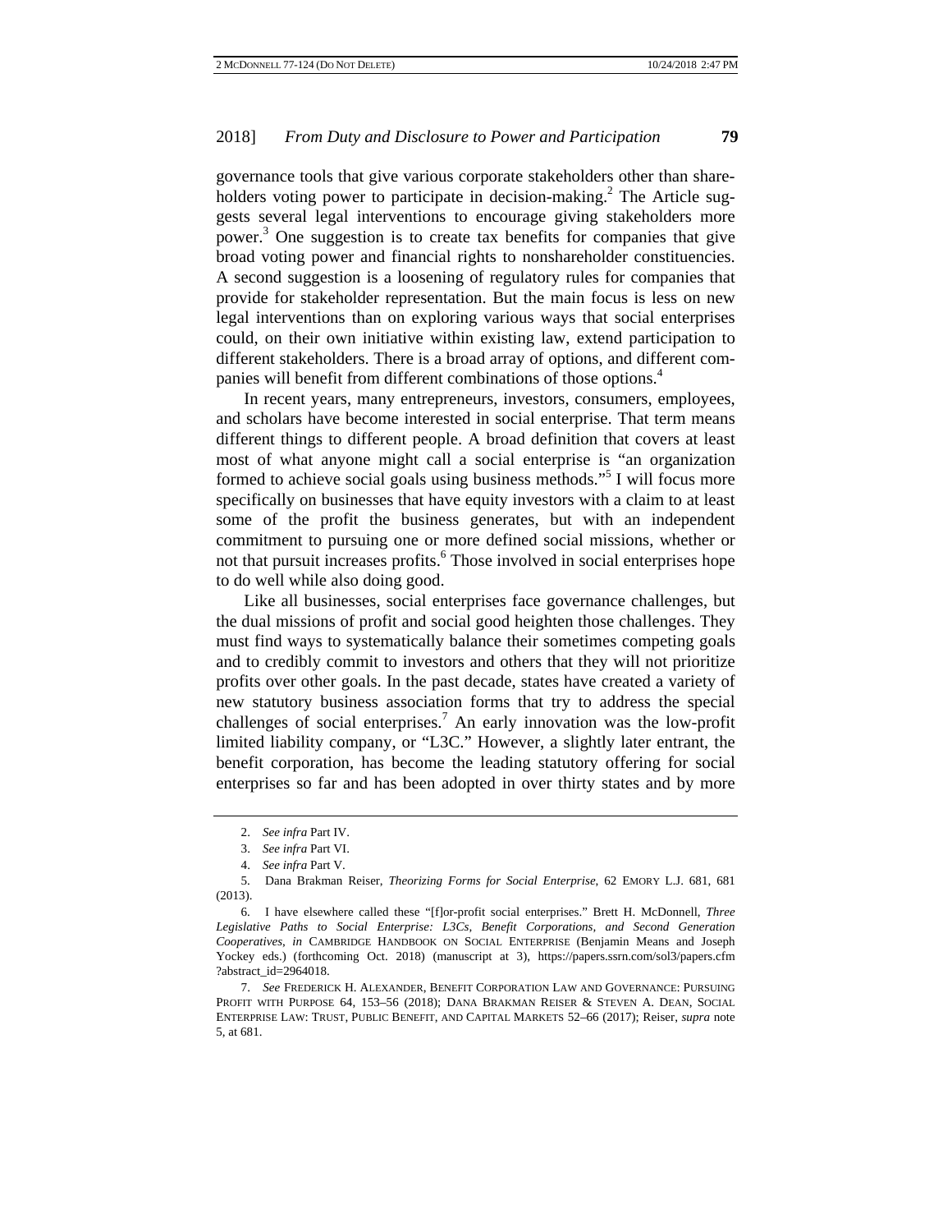governance tools that give various corporate stakeholders other than shareholders voting power to participate in decision-making.[2] The Article suggests several legal interventions to encourage giving stakeholders more power.[3] One suggestion is to create tax benefits for companies that give broad voting power and financial rights to nonshareholder constituencies. A second suggestion is a loosening of regulatory rules for companies that provide for stakeholder representation. But the main focus is less on new legal interventions than on exploring various ways that social enterprises could, on their own initiative within existing law, extend participation to different stakeholders. There is a broad array of options, and different companies will benefit from different combinations of those options.[4]

In recent years, many entrepreneurs, investors, consumers, employees, and scholars have become interested in social enterprise. That term means different things to different people. A broad definition that covers at least most of what anyone might call a social enterprise is "an organization formed to achieve social goals using business methods."[5] I will focus more specifically on businesses that have equity investors with a claim to at least some of the profit the business generates, but with an independent commitment to pursuing one or more defined social missions, whether or not that pursuit increases profits.[6] Those involved in social enterprises hope to do well while also doing good.

Like all businesses, social enterprises face governance challenges, but the dual missions of profit and social good heighten those challenges. They must find ways to systematically balance their sometimes competing goals and to credibly commit to investors and others that they will not prioritize profits over other goals. In the past decade, states have created a variety of new statutory business association forms that try to address the special challenges of social enterprises.[7] An early innovation was the low-profit limited liability company, or "L3C." However, a slightly later entrant, the benefit corporation, has become the leading statutory offering for social enterprises so far and has been adopted in over thirty states and by more

---

2. *See infra* Part IV.

3. *See infra* Part VI.

4. *See infra* Part V.

5. Dana Brakman Reiser, *Theorizing Forms for Social Enterprise*, 62 EMORY L.J. 681, 681 (2013).

6. I have elsewhere called these "[f]or-profit social enterprises." Brett H. McDonnell, *Three Legislative Paths to Social Enterprise: L3Cs, Benefit Corporations, and Second Generation Cooperatives*, *in* CAMBRIDGE HANDBOOK ON SOCIAL ENTERPRISE (Benjamin Means and Joseph Yockey eds.) (forthcoming Oct. 2018) (manuscript at 3), https://papers.ssrn.com/sol3/papers.cfm?abstract_id=2964018.

7. *See* FREDERICK H. ALEXANDER, BENEFIT CORPORATION LAW AND GOVERNANCE: PURSUING PROFIT WITH PURPOSE 64, 153–56 (2018); DANA BRAKMAN REISER & STEVEN A. DEAN, SOCIAL ENTERPRISE LAW: TRUST, PUBLIC BENEFIT, AND CAPITAL MARKETS 52–66 (2017); Reiser, *supra* note 5, at 681.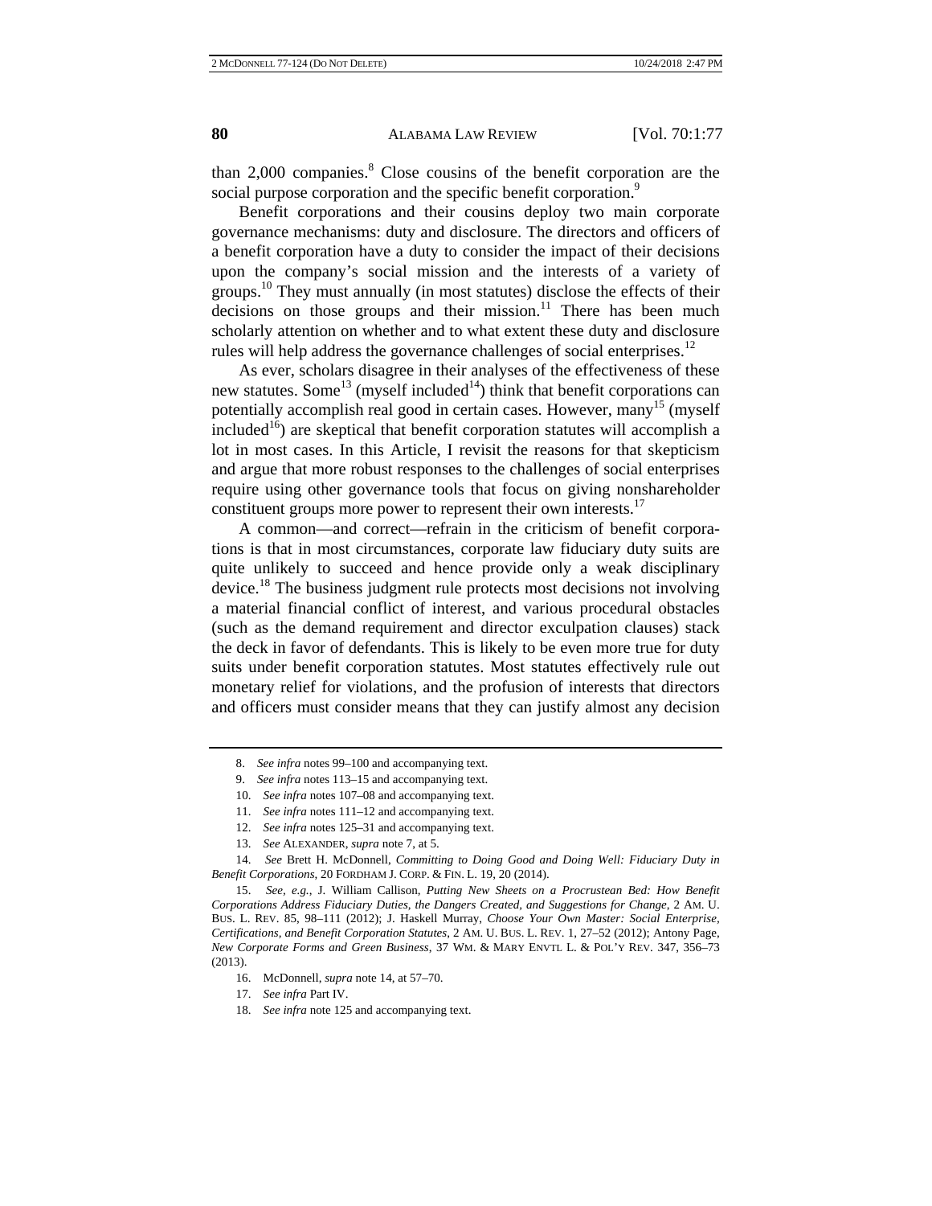than 2,000 companies.[8] Close cousins of the benefit corporation are the social purpose corporation and the specific benefit corporation.[9]

Benefit corporations and their cousins deploy two main corporate governance mechanisms: duty and disclosure. The directors and officers of a benefit corporation have a duty to consider the impact of their decisions upon the company's social mission and the interests of a variety of groups.[10] They must annually (in most statutes) disclose the effects of their decisions on those groups and their mission.[11] There has been much scholarly attention on whether and to what extent these duty and disclosure rules will help address the governance challenges of social enterprises.[12]

As ever, scholars disagree in their analyses of the effectiveness of these new statutes. Some[13] (myself included[14]) think that benefit corporations can potentially accomplish real good in certain cases. However, many[15] (myself included[16]) are skeptical that benefit corporation statutes will accomplish a lot in most cases. In this Article, I revisit the reasons for that skepticism and argue that more robust responses to the challenges of social enterprises require using other governance tools that focus on giving nonshareholder constituent groups more power to represent their own interests.[17]

A common—and correct—refrain in the criticism of benefit corporations is that in most circumstances, corporate law fiduciary duty suits are quite unlikely to succeed and hence provide only a weak disciplinary device.[18] The business judgment rule protects most decisions not involving a material financial conflict of interest, and various procedural obstacles (such as the demand requirement and director exculpation clauses) stack the deck in favor of defendants. This is likely to be even more true for duty suits under benefit corporation statutes. Most statutes effectively rule out monetary relief for violations, and the profusion of interests that directors and officers must consider means that they can justify almost any decision

---

8. *See infra* notes 99–100 and accompanying text.

9. *See infra* notes 113–15 and accompanying text.

10. *See infra* notes 107–08 and accompanying text.

11. *See infra* notes 111–12 and accompanying text.

12. *See infra* notes 125–31 and accompanying text.

13. *See* ALEXANDER, *supra* note 7, at 5.

14. *See* Brett H. McDonnell, *Committing to Doing Good and Doing Well: Fiduciary Duty in Benefit Corporations*, 20 FORDHAM J. CORP. & FIN. L. 19, 20 (2014).

15. *See, e.g.*, J. William Callison, *Putting New Sheets on a Procrustean Bed: How Benefit Corporations Address Fiduciary Duties, the Dangers Created, and Suggestions for Change*, 2 AM. U. BUS. L. REV. 85, 98–111 (2012); J. Haskell Murray, *Choose Your Own Master: Social Enterprise, Certifications, and Benefit Corporation Statutes*, 2 AM. U. BUS. L. REV. 1, 27–52 (2012); Antony Page, *New Corporate Forms and Green Business*, 37 WM. & MARY ENVTL L. & POL'Y REV. 347, 356–73 (2013).

16. McDonnell, *supra* note 14, at 57–70.

17. *See infra* Part IV.

18. *See infra* note 125 and accompanying text.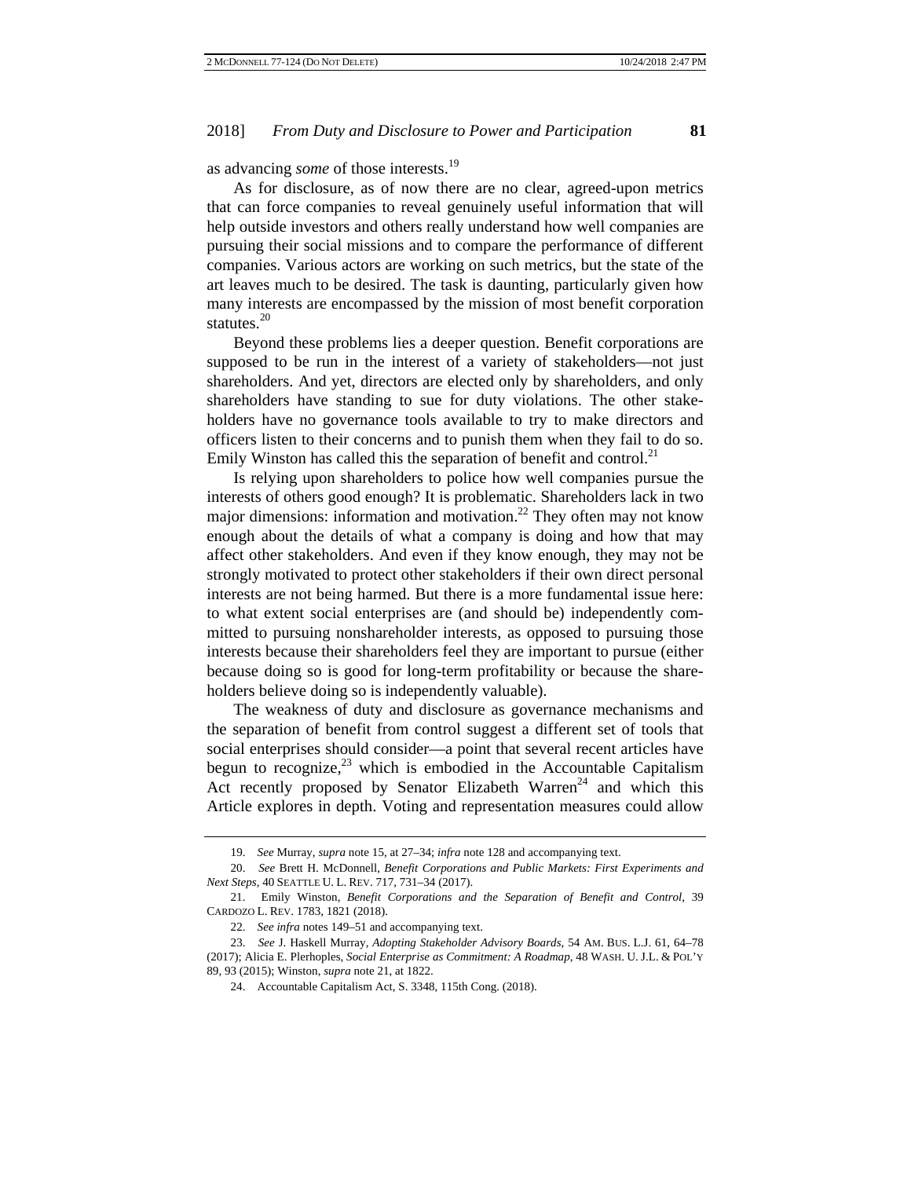as advancing *some* of those interests.[19]

As for disclosure, as of now there are no clear, agreed-upon metrics that can force companies to reveal genuinely useful information that will help outside investors and others really understand how well companies are pursuing their social missions and to compare the performance of different companies. Various actors are working on such metrics, but the state of the art leaves much to be desired. The task is daunting, particularly given how many interests are encompassed by the mission of most benefit corporation statutes.[20]

Beyond these problems lies a deeper question. Benefit corporations are supposed to be run in the interest of a variety of stakeholders—not just shareholders. And yet, directors are elected only by shareholders, and only shareholders have standing to sue for duty violations. The other stakeholders have no governance tools available to try to make directors and officers listen to their concerns and to punish them when they fail to do so. Emily Winston has called this the separation of benefit and control.[21]

Is relying upon shareholders to police how well companies pursue the interests of others good enough? It is problematic. Shareholders lack in two major dimensions: information and motivation.[22] They often may not know enough about the details of what a company is doing and how that may affect other stakeholders. And even if they know enough, they may not be strongly motivated to protect other stakeholders if their own direct personal interests are not being harmed. But there is a more fundamental issue here: to what extent social enterprises are (and should be) independently committed to pursuing nonshareholder interests, as opposed to pursuing those interests because their shareholders feel they are important to pursue (either because doing so is good for long-term profitability or because the shareholders believe doing so is independently valuable).

The weakness of duty and disclosure as governance mechanisms and the separation of benefit from control suggest a different set of tools that social enterprises should consider—a point that several recent articles have begun to recognize,[23] which is embodied in the Accountable Capitalism Act recently proposed by Senator Elizabeth Warren[24] and which this Article explores in depth. Voting and representation measures could allow

---

19. *See* Murray, *supra* note 15, at 27–34; *infra* note 128 and accompanying text.

20. *See* Brett H. McDonnell, *Benefit Corporations and Public Markets: First Experiments and Next Steps*, 40 SEATTLE U. L. REV. 717, 731–34 (2017).

21. Emily Winston, *Benefit Corporations and the Separation of Benefit and Control*, 39 CARDOZO L. REV. 1783, 1821 (2018).

22. *See infra* notes 149–51 and accompanying text.

23. *See* J. Haskell Murray, *Adopting Stakeholder Advisory Boards*, 54 AM. BUS. L.J. 61, 64–78 (2017); Alicia E. Plerhoples, *Social Enterprise as Commitment: A Roadmap*, 48 WASH. U. J.L. & POL'Y 89, 93 (2015); Winston, *supra* note 21, at 1822.

24. Accountable Capitalism Act, S. 3348, 115th Cong. (2018).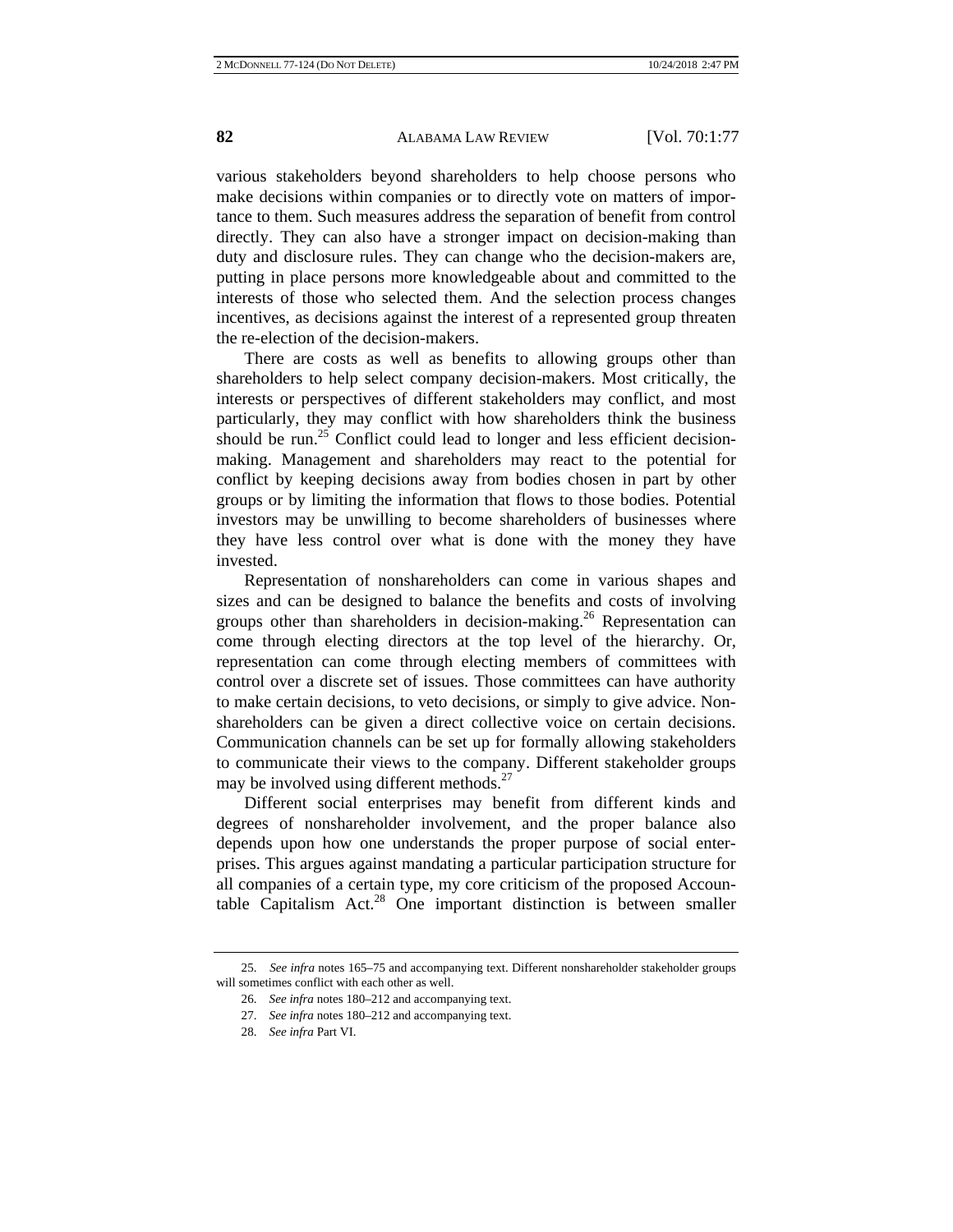various stakeholders beyond shareholders to help choose persons who make decisions within companies or to directly vote on matters of importance to them. Such measures address the separation of benefit from control directly. They can also have a stronger impact on decision-making than duty and disclosure rules. They can change who the decision-makers are, putting in place persons more knowledgeable about and committed to the interests of those who selected them. And the selection process changes incentives, as decisions against the interest of a represented group threaten the re-election of the decision-makers.

There are costs as well as benefits to allowing groups other than shareholders to help select company decision-makers. Most critically, the interests or perspectives of different stakeholders may conflict, and most particularly, they may conflict with how shareholders think the business should be run.[25] Conflict could lead to longer and less efficient decision-making. Management and shareholders may react to the potential for conflict by keeping decisions away from bodies chosen in part by other groups or by limiting the information that flows to those bodies. Potential investors may be unwilling to become shareholders of businesses where they have less control over what is done with the money they have invested.

Representation of nonshareholders can come in various shapes and sizes and can be designed to balance the benefits and costs of involving groups other than shareholders in decision-making.[26] Representation can come through electing directors at the top level of the hierarchy. Or, representation can come through electing members of committees with control over a discrete set of issues. Those committees can have authority to make certain decisions, to veto decisions, or simply to give advice. Nonshareholders can be given a direct collective voice on certain decisions. Communication channels can be set up for formally allowing stakeholders to communicate their views to the company. Different stakeholder groups may be involved using different methods.[27]

Different social enterprises may benefit from different kinds and degrees of nonshareholder involvement, and the proper balance also depends upon how one understands the proper purpose of social enterprises. This argues against mandating a particular participation structure for all companies of a certain type, my core criticism of the proposed Accountable Capitalism Act.[28] One important distinction is between smaller

---

25. *See infra* notes 165–75 and accompanying text. Different nonshareholder stakeholder groups will sometimes conflict with each other as well.

26. *See infra* notes 180–212 and accompanying text.

27. *See infra* notes 180–212 and accompanying text.

28. *See infra* Part VI.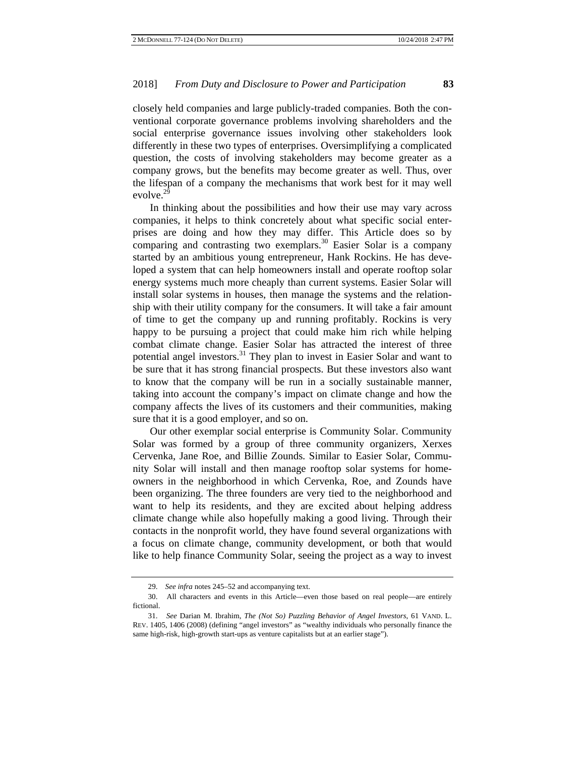closely held companies and large publicly-traded companies. Both the conventional corporate governance problems involving shareholders and the social enterprise governance issues involving other stakeholders look differently in these two types of enterprises. Oversimplifying a complicated question, the costs of involving stakeholders may become greater as a company grows, but the benefits may become greater as well. Thus, over the lifespan of a company the mechanisms that work best for it may well evolve.[29]

In thinking about the possibilities and how their use may vary across companies, it helps to think concretely about what specific social enterprises are doing and how they may differ. This Article does so by comparing and contrasting two exemplars.[30] Easier Solar is a company started by an ambitious young entrepreneur, Hank Rockins. He has developed a system that can help homeowners install and operate rooftop solar energy systems much more cheaply than current systems. Easier Solar will install solar systems in houses, then manage the systems and the relationship with their utility company for the consumers. It will take a fair amount of time to get the company up and running profitably. Rockins is very happy to be pursuing a project that could make him rich while helping combat climate change. Easier Solar has attracted the interest of three potential angel investors.[31] They plan to invest in Easier Solar and want to be sure that it has strong financial prospects. But these investors also want to know that the company will be run in a socially sustainable manner, taking into account the company's impact on climate change and how the company affects the lives of its customers and their communities, making sure that it is a good employer, and so on.

Our other exemplar social enterprise is Community Solar. Community Solar was formed by a group of three community organizers, Xerxes Cervenka, Jane Roe, and Billie Zounds. Similar to Easier Solar, Community Solar will install and then manage rooftop solar systems for homeowners in the neighborhood in which Cervenka, Roe, and Zounds have been organizing. The three founders are very tied to the neighborhood and want to help its residents, and they are excited about helping address climate change while also hopefully making a good living. Through their contacts in the nonprofit world, they have found several organizations with a focus on climate change, community development, or both that would like to help finance Community Solar, seeing the project as a way to invest

---

29. *See infra* notes 245–52 and accompanying text.

30. All characters and events in this Article—even those based on real people—are entirely fictional.

31. *See* Darian M. Ibrahim, *The (Not So) Puzzling Behavior of Angel Investors*, 61 VAND. L. REV. 1405, 1406 (2008) (defining "angel investors" as "wealthy individuals who personally finance the same high-risk, high-growth start-ups as venture capitalists but at an earlier stage").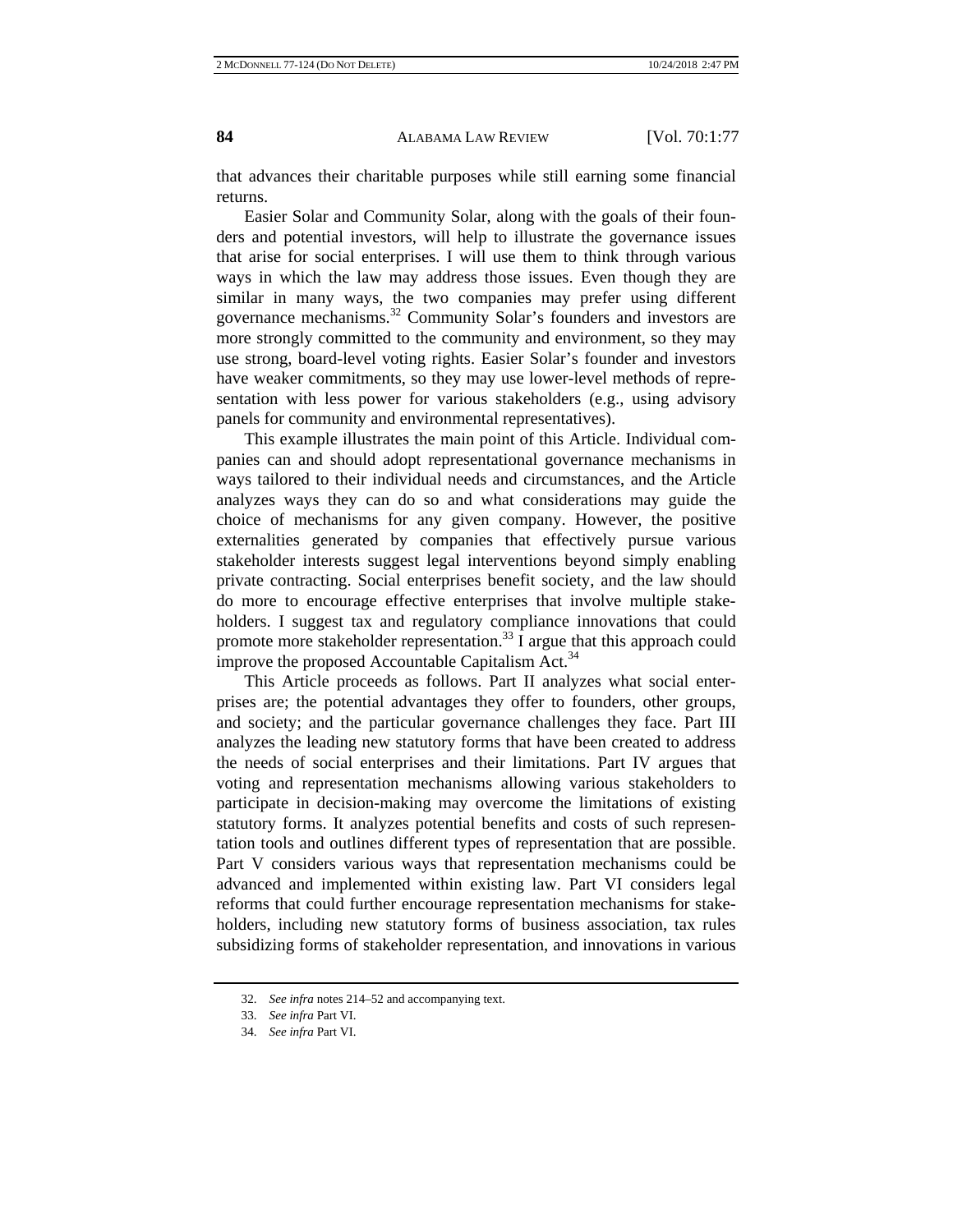that advances their charitable purposes while still earning some financial returns.

Easier Solar and Community Solar, along with the goals of their founders and potential investors, will help to illustrate the governance issues that arise for social enterprises. I will use them to think through various ways in which the law may address those issues. Even though they are similar in many ways, the two companies may prefer using different governance mechanisms.[32] Community Solar's founders and investors are more strongly committed to the community and environment, so they may use strong, board-level voting rights. Easier Solar's founder and investors have weaker commitments, so they may use lower-level methods of representation with less power for various stakeholders (e.g., using advisory panels for community and environmental representatives).

This example illustrates the main point of this Article. Individual companies can and should adopt representational governance mechanisms in ways tailored to their individual needs and circumstances, and the Article analyzes ways they can do so and what considerations may guide the choice of mechanisms for any given company. However, the positive externalities generated by companies that effectively pursue various stakeholder interests suggest legal interventions beyond simply enabling private contracting. Social enterprises benefit society, and the law should do more to encourage effective enterprises that involve multiple stakeholders. I suggest tax and regulatory compliance innovations that could promote more stakeholder representation.[33] I argue that this approach could improve the proposed Accountable Capitalism Act.[34]

This Article proceeds as follows. Part II analyzes what social enterprises are; the potential advantages they offer to founders, other groups, and society; and the particular governance challenges they face. Part III analyzes the leading new statutory forms that have been created to address the needs of social enterprises and their limitations. Part IV argues that voting and representation mechanisms allowing various stakeholders to participate in decision-making may overcome the limitations of existing statutory forms. It analyzes potential benefits and costs of such representation tools and outlines different types of representation that are possible. Part V considers various ways that representation mechanisms could be advanced and implemented within existing law. Part VI considers legal reforms that could further encourage representation mechanisms for stakeholders, including new statutory forms of business association, tax rules subsidizing forms of stakeholder representation, and innovations in various

32. *See infra* notes 214–52 and accompanying text.

33. *See infra* Part VI.

34. *See infra* Part VI.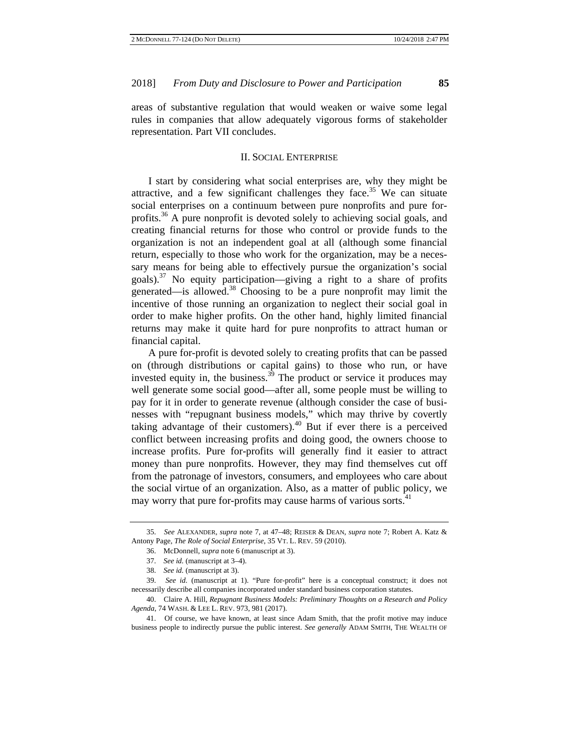areas of substantive regulation that would weaken or waive some legal rules in companies that allow adequately vigorous forms of stakeholder representation. Part VII concludes.

## II. SOCIAL ENTERPRISE

I start by considering what social enterprises are, why they might be attractive, and a few significant challenges they face.[35] We can situate social enterprises on a continuum between pure nonprofits and pure for-profits.[36] A pure nonprofit is devoted solely to achieving social goals, and creating financial returns for those who control or provide funds to the organization is not an independent goal at all (although some financial return, especially to those who work for the organization, may be a necessary means for being able to effectively pursue the organization's social goals).[37] No equity participation—giving a right to a share of profits generated—is allowed.[38] Choosing to be a pure nonprofit may limit the incentive of those running an organization to neglect their social goal in order to make higher profits. On the other hand, highly limited financial returns may make it quite hard for pure nonprofits to attract human or financial capital.

A pure for-profit is devoted solely to creating profits that can be passed on (through distributions or capital gains) to those who run, or have invested equity in, the business.[39] The product or service it produces may well generate some social good—after all, some people must be willing to pay for it in order to generate revenue (although consider the case of businesses with "repugnant business models," which may thrive by covertly taking advantage of their customers).[40] But if ever there is a perceived conflict between increasing profits and doing good, the owners choose to increase profits. Pure for-profits will generally find it easier to attract money than pure nonprofits. However, they may find themselves cut off from the patronage of investors, consumers, and employees who care about the social virtue of an organization. Also, as a matter of public policy, we may worry that pure for-profits may cause harms of various sorts.[41]

---

35. *See* ALEXANDER, *supra* note 7, at 47–48; REISER & DEAN, *supra* note 7; Robert A. Katz & Antony Page, *The Role of Social Enterprise*, 35 VT. L. REV. 59 (2010).

36. McDonnell, *supra* note 6 (manuscript at 3).

37. *See id.* (manuscript at 3–4).

38. *See id.* (manuscript at 3).

39. *See id.* (manuscript at 1). "Pure for-profit" here is a conceptual construct; it does not necessarily describe all companies incorporated under standard business corporation statutes.

40. Claire A. Hill, *Repugnant Business Models: Preliminary Thoughts on a Research and Policy Agenda*, 74 WASH. & LEE L. REV. 973, 981 (2017).

41. Of course, we have known, at least since Adam Smith, that the profit motive may induce business people to indirectly pursue the public interest. *See generally* ADAM SMITH, THE WEALTH OF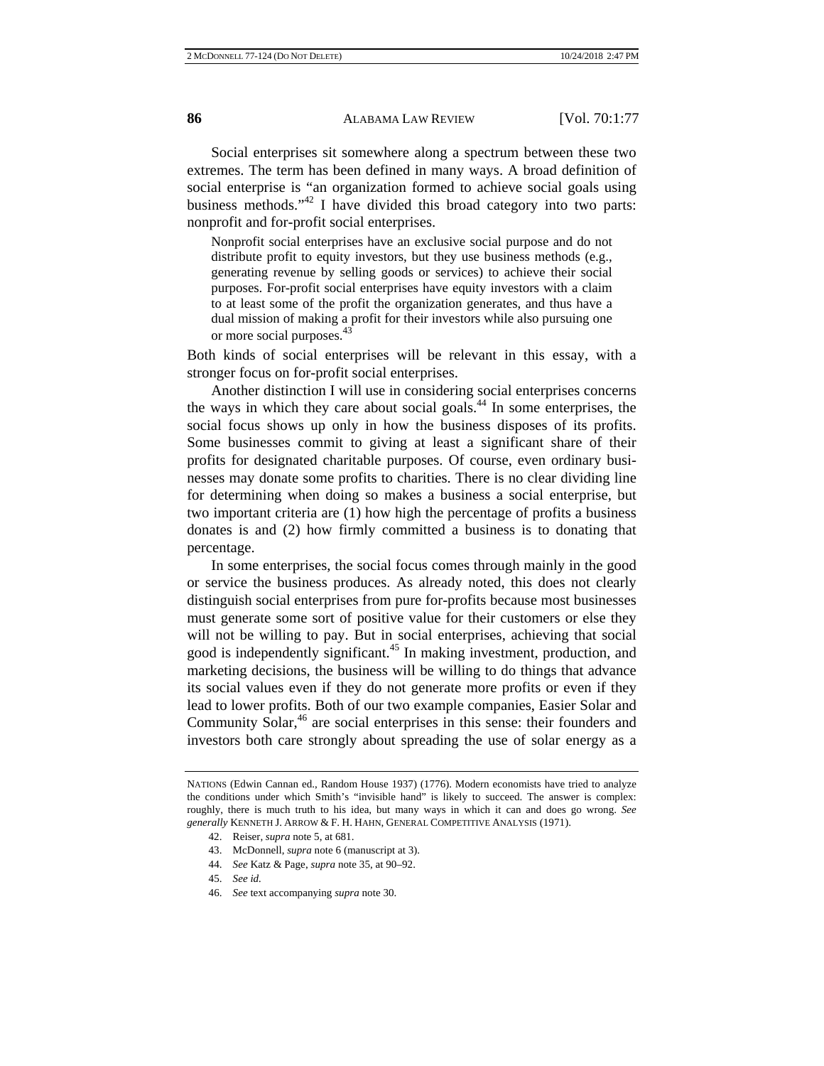Social enterprises sit somewhere along a spectrum between these two extremes. The term has been defined in many ways. A broad definition of social enterprise is "an organization formed to achieve social goals using business methods."[42] I have divided this broad category into two parts: nonprofit and for-profit social enterprises.

> Nonprofit social enterprises have an exclusive social purpose and do not distribute profit to equity investors, but they use business methods (e.g., generating revenue by selling goods or services) to achieve their social purposes. For-profit social enterprises have equity investors with a claim to at least some of the profit the organization generates, and thus have a dual mission of making a profit for their investors while also pursuing one or more social purposes.[43]

Both kinds of social enterprises will be relevant in this essay, with a stronger focus on for-profit social enterprises.

Another distinction I will use in considering social enterprises concerns the ways in which they care about social goals.[44] In some enterprises, the social focus shows up only in how the business disposes of its profits. Some businesses commit to giving at least a significant share of their profits for designated charitable purposes. Of course, even ordinary businesses may donate some profits to charities. There is no clear dividing line for determining when doing so makes a business a social enterprise, but two important criteria are (1) how high the percentage of profits a business donates is and (2) how firmly committed a business is to donating that percentage.

In some enterprises, the social focus comes through mainly in the good or service the business produces. As already noted, this does not clearly distinguish social enterprises from pure for-profits because most businesses must generate some sort of positive value for their customers or else they will not be willing to pay. But in social enterprises, achieving that social good is independently significant.[45] In making investment, production, and marketing decisions, the business will be willing to do things that advance its social values even if they do not generate more profits or even if they lead to lower profits. Both of our two example companies, Easier Solar and Community Solar,[46] are social enterprises in this sense: their founders and investors both care strongly about spreading the use of solar energy as a

---

NATIONS (Edwin Cannan ed., Random House 1937) (1776). Modern economists have tried to analyze the conditions under which Smith's "invisible hand" is likely to succeed. The answer is complex: roughly, there is much truth to his idea, but many ways in which it can and does go wrong. *See generally* KENNETH J. ARROW & F. H. HAHN, GENERAL COMPETITIVE ANALYSIS (1971).

42. Reiser, *supra* note 5, at 681.

43. McDonnell, *supra* note 6 (manuscript at 3).

44. *See* Katz & Page, *supra* note 35, at 90–92.

45. *See id.*

46. *See* text accompanying *supra* note 30.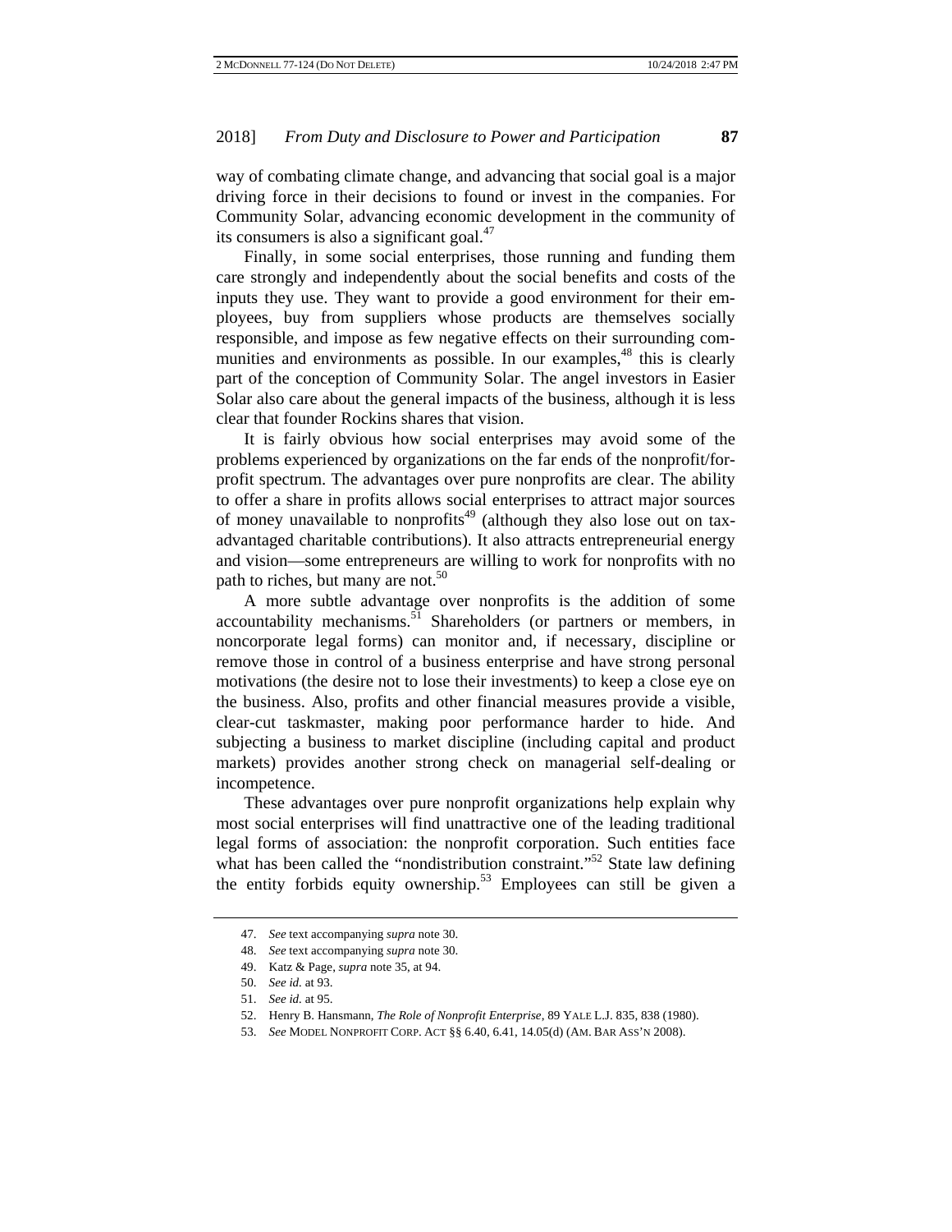way of combating climate change, and advancing that social goal is a major driving force in their decisions to found or invest in the companies. For Community Solar, advancing economic development in the community of its consumers is also a significant goal.[47]

Finally, in some social enterprises, those running and funding them care strongly and independently about the social benefits and costs of the inputs they use. They want to provide a good environment for their employees, buy from suppliers whose products are themselves socially responsible, and impose as few negative effects on their surrounding communities and environments as possible. In our examples,[48] this is clearly part of the conception of Community Solar. The angel investors in Easier Solar also care about the general impacts of the business, although it is less clear that founder Rockins shares that vision.

It is fairly obvious how social enterprises may avoid some of the problems experienced by organizations on the far ends of the nonprofit/for-profit spectrum. The advantages over pure nonprofits are clear. The ability to offer a share in profits allows social enterprises to attract major sources of money unavailable to nonprofits[49] (although they also lose out on tax-advantaged charitable contributions). It also attracts entrepreneurial energy and vision—some entrepreneurs are willing to work for nonprofits with no path to riches, but many are not.[50]

A more subtle advantage over nonprofits is the addition of some accountability mechanisms.[51] Shareholders (or partners or members, in noncorporate legal forms) can monitor and, if necessary, discipline or remove those in control of a business enterprise and have strong personal motivations (the desire not to lose their investments) to keep a close eye on the business. Also, profits and other financial measures provide a visible, clear-cut taskmaster, making poor performance harder to hide. And subjecting a business to market discipline (including capital and product markets) provides another strong check on managerial self-dealing or incompetence.

These advantages over pure nonprofit organizations help explain why most social enterprises will find unattractive one of the leading traditional legal forms of association: the nonprofit corporation. Such entities face what has been called the "nondistribution constraint."[52] State law defining the entity forbids equity ownership.[53] Employees can still be given a

---

47. *See* text accompanying *supra* note 30.

48. *See* text accompanying *supra* note 30.

49. Katz & Page, *supra* note 35, at 94.

50. *See id.* at 93.

51. *See id.* at 95.

52. Henry B. Hansmann, *The Role of Nonprofit Enterprise*, 89 YALE L.J. 835, 838 (1980).

53. *See* MODEL NONPROFIT CORP. ACT §§ 6.40, 6.41, 14.05(d) (AM. BAR ASS'N 2008).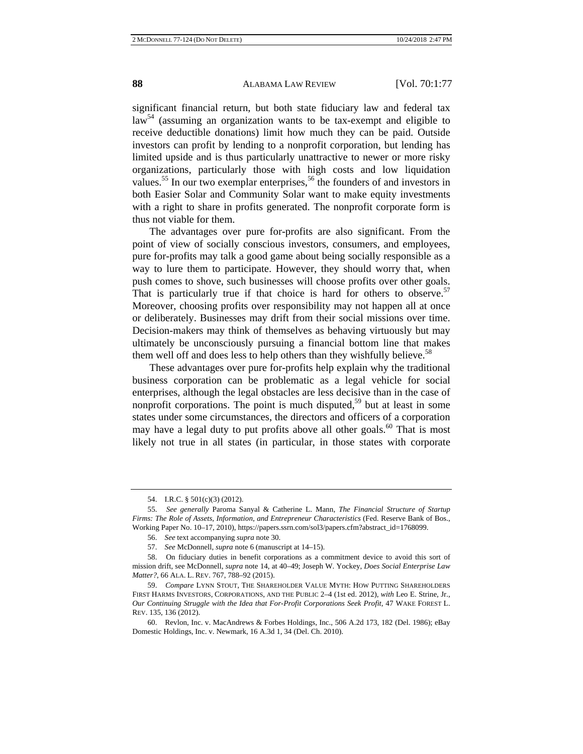significant financial return, but both state fiduciary law and federal tax law[54] (assuming an organization wants to be tax-exempt and eligible to receive deductible donations) limit how much they can be paid. Outside investors can profit by lending to a nonprofit corporation, but lending has limited upside and is thus particularly unattractive to newer or more risky organizations, particularly those with high costs and low liquidation values.[55] In our two exemplar enterprises,[56] the founders of and investors in both Easier Solar and Community Solar want to make equity investments with a right to share in profits generated. The nonprofit corporate form is thus not viable for them.

The advantages over pure for-profits are also significant. From the point of view of socially conscious investors, consumers, and employees, pure for-profits may talk a good game about being socially responsible as a way to lure them to participate. However, they should worry that, when push comes to shove, such businesses will choose profits over other goals. That is particularly true if that choice is hard for others to observe.[57] Moreover, choosing profits over responsibility may not happen all at once or deliberately. Businesses may drift from their social missions over time. Decision-makers may think of themselves as behaving virtuously but may ultimately be unconsciously pursuing a financial bottom line that makes them well off and does less to help others than they wishfully believe.[58]

These advantages over pure for-profits help explain why the traditional business corporation can be problematic as a legal vehicle for social enterprises, although the legal obstacles are less decisive than in the case of nonprofit corporations. The point is much disputed,[59] but at least in some states under some circumstances, the directors and officers of a corporation may have a legal duty to put profits above all other goals.[60] That is most likely not true in all states (in particular, in those states with corporate

---

54. I.R.C. § 501(c)(3) (2012).

55. *See generally* Paroma Sanyal & Catherine L. Mann, *The Financial Structure of Startup Firms: The Role of Assets, Information, and Entrepreneur Characteristics* (Fed. Reserve Bank of Bos., Working Paper No. 10–17, 2010), https://papers.ssrn.com/sol3/papers.cfm?abstract_id=1768099.

56. *See* text accompanying *supra* note 30.

57. *See* McDonnell, *supra* note 6 (manuscript at 14–15).

58. On fiduciary duties in benefit corporations as a commitment device to avoid this sort of mission drift, see McDonnell, *supra* note 14, at 40–49; Joseph W. Yockey, *Does Social Enterprise Law Matter?*, 66 ALA. L. REV. 767, 788–92 (2015).

59. *Compare* LYNN STOUT, THE SHAREHOLDER VALUE MYTH: HOW PUTTING SHAREHOLDERS FIRST HARMS INVESTORS, CORPORATIONS, AND THE PUBLIC 2–4 (1st ed. 2012), *with* Leo E. Strine, Jr., *Our Continuing Struggle with the Idea that For-Profit Corporations Seek Profit*, 47 WAKE FOREST L. REV. 135, 136 (2012).

60. Revlon, Inc. v. MacAndrews & Forbes Holdings, Inc., 506 A.2d 173, 182 (Del. 1986); eBay Domestic Holdings, Inc. v. Newmark, 16 A.3d 1, 34 (Del. Ch. 2010).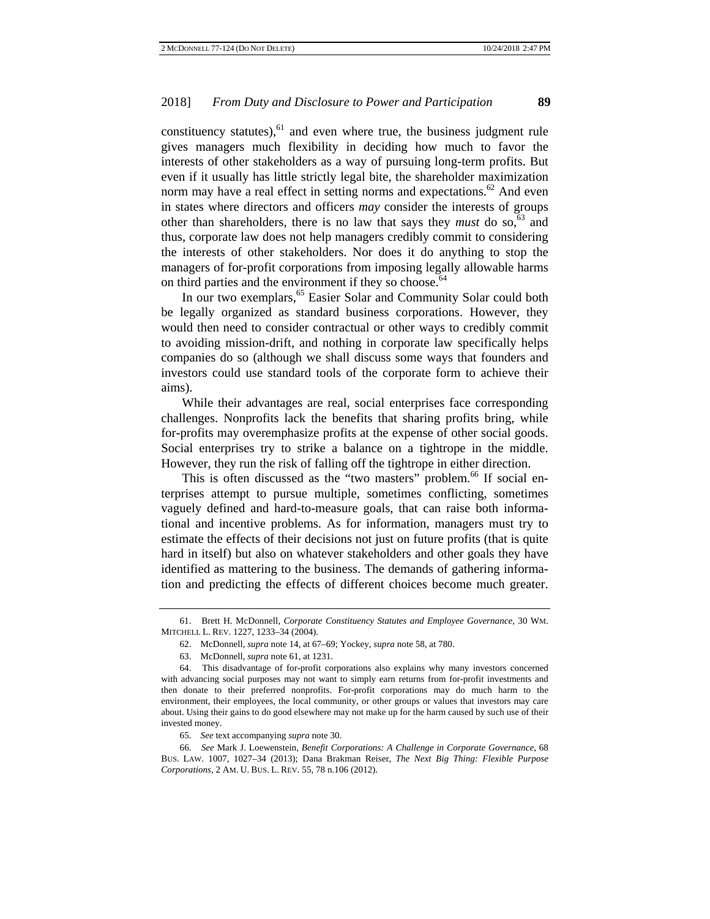constituency statutes),[61] and even where true, the business judgment rule gives managers much flexibility in deciding how much to favor the interests of other stakeholders as a way of pursuing long-term profits. But even if it usually has little strictly legal bite, the shareholder maximization norm may have a real effect in setting norms and expectations.[62] And even in states where directors and officers *may* consider the interests of groups other than shareholders, there is no law that says they *must* do so,[63] and thus, corporate law does not help managers credibly commit to considering the interests of other stakeholders. Nor does it do anything to stop the managers of for-profit corporations from imposing legally allowable harms on third parties and the environment if they so choose.[64]

In our two exemplars,[65] Easier Solar and Community Solar could both be legally organized as standard business corporations. However, they would then need to consider contractual or other ways to credibly commit to avoiding mission-drift, and nothing in corporate law specifically helps companies do so (although we shall discuss some ways that founders and investors could use standard tools of the corporate form to achieve their aims).

While their advantages are real, social enterprises face corresponding challenges. Nonprofits lack the benefits that sharing profits bring, while for-profits may overemphasize profits at the expense of other social goods. Social enterprises try to strike a balance on a tightrope in the middle. However, they run the risk of falling off the tightrope in either direction.

This is often discussed as the "two masters" problem.[66] If social enterprises attempt to pursue multiple, sometimes conflicting, sometimes vaguely defined and hard-to-measure goals, that can raise both informational and incentive problems. As for information, managers must try to estimate the effects of their decisions not just on future profits (that is quite hard in itself) but also on whatever stakeholders and other goals they have identified as mattering to the business. The demands of gathering information and predicting the effects of different choices become much greater.

---

61. Brett H. McDonnell, *Corporate Constituency Statutes and Employee Governance*, 30 WM. MITCHELL L. REV. 1227, 1233–34 (2004).

62. McDonnell, *supra* note 14, at 67–69; Yockey, *supra* note 58, at 780.

63. McDonnell, *supra* note 61, at 1231.

64. This disadvantage of for-profit corporations also explains why many investors concerned with advancing social purposes may not want to simply earn returns from for-profit investments and then donate to their preferred nonprofits. For-profit corporations may do much harm to the environment, their employees, the local community, or other groups or values that investors may care about. Using their gains to do good elsewhere may not make up for the harm caused by such use of their invested money.

65. *See* text accompanying *supra* note 30.

66. *See* Mark J. Loewenstein, *Benefit Corporations: A Challenge in Corporate Governance*, 68 BUS. LAW. 1007, 1027–34 (2013); Dana Brakman Reiser, *The Next Big Thing: Flexible Purpose Corporations*, 2 AM. U. BUS. L. REV. 55, 78 n.106 (2012).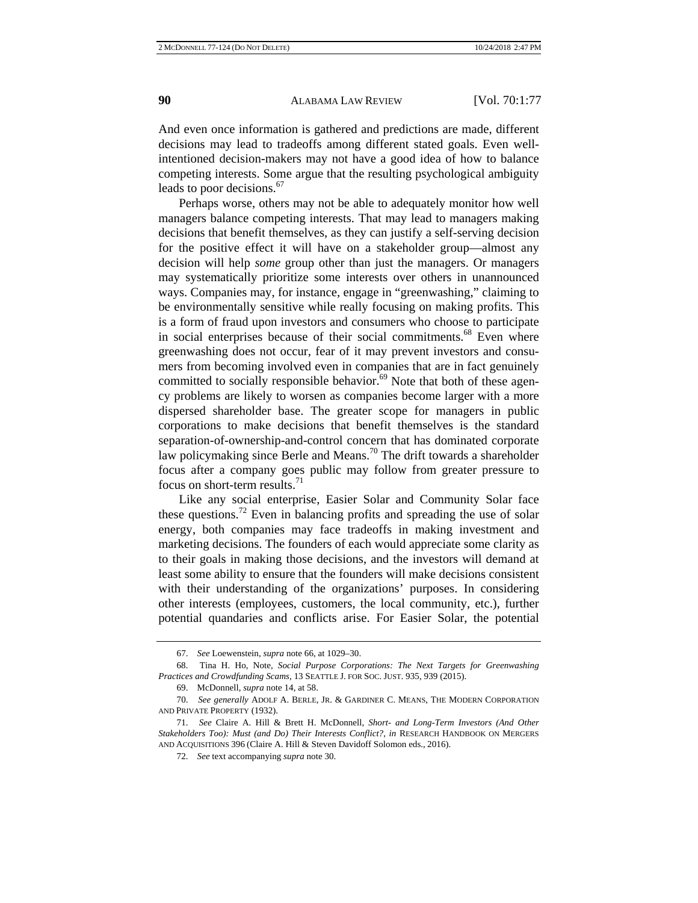And even once information is gathered and predictions are made, different decisions may lead to tradeoffs among different stated goals. Even well-intentioned decision-makers may not have a good idea of how to balance competing interests. Some argue that the resulting psychological ambiguity leads to poor decisions.[67]

Perhaps worse, others may not be able to adequately monitor how well managers balance competing interests. That may lead to managers making decisions that benefit themselves, as they can justify a self-serving decision for the positive effect it will have on a stakeholder group—almost any decision will help *some* group other than just the managers. Or managers may systematically prioritize some interests over others in unannounced ways. Companies may, for instance, engage in "greenwashing," claiming to be environmentally sensitive while really focusing on making profits. This is a form of fraud upon investors and consumers who choose to participate in social enterprises because of their social commitments.[68] Even where greenwashing does not occur, fear of it may prevent investors and consumers from becoming involved even in companies that are in fact genuinely committed to socially responsible behavior.[69] Note that both of these agency problems are likely to worsen as companies become larger with a more dispersed shareholder base. The greater scope for managers in public corporations to make decisions that benefit themselves is the standard separation-of-ownership-and-control concern that has dominated corporate law policymaking since Berle and Means.[70] The drift towards a shareholder focus after a company goes public may follow from greater pressure to focus on short-term results.[71]

Like any social enterprise, Easier Solar and Community Solar face these questions.[72] Even in balancing profits and spreading the use of solar energy, both companies may face tradeoffs in making investment and marketing decisions. The founders of each would appreciate some clarity as to their goals in making those decisions, and the investors will demand at least some ability to ensure that the founders will make decisions consistent with their understanding of the organizations' purposes. In considering other interests (employees, customers, the local community, etc.), further potential quandaries and conflicts arise. For Easier Solar, the potential

---

67. *See* Loewenstein, *supra* note 66, at 1029–30.

68. Tina H. Ho, Note, *Social Purpose Corporations: The Next Targets for Greenwashing Practices and Crowdfunding Scams*, 13 SEATTLE J. FOR SOC. JUST. 935, 939 (2015).

69. McDonnell, *supra* note 14, at 58.

70. *See generally* ADOLF A. BERLE, JR. & GARDINER C. MEANS, THE MODERN CORPORATION AND PRIVATE PROPERTY (1932).

71. *See* Claire A. Hill & Brett H. McDonnell, *Short- and Long-Term Investors (And Other Stakeholders Too): Must (and Do) Their Interests Conflict?*, *in* RESEARCH HANDBOOK ON MERGERS AND ACQUISITIONS 396 (Claire A. Hill & Steven Davidoff Solomon eds., 2016).

72. *See* text accompanying *supra* note 30.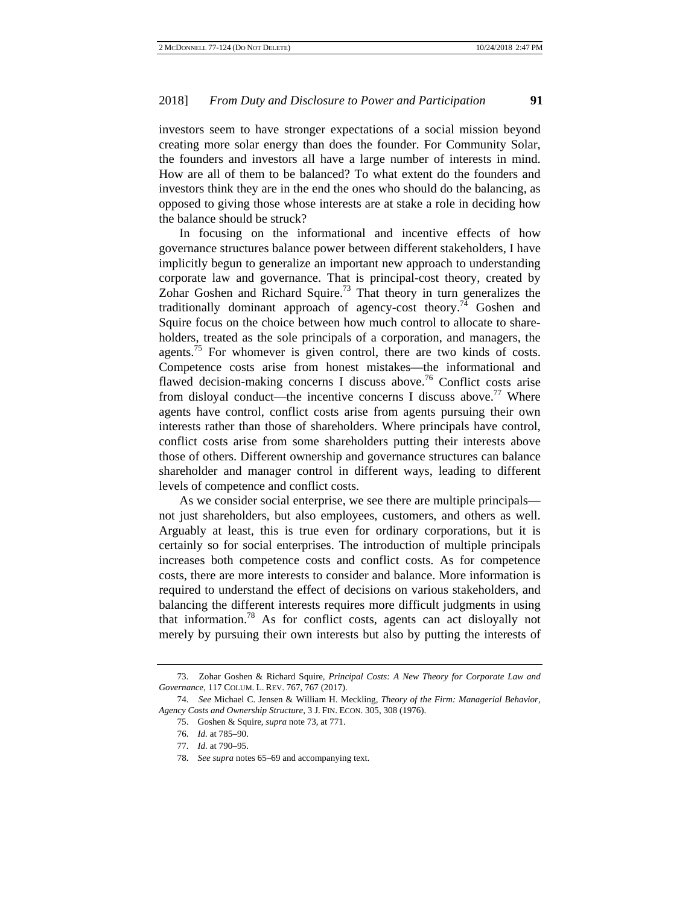investors seem to have stronger expectations of a social mission beyond creating more solar energy than does the founder. For Community Solar, the founders and investors all have a large number of interests in mind. How are all of them to be balanced? To what extent do the founders and investors think they are in the end the ones who should do the balancing, as opposed to giving those whose interests are at stake a role in deciding how the balance should be struck?

In focusing on the informational and incentive effects of how governance structures balance power between different stakeholders, I have implicitly begun to generalize an important new approach to understanding corporate law and governance. That is principal-cost theory, created by Zohar Goshen and Richard Squire.[73] That theory in turn generalizes the traditionally dominant approach of agency-cost theory.[74] Goshen and Squire focus on the choice between how much control to allocate to shareholders, treated as the sole principals of a corporation, and managers, the agents.[75] For whomever is given control, there are two kinds of costs. Competence costs arise from honest mistakes—the informational and flawed decision-making concerns I discuss above.[76] Conflict costs arise from disloyal conduct—the incentive concerns I discuss above.[77] Where agents have control, conflict costs arise from agents pursuing their own interests rather than those of shareholders. Where principals have control, conflict costs arise from some shareholders putting their interests above those of others. Different ownership and governance structures can balance shareholder and manager control in different ways, leading to different levels of competence and conflict costs.

As we consider social enterprise, we see there are multiple principals—not just shareholders, but also employees, customers, and others as well. Arguably at least, this is true even for ordinary corporations, but it is certainly so for social enterprises. The introduction of multiple principals increases both competence costs and conflict costs. As for competence costs, there are more interests to consider and balance. More information is required to understand the effect of decisions on various stakeholders, and balancing the different interests requires more difficult judgments in using that information.[78] As for conflict costs, agents can act disloyally not merely by pursuing their own interests but also by putting the interests of

---

73. Zohar Goshen & Richard Squire, *Principal Costs: A New Theory for Corporate Law and Governance*, 117 COLUM. L. REV. 767, 767 (2017).

74. *See* Michael C. Jensen & William H. Meckling, *Theory of the Firm: Managerial Behavior, Agency Costs and Ownership Structure*, 3 J. FIN. ECON. 305, 308 (1976).

75. Goshen & Squire, *supra* note 73, at 771.

76. *Id.* at 785–90.

77. *Id.* at 790–95.

78. *See supra* notes 65–69 and accompanying text.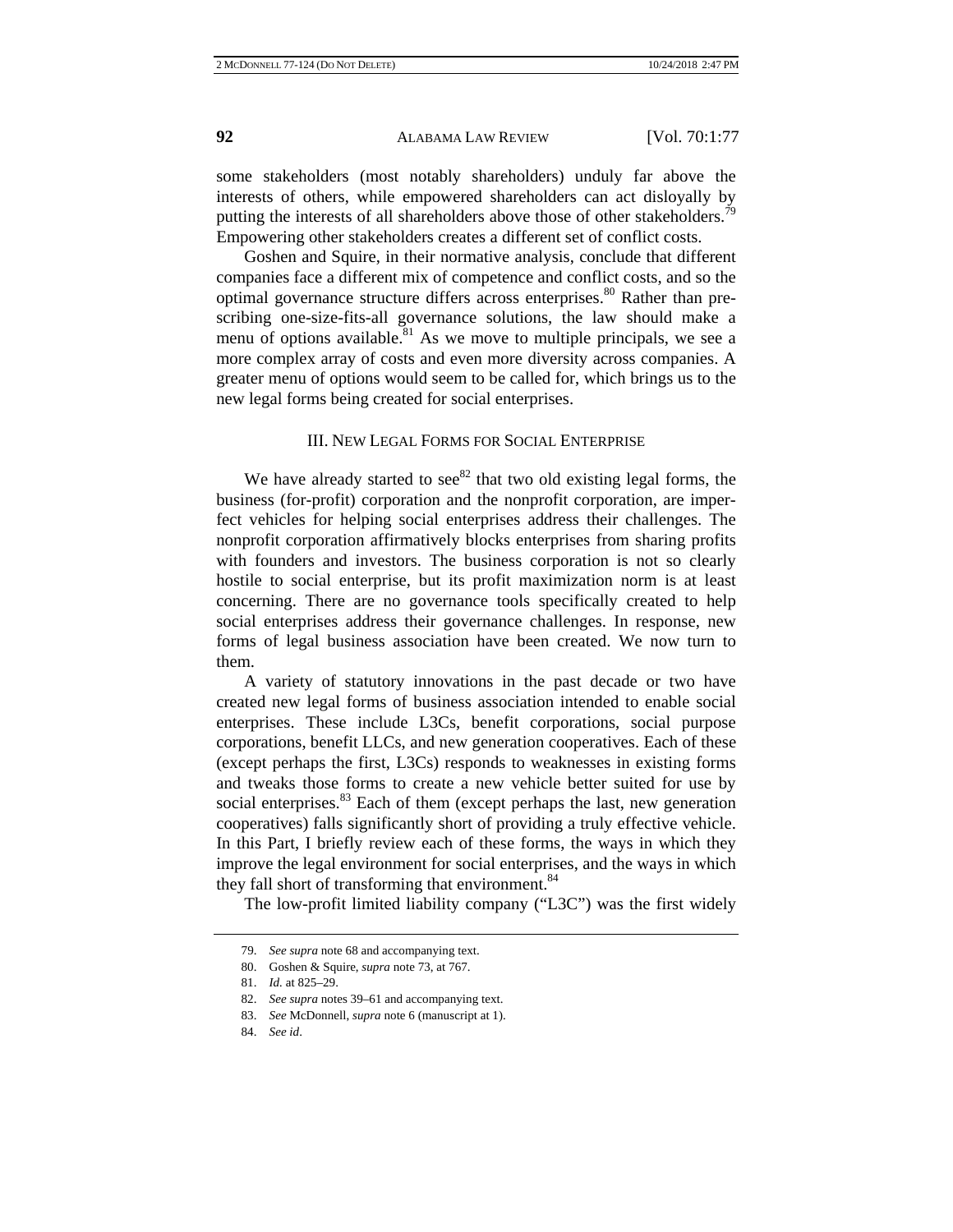some stakeholders (most notably shareholders) unduly far above the interests of others, while empowered shareholders can act disloyally by putting the interests of all shareholders above those of other stakeholders.[79] Empowering other stakeholders creates a different set of conflict costs.

Goshen and Squire, in their normative analysis, conclude that different companies face a different mix of competence and conflict costs, and so the optimal governance structure differs across enterprises.[80] Rather than prescribing one-size-fits-all governance solutions, the law should make a menu of options available.[81] As we move to multiple principals, we see a more complex array of costs and even more diversity across companies. A greater menu of options would seem to be called for, which brings us to the new legal forms being created for social enterprises.

## III. NEW LEGAL FORMS FOR SOCIAL ENTERPRISE

We have already started to see[82] that two old existing legal forms, the business (for-profit) corporation and the nonprofit corporation, are imperfect vehicles for helping social enterprises address their challenges. The nonprofit corporation affirmatively blocks enterprises from sharing profits with founders and investors. The business corporation is not so clearly hostile to social enterprise, but its profit maximization norm is at least concerning. There are no governance tools specifically created to help social enterprises address their governance challenges. In response, new forms of legal business association have been created. We now turn to them.

A variety of statutory innovations in the past decade or two have created new legal forms of business association intended to enable social enterprises. These include L3Cs, benefit corporations, social purpose corporations, benefit LLCs, and new generation cooperatives. Each of these (except perhaps the first, L3Cs) responds to weaknesses in existing forms and tweaks those forms to create a new vehicle better suited for use by social enterprises.[83] Each of them (except perhaps the last, new generation cooperatives) falls significantly short of providing a truly effective vehicle. In this Part, I briefly review each of these forms, the ways in which they improve the legal environment for social enterprises, and the ways in which they fall short of transforming that environment.[84]

The low-profit limited liability company ("L3C") was the first widely

---

79. *See supra* note 68 and accompanying text.

80. Goshen & Squire, *supra* note 73, at 767.

81. *Id.* at 825–29.

82. *See supra* notes 39–61 and accompanying text.

83. *See* McDonnell, *supra* note 6 (manuscript at 1).

84. *See id*.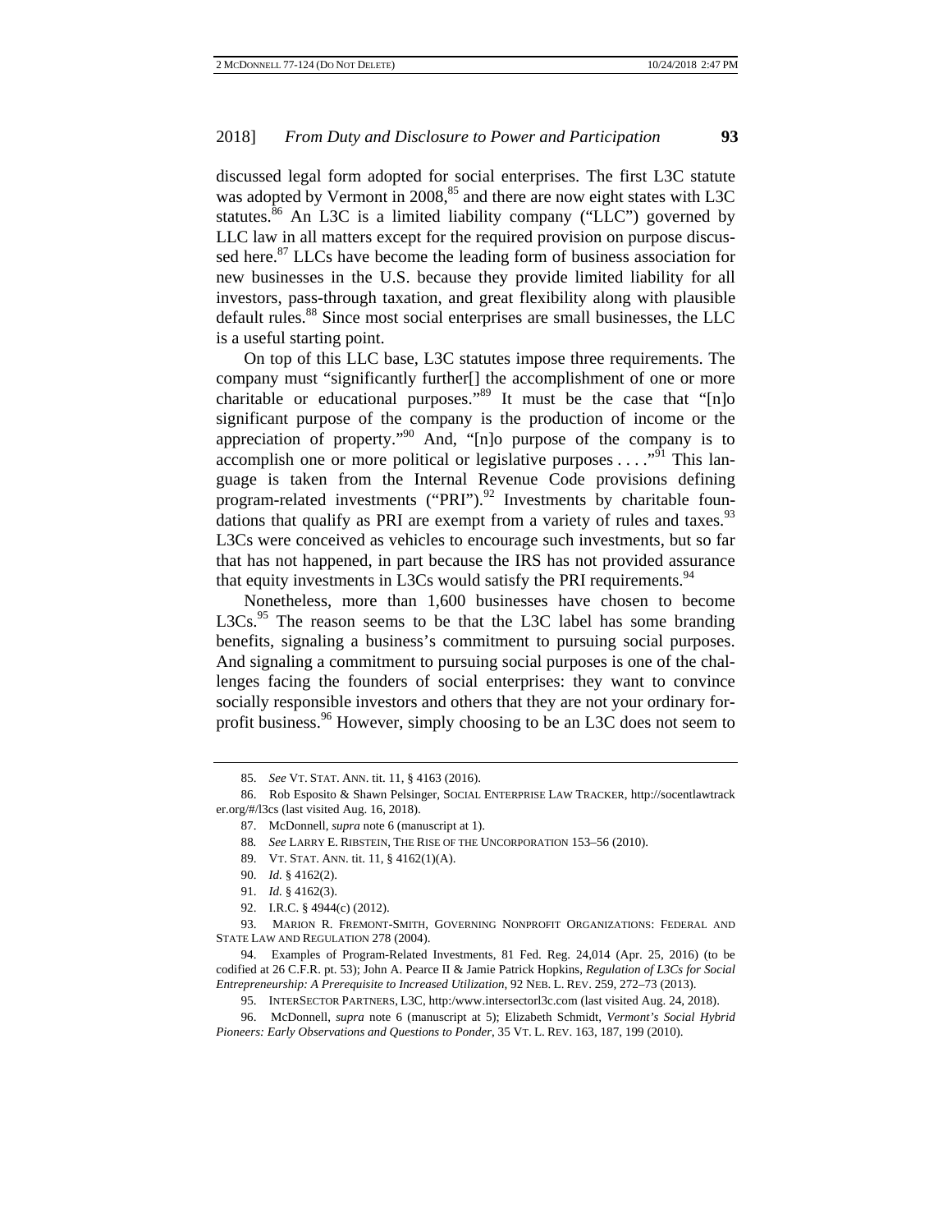discussed legal form adopted for social enterprises. The first L3C statute was adopted by Vermont in 2008,[85] and there are now eight states with L3C statutes.[86] An L3C is a limited liability company ("LLC") governed by LLC law in all matters except for the required provision on purpose discussed here.[87] LLCs have become the leading form of business association for new businesses in the U.S. because they provide limited liability for all investors, pass-through taxation, and great flexibility along with plausible default rules.[88] Since most social enterprises are small businesses, the LLC is a useful starting point.

On top of this LLC base, L3C statutes impose three requirements. The company must "significantly further[] the accomplishment of one or more charitable or educational purposes."[89] It must be the case that "[n]o significant purpose of the company is the production of income or the appreciation of property."[90] And, "[n]o purpose of the company is to accomplish one or more political or legislative purposes . . . ."[91] This language is taken from the Internal Revenue Code provisions defining program-related investments ("PRI").[92] Investments by charitable foundations that qualify as PRI are exempt from a variety of rules and taxes.[93] L3Cs were conceived as vehicles to encourage such investments, but so far that has not happened, in part because the IRS has not provided assurance that equity investments in L3Cs would satisfy the PRI requirements.[94]

Nonetheless, more than 1,600 businesses have chosen to become L3Cs.[95] The reason seems to be that the L3C label has some branding benefits, signaling a business's commitment to pursuing social purposes. And signaling a commitment to pursuing social purposes is one of the challenges facing the founders of social enterprises: they want to convince socially responsible investors and others that they are not your ordinary for-profit business.[96] However, simply choosing to be an L3C does not seem to

---

85. *See* VT. STAT. ANN. tit. 11, § 4163 (2016).

86. Rob Esposito & Shawn Pelsinger, SOCIAL ENTERPRISE LAW TRACKER, http://socentlawtracker.org/#/l3cs (last visited Aug. 16, 2018).

87. McDonnell, *supra* note 6 (manuscript at 1).

88. *See* LARRY E. RIBSTEIN, THE RISE OF THE UNCORPORATION 153–56 (2010).

89. VT. STAT. ANN. tit. 11, § 4162(1)(A).

90. *Id.* § 4162(2).

91. *Id.* § 4162(3).

92. I.R.C. § 4944(c) (2012).

93. MARION R. FREMONT-SMITH, GOVERNING NONPROFIT ORGANIZATIONS: FEDERAL AND STATE LAW AND REGULATION 278 (2004).

94. Examples of Program-Related Investments, 81 Fed. Reg. 24,014 (Apr. 25, 2016) (to be codified at 26 C.F.R. pt. 53); John A. Pearce II & Jamie Patrick Hopkins, *Regulation of L3Cs for Social Entrepreneurship: A Prerequisite to Increased Utilization*, 92 NEB. L. REV. 259, 272–73 (2013).

95. INTERSECTOR PARTNERS, L3C, http:/www.intersectorl3c.com (last visited Aug. 24, 2018).

96. McDonnell, *supra* note 6 (manuscript at 5); Elizabeth Schmidt, *Vermont's Social Hybrid Pioneers: Early Observations and Questions to Ponder*, 35 VT. L. REV. 163, 187, 199 (2010).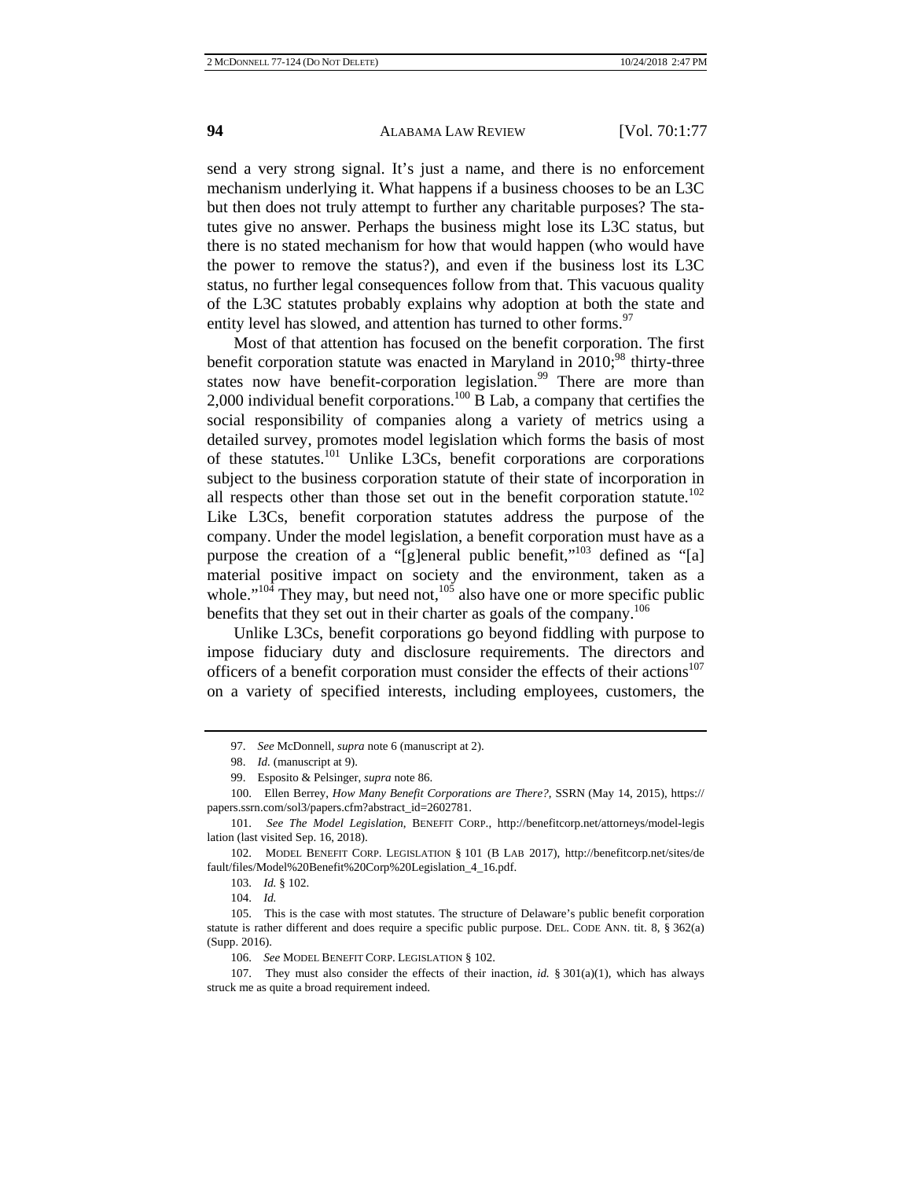send a very strong signal. It's just a name, and there is no enforcement mechanism underlying it. What happens if a business chooses to be an L3C but then does not truly attempt to further any charitable purposes? The statutes give no answer. Perhaps the business might lose its L3C status, but there is no stated mechanism for how that would happen (who would have the power to remove the status?), and even if the business lost its L3C status, no further legal consequences follow from that. This vacuous quality of the L3C statutes probably explains why adoption at both the state and entity level has slowed, and attention has turned to other forms.[97]

Most of that attention has focused on the benefit corporation. The first benefit corporation statute was enacted in Maryland in 2010;[98] thirty-three states now have benefit-corporation legislation.[99] There are more than 2,000 individual benefit corporations.[100] B Lab, a company that certifies the social responsibility of companies along a variety of metrics using a detailed survey, promotes model legislation which forms the basis of most of these statutes.[101] Unlike L3Cs, benefit corporations are corporations subject to the business corporation statute of their state of incorporation in all respects other than those set out in the benefit corporation statute.[102] Like L3Cs, benefit corporation statutes address the purpose of the company. Under the model legislation, a benefit corporation must have as a purpose the creation of a "[g]eneral public benefit,"[103] defined as "[a] material positive impact on society and the environment, taken as a whole."[104] They may, but need not,[105] also have one or more specific public benefits that they set out in their charter as goals of the company.[106]

Unlike L3Cs, benefit corporations go beyond fiddling with purpose to impose fiduciary duty and disclosure requirements. The directors and officers of a benefit corporation must consider the effects of their actions[107] on a variety of specified interests, including employees, customers, the

---

97. *See* McDonnell, *supra* note 6 (manuscript at 2).

98. *Id.* (manuscript at 9).

99. Esposito & Pelsinger, *supra* note 86.

100. Ellen Berrey, *How Many Benefit Corporations are There?*, SSRN (May 14, 2015), https://papers.ssrn.com/sol3/papers.cfm?abstract_id=2602781.

101. *See The Model Legislation*, BENEFIT CORP., http://benefitcorp.net/attorneys/model-legislation (last visited Sep. 16, 2018).

102. MODEL BENEFIT CORP. LEGISLATION § 101 (B LAB 2017), http://benefitcorp.net/sites/default/files/Model%20Benefit%20Corp%20Legislation_4_16.pdf.

103. *Id.* § 102.

104. *Id.*

105. This is the case with most statutes. The structure of Delaware's public benefit corporation statute is rather different and does require a specific public purpose. DEL. CODE ANN. tit. 8, § 362(a) (Supp. 2016).

106. *See* MODEL BENEFIT CORP. LEGISLATION § 102.

107. They must also consider the effects of their inaction, *id.* § 301(a)(1), which has always struck me as quite a broad requirement indeed.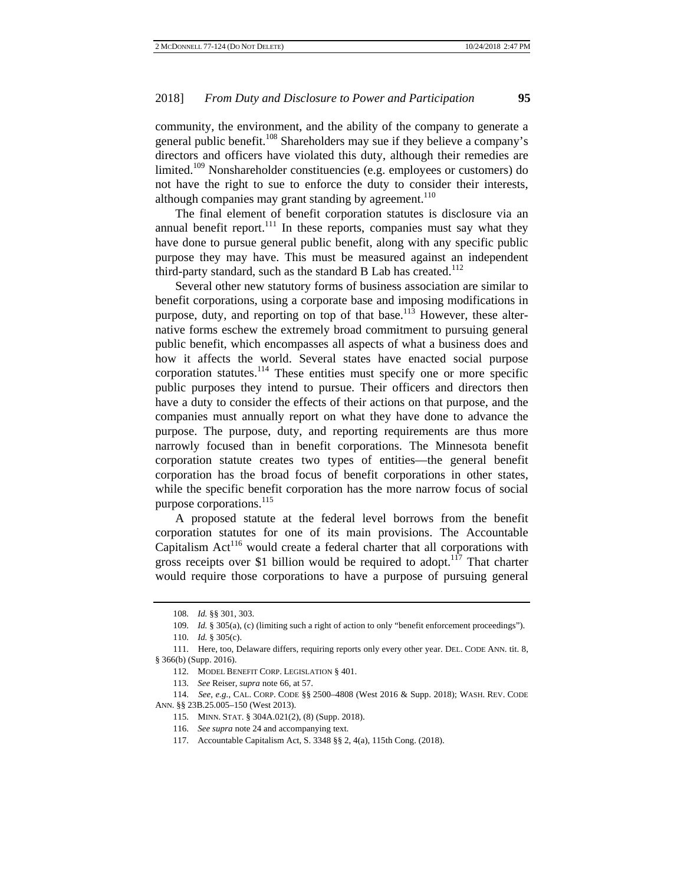community, the environment, and the ability of the company to generate a general public benefit.[108] Shareholders may sue if they believe a company's directors and officers have violated this duty, although their remedies are limited.[109] Nonshareholder constituencies (e.g. employees or customers) do not have the right to sue to enforce the duty to consider their interests, although companies may grant standing by agreement.[110]

The final element of benefit corporation statutes is disclosure via an annual benefit report.[111] In these reports, companies must say what they have done to pursue general public benefit, along with any specific public purpose they may have. This must be measured against an independent third-party standard, such as the standard B Lab has created.[112]

Several other new statutory forms of business association are similar to benefit corporations, using a corporate base and imposing modifications in purpose, duty, and reporting on top of that base.[113] However, these alternative forms eschew the extremely broad commitment to pursuing general public benefit, which encompasses all aspects of what a business does and how it affects the world. Several states have enacted social purpose corporation statutes.[114] These entities must specify one or more specific public purposes they intend to pursue. Their officers and directors then have a duty to consider the effects of their actions on that purpose, and the companies must annually report on what they have done to advance the purpose. The purpose, duty, and reporting requirements are thus more narrowly focused than in benefit corporations. The Minnesota benefit corporation statute creates two types of entities—the general benefit corporation has the broad focus of benefit corporations in other states, while the specific benefit corporation has the more narrow focus of social purpose corporations.[115]

A proposed statute at the federal level borrows from the benefit corporation statutes for one of its main provisions. The Accountable Capitalism Act[116] would create a federal charter that all corporations with gross receipts over $1 billion would be required to adopt.[117] That charter would require those corporations to have a purpose of pursuing general

---

108. *Id.* §§ 301, 303.

109. *Id.* § 305(a), (c) (limiting such a right of action to only "benefit enforcement proceedings").

110. *Id.* § 305(c).

111. Here, too, Delaware differs, requiring reports only every other year. DEL. CODE ANN. tit. 8, § 366(b) (Supp. 2016).

112. MODEL BENEFIT CORP. LEGISLATION § 401.

113. *See* Reiser, *supra* note 66, at 57.

114. *See, e.g.*, CAL. CORP. CODE §§ 2500–4808 (West 2016 & Supp. 2018); WASH. REV. CODE ANN. §§ 23B.25.005–150 (West 2013).

115. MINN. STAT. § 304A.021(2), (8) (Supp. 2018).

116. *See supra* note 24 and accompanying text.

117. Accountable Capitalism Act, S. 3348 §§ 2, 4(a), 115th Cong. (2018).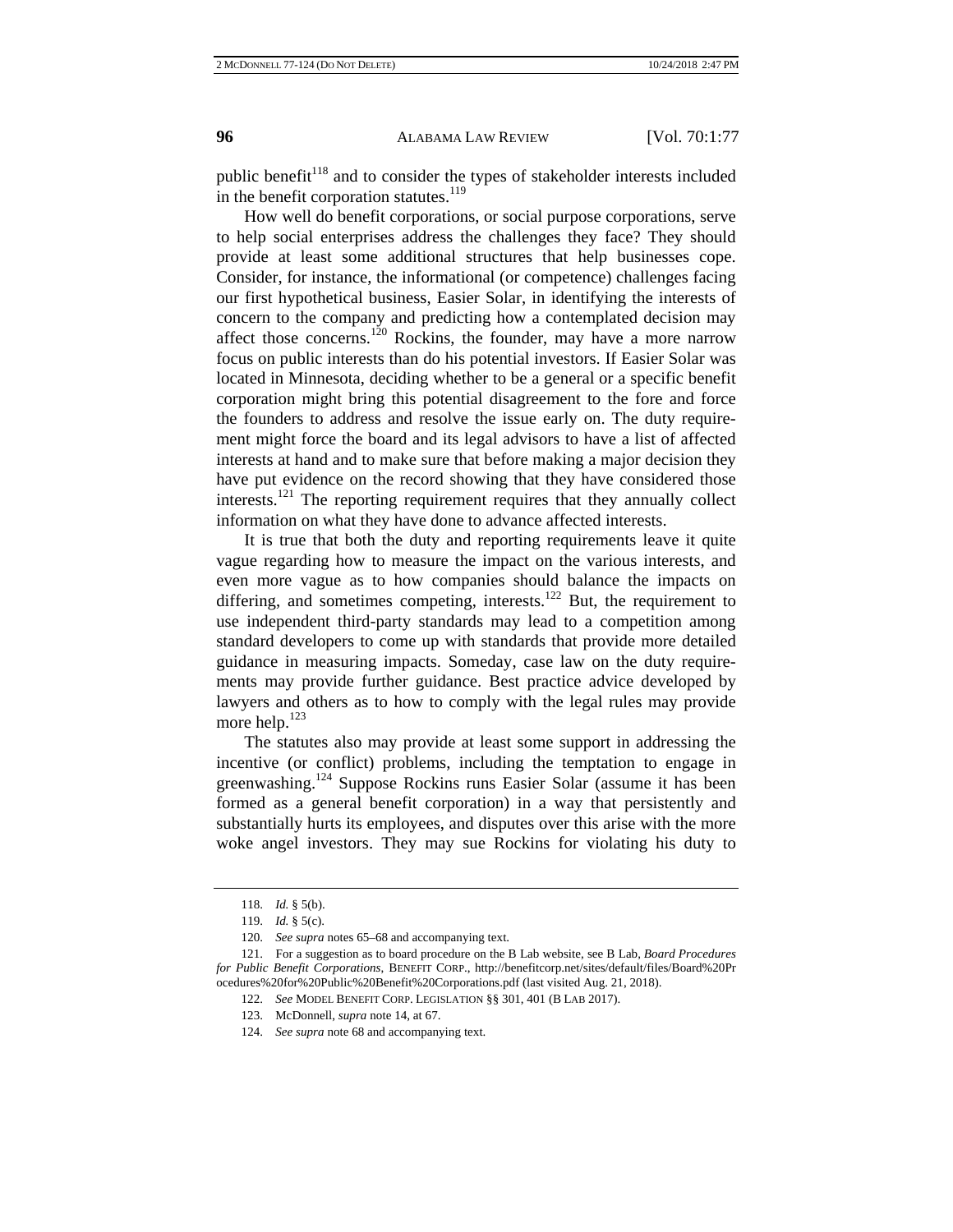public benefit[118] and to consider the types of stakeholder interests included in the benefit corporation statutes.[119]

How well do benefit corporations, or social purpose corporations, serve to help social enterprises address the challenges they face? They should provide at least some additional structures that help businesses cope. Consider, for instance, the informational (or competence) challenges facing our first hypothetical business, Easier Solar, in identifying the interests of concern to the company and predicting how a contemplated decision may affect those concerns.[120] Rockins, the founder, may have a more narrow focus on public interests than do his potential investors. If Easier Solar was located in Minnesota, deciding whether to be a general or a specific benefit corporation might bring this potential disagreement to the fore and force the founders to address and resolve the issue early on. The duty requirement might force the board and its legal advisors to have a list of affected interests at hand and to make sure that before making a major decision they have put evidence on the record showing that they have considered those interests.[121] The reporting requirement requires that they annually collect information on what they have done to advance affected interests.

It is true that both the duty and reporting requirements leave it quite vague regarding how to measure the impact on the various interests, and even more vague as to how companies should balance the impacts on differing, and sometimes competing, interests.[122] But, the requirement to use independent third-party standards may lead to a competition among standard developers to come up with standards that provide more detailed guidance in measuring impacts. Someday, case law on the duty requirements may provide further guidance. Best practice advice developed by lawyers and others as to how to comply with the legal rules may provide more help.[123]

The statutes also may provide at least some support in addressing the incentive (or conflict) problems, including the temptation to engage in greenwashing.[124] Suppose Rockins runs Easier Solar (assume it has been formed as a general benefit corporation) in a way that persistently and substantially hurts its employees, and disputes over this arise with the more woke angel investors. They may sue Rockins for violating his duty to

---

118. *Id.* § 5(b).

119. *Id.* § 5(c).

120. *See supra* notes 65–68 and accompanying text.

121. For a suggestion as to board procedure on the B Lab website, see B Lab, *Board Procedures for Public Benefit Corporations*, BENEFIT CORP., http://benefitcorp.net/sites/default/files/Board%20Procedures%20for%20Public%20Benefit%20Corporations.pdf (last visited Aug. 21, 2018).

122. *See* MODEL BENEFIT CORP. LEGISLATION §§ 301, 401 (B LAB 2017).

123. McDonnell, *supra* note 14, at 67.

124. *See supra* note 68 and accompanying text.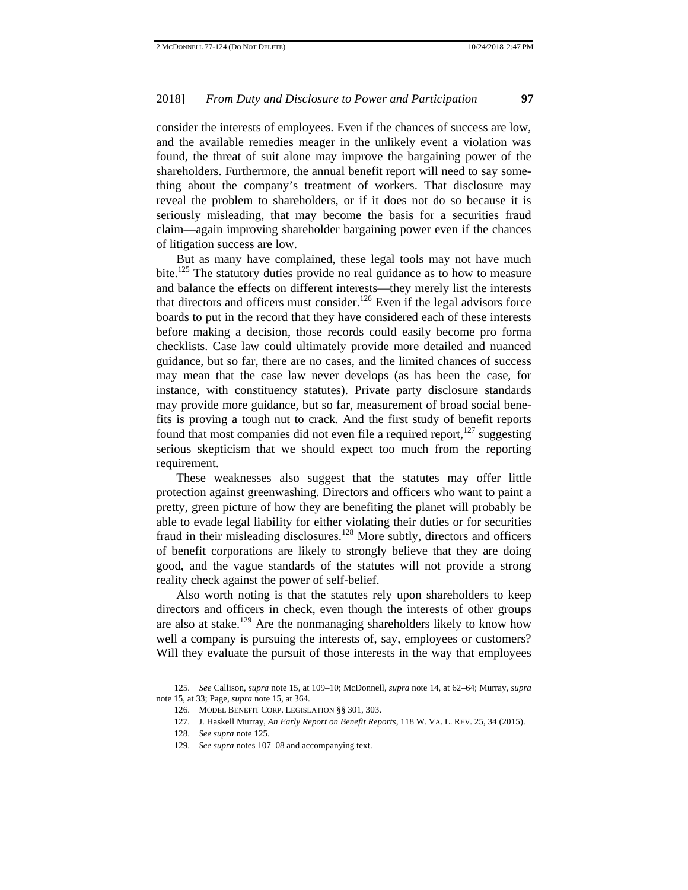consider the interests of employees. Even if the chances of success are low, and the available remedies meager in the unlikely event a violation was found, the threat of suit alone may improve the bargaining power of the shareholders. Furthermore, the annual benefit report will need to say something about the company's treatment of workers. That disclosure may reveal the problem to shareholders, or if it does not do so because it is seriously misleading, that may become the basis for a securities fraud claim—again improving shareholder bargaining power even if the chances of litigation success are low.

But as many have complained, these legal tools may not have much bite.[125] The statutory duties provide no real guidance as to how to measure and balance the effects on different interests—they merely list the interests that directors and officers must consider.[126] Even if the legal advisors force boards to put in the record that they have considered each of these interests before making a decision, those records could easily become pro forma checklists. Case law could ultimately provide more detailed and nuanced guidance, but so far, there are no cases, and the limited chances of success may mean that the case law never develops (as has been the case, for instance, with constituency statutes). Private party disclosure standards may provide more guidance, but so far, measurement of broad social benefits is proving a tough nut to crack. And the first study of benefit reports found that most companies did not even file a required report,[127] suggesting serious skepticism that we should expect too much from the reporting requirement.

These weaknesses also suggest that the statutes may offer little protection against greenwashing. Directors and officers who want to paint a pretty, green picture of how they are benefiting the planet will probably be able to evade legal liability for either violating their duties or for securities fraud in their misleading disclosures.[128] More subtly, directors and officers of benefit corporations are likely to strongly believe that they are doing good, and the vague standards of the statutes will not provide a strong reality check against the power of self-belief.

Also worth noting is that the statutes rely upon shareholders to keep directors and officers in check, even though the interests of other groups are also at stake.[129] Are the nonmanaging shareholders likely to know how well a company is pursuing the interests of, say, employees or customers? Will they evaluate the pursuit of those interests in the way that employees

---

125. *See* Callison, *supra* note 15, at 109–10; McDonnell, *supra* note 14, at 62–64; Murray, *supra* note 15, at 33; Page, *supra* note 15, at 364.

126. MODEL BENEFIT CORP. LEGISLATION §§ 301, 303.

127. J. Haskell Murray, *An Early Report on Benefit Reports*, 118 W. VA. L. REV. 25, 34 (2015).

128. *See supra* note 125.

129. *See supra* notes 107–08 and accompanying text.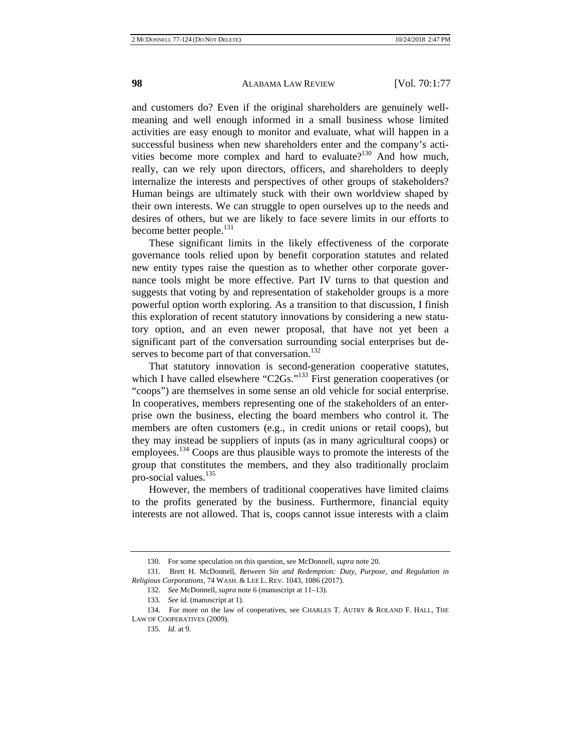and customers do? Even if the original shareholders are genuinely well-meaning and well enough informed in a small business whose limited activities are easy enough to monitor and evaluate, what will happen in a successful business when new shareholders enter and the company's activities become more complex and hard to evaluate?[130] And how much, really, can we rely upon directors, officers, and shareholders to deeply internalize the interests and perspectives of other groups of stakeholders? Human beings are ultimately stuck with their own worldview shaped by their own interests. We can struggle to open ourselves up to the needs and desires of others, but we are likely to face severe limits in our efforts to become better people.[131]

These significant limits in the likely effectiveness of the corporate governance tools relied upon by benefit corporation statutes and related new entity types raise the question as to whether other corporate governance tools might be more effective. Part IV turns to that question and suggests that voting by and representation of stakeholder groups is a more powerful option worth exploring. As a transition to that discussion, I finish this exploration of recent statutory innovations by considering a new statutory option, and an even newer proposal, that have not yet been a significant part of the conversation surrounding social enterprises but deserves to become part of that conversation.[132]

That statutory innovation is second-generation cooperative statutes, which I have called elsewhere "C2Gs."[133] First generation cooperatives (or "coops") are themselves in some sense an old vehicle for social enterprise. In cooperatives, members representing one of the stakeholders of an enterprise own the business, electing the board members who control it. The members are often customers (e.g., in credit unions or retail coops), but they may instead be suppliers of inputs (as in many agricultural coops) or employees.[134] Coops are thus plausible ways to promote the interests of the group that constitutes the members, and they also traditionally proclaim pro-social values.[135]

However, the members of traditional cooperatives have limited claims to the profits generated by the business. Furthermore, financial equity interests are not allowed. That is, coops cannot issue interests with a claim

---

130. For some speculation on this question, see McDonnell, *supra* note 20.

131. Brett H. McDonnell, *Between Sin and Redemption: Duty, Purpose, and Regulation in Religious Corporations*, 74 WASH. & LEE L. REV. 1043, 1086 (2017).

132. *See* McDonnell, *supra* note 6 (manuscript at 11–13).

133. *See id.* (manuscript at 1).

134. For more on the law of cooperatives, see CHARLES T. AUTRY & ROLAND F. HALL, THE LAW OF COOPERATIVES (2009).

135. *Id.* at 9.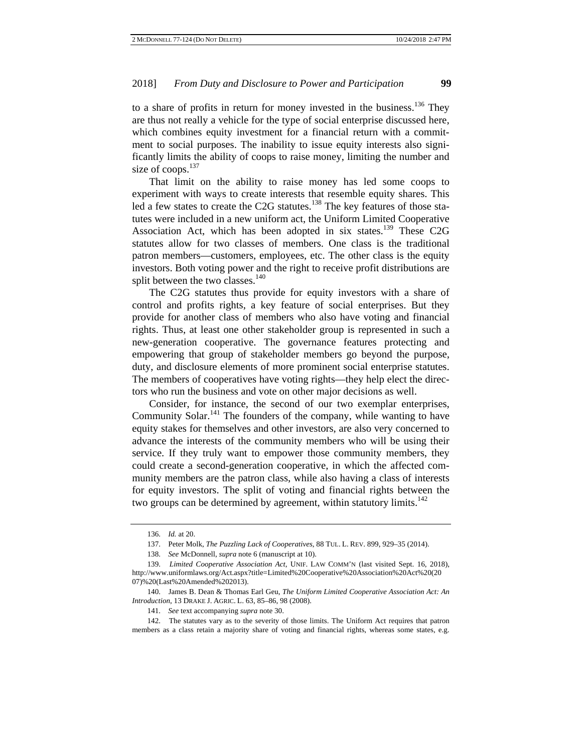to a share of profits in return for money invested in the business.[136] They are thus not really a vehicle for the type of social enterprise discussed here, which combines equity investment for a financial return with a commitment to social purposes. The inability to issue equity interests also significantly limits the ability of coops to raise money, limiting the number and size of coops.[137]

That limit on the ability to raise money has led some coops to experiment with ways to create interests that resemble equity shares. This led a few states to create the C2G statutes.[138] The key features of those statutes were included in a new uniform act, the Uniform Limited Cooperative Association Act, which has been adopted in six states.[139] These C2G statutes allow for two classes of members. One class is the traditional patron members—customers, employees, etc. The other class is the equity investors. Both voting power and the right to receive profit distributions are split between the two classes.[140]

The C2G statutes thus provide for equity investors with a share of control and profits rights, a key feature of social enterprises. But they provide for another class of members who also have voting and financial rights. Thus, at least one other stakeholder group is represented in such a new-generation cooperative. The governance features protecting and empowering that group of stakeholder members go beyond the purpose, duty, and disclosure elements of more prominent social enterprise statutes. The members of cooperatives have voting rights—they help elect the directors who run the business and vote on other major decisions as well.

Consider, for instance, the second of our two exemplar enterprises, Community Solar.[141] The founders of the company, while wanting to have equity stakes for themselves and other investors, are also very concerned to advance the interests of the community members who will be using their service. If they truly want to empower those community members, they could create a second-generation cooperative, in which the affected community members are the patron class, while also having a class of interests for equity investors. The split of voting and financial rights between the two groups can be determined by agreement, within statutory limits.[142]

---

136. *Id.* at 20.

137. Peter Molk, *The Puzzling Lack of Cooperatives*, 88 TUL. L. REV. 899, 929–35 (2014).

138. *See* McDonnell, *supra* note 6 (manuscript at 10).

139. *Limited Cooperative Association Act*, UNIF. LAW COMM'N (last visited Sept. 16, 2018), http://www.uniformlaws.org/Act.aspx?title=Limited%20Cooperative%20Association%20Act%20(2007)%20(Last%20Amended%202013).

140. James B. Dean & Thomas Earl Geu, *The Uniform Limited Cooperative Association Act: An Introduction*, 13 DRAKE J. AGRIC. L. 63, 85–86, 98 (2008).

141. *See* text accompanying *supra* note 30.

142. The statutes vary as to the severity of those limits. The Uniform Act requires that patron members as a class retain a majority share of voting and financial rights, whereas some states, e.g.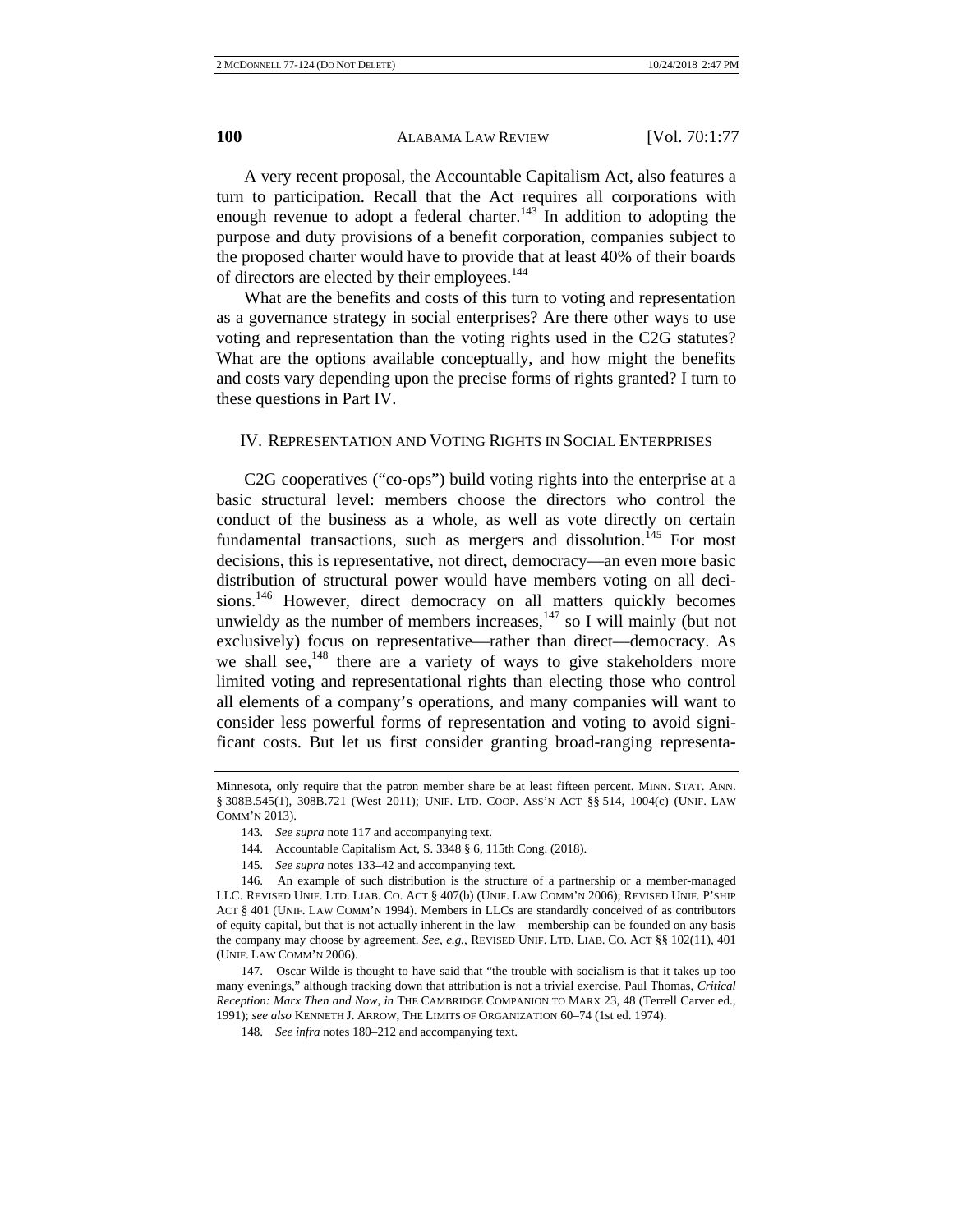A very recent proposal, the Accountable Capitalism Act, also features a turn to participation. Recall that the Act requires all corporations with enough revenue to adopt a federal charter.[143] In addition to adopting the purpose and duty provisions of a benefit corporation, companies subject to the proposed charter would have to provide that at least 40% of their boards of directors are elected by their employees.[144]

What are the benefits and costs of this turn to voting and representation as a governance strategy in social enterprises? Are there other ways to use voting and representation than the voting rights used in the C2G statutes? What are the options available conceptually, and how might the benefits and costs vary depending upon the precise forms of rights granted? I turn to these questions in Part IV.

## IV. Representation and Voting Rights in Social Enterprises

C2G cooperatives ("co-ops") build voting rights into the enterprise at a basic structural level: members choose the directors who control the conduct of the business as a whole, as well as vote directly on certain fundamental transactions, such as mergers and dissolution.[145] For most decisions, this is representative, not direct, democracy—an even more basic distribution of structural power would have members voting on all decisions.[146] However, direct democracy on all matters quickly becomes unwieldy as the number of members increases,[147] so I will mainly (but not exclusively) focus on representative—rather than direct—democracy. As we shall see,[148] there are a variety of ways to give stakeholders more limited voting and representational rights than electing those who control all elements of a company's operations, and many companies will want to consider less powerful forms of representation and voting to avoid significant costs. But let us first consider granting broad-ranging representa-

---

Minnesota, only require that the patron member share be at least fifteen percent. Minn. Stat. Ann. § 308B.545(1), 308B.721 (West 2011); Unif. Ltd. Coop. Ass'n Act §§ 514, 1004(c) (Unif. Law Comm'n 2013).

143. *See supra* note 117 and accompanying text.

144. Accountable Capitalism Act, S. 3348 § 6, 115th Cong. (2018).

145. *See supra* notes 133–42 and accompanying text.

146. An example of such distribution is the structure of a partnership or a member-managed LLC. Revised Unif. Ltd. Liab. Co. Act § 407(b) (Unif. Law Comm'n 2006); Revised Unif. P'ship Act § 401 (Unif. Law Comm'n 1994). Members in LLCs are standardly conceived of as contributors of equity capital, but that is not actually inherent in the law—membership can be founded on any basis the company may choose by agreement. *See, e.g.*, Revised Unif. Ltd. Liab. Co. Act §§ 102(11), 401 (Unif. Law Comm'n 2006).

147. Oscar Wilde is thought to have said that "the trouble with socialism is that it takes up too many evenings," although tracking down that attribution is not a trivial exercise. Paul Thomas, *Critical Reception: Marx Then and Now*, *in* The Cambridge Companion to Marx 23, 48 (Terrell Carver ed., 1991); *see also* Kenneth J. Arrow, The Limits of Organization 60–74 (1st ed. 1974).

148. *See infra* notes 180–212 and accompanying text.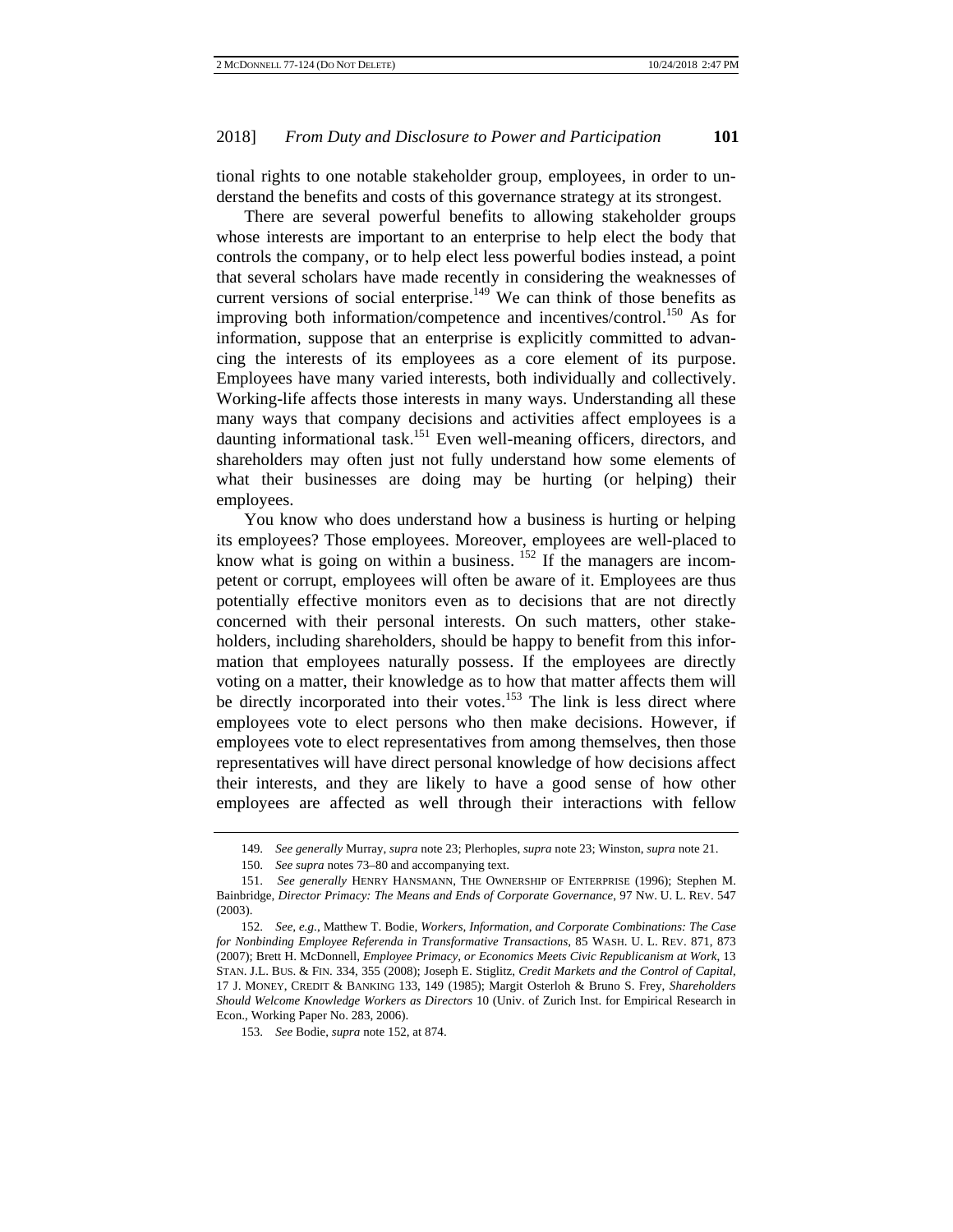tional rights to one notable stakeholder group, employees, in order to understand the benefits and costs of this governance strategy at its strongest.

There are several powerful benefits to allowing stakeholder groups whose interests are important to an enterprise to help elect the body that controls the company, or to help elect less powerful bodies instead, a point that several scholars have made recently in considering the weaknesses of current versions of social enterprise.[149] We can think of those benefits as improving both information/competence and incentives/control.[150] As for information, suppose that an enterprise is explicitly committed to advancing the interests of its employees as a core element of its purpose. Employees have many varied interests, both individually and collectively. Working-life affects those interests in many ways. Understanding all these many ways that company decisions and activities affect employees is a daunting informational task.[151] Even well-meaning officers, directors, and shareholders may often just not fully understand how some elements of what their businesses are doing may be hurting (or helping) their employees.

You know who does understand how a business is hurting or helping its employees? Those employees. Moreover, employees are well-placed to know what is going on within a business.[152] If the managers are incompetent or corrupt, employees will often be aware of it. Employees are thus potentially effective monitors even as to decisions that are not directly concerned with their personal interests. On such matters, other stakeholders, including shareholders, should be happy to benefit from this information that employees naturally possess. If the employees are directly voting on a matter, their knowledge as to how that matter affects them will be directly incorporated into their votes.[153] The link is less direct where employees vote to elect persons who then make decisions. However, if employees vote to elect representatives from among themselves, then those representatives will have direct personal knowledge of how decisions affect their interests, and they are likely to have a good sense of how other employees are affected as well through their interactions with fellow

---

149. *See generally* Murray, *supra* note 23; Plerhoples, *supra* note 23; Winston, *supra* note 21.

150. *See supra* notes 73–80 and accompanying text.

151. *See generally* HENRY HANSMANN, THE OWNERSHIP OF ENTERPRISE (1996); Stephen M. Bainbridge, *Director Primacy: The Means and Ends of Corporate Governance*, 97 NW. U. L. REV. 547 (2003).

152. *See, e.g.*, Matthew T. Bodie, *Workers, Information, and Corporate Combinations: The Case for Nonbinding Employee Referenda in Transformative Transactions*, 85 WASH. U. L. REV. 871, 873 (2007); Brett H. McDonnell, *Employee Primacy, or Economics Meets Civic Republicanism at Work*, 13 STAN. J.L. BUS. & FIN. 334, 355 (2008); Joseph E. Stiglitz, *Credit Markets and the Control of Capital*, 17 J. MONEY, CREDIT & BANKING 133, 149 (1985); Margit Osterloh & Bruno S. Frey, *Shareholders Should Welcome Knowledge Workers as Directors* 10 (Univ. of Zurich Inst. for Empirical Research in Econ., Working Paper No. 283, 2006).

153. *See* Bodie, *supra* note 152, at 874.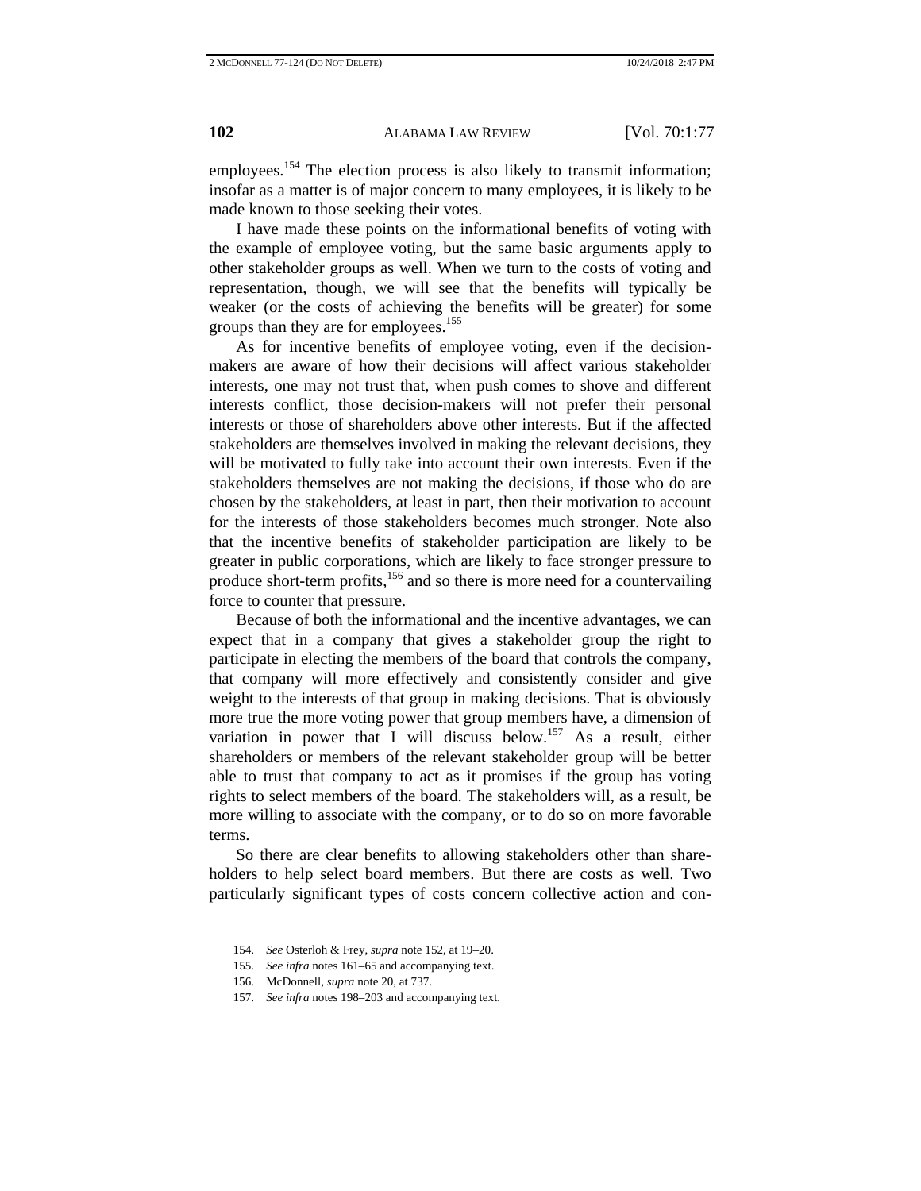employees.[154] The election process is also likely to transmit information; insofar as a matter is of major concern to many employees, it is likely to be made known to those seeking their votes.

I have made these points on the informational benefits of voting with the example of employee voting, but the same basic arguments apply to other stakeholder groups as well. When we turn to the costs of voting and representation, though, we will see that the benefits will typically be weaker (or the costs of achieving the benefits will be greater) for some groups than they are for employees.[155]

As for incentive benefits of employee voting, even if the decision-makers are aware of how their decisions will affect various stakeholder interests, one may not trust that, when push comes to shove and different interests conflict, those decision-makers will not prefer their personal interests or those of shareholders above other interests. But if the affected stakeholders are themselves involved in making the relevant decisions, they will be motivated to fully take into account their own interests. Even if the stakeholders themselves are not making the decisions, if those who do are chosen by the stakeholders, at least in part, then their motivation to account for the interests of those stakeholders becomes much stronger. Note also that the incentive benefits of stakeholder participation are likely to be greater in public corporations, which are likely to face stronger pressure to produce short-term profits,[156] and so there is more need for a countervailing force to counter that pressure.

Because of both the informational and the incentive advantages, we can expect that in a company that gives a stakeholder group the right to participate in electing the members of the board that controls the company, that company will more effectively and consistently consider and give weight to the interests of that group in making decisions. That is obviously more true the more voting power that group members have, a dimension of variation in power that I will discuss below.[157] As a result, either shareholders or members of the relevant stakeholder group will be better able to trust that company to act as it promises if the group has voting rights to select members of the board. The stakeholders will, as a result, be more willing to associate with the company, or to do so on more favorable terms.

So there are clear benefits to allowing stakeholders other than shareholders to help select board members. But there are costs as well. Two particularly significant types of costs concern collective action and con-

154. *See* Osterloh & Frey, *supra* note 152, at 19–20.

155. *See infra* notes 161–65 and accompanying text.

156. McDonnell, *supra* note 20, at 737.

157. *See infra* notes 198–203 and accompanying text.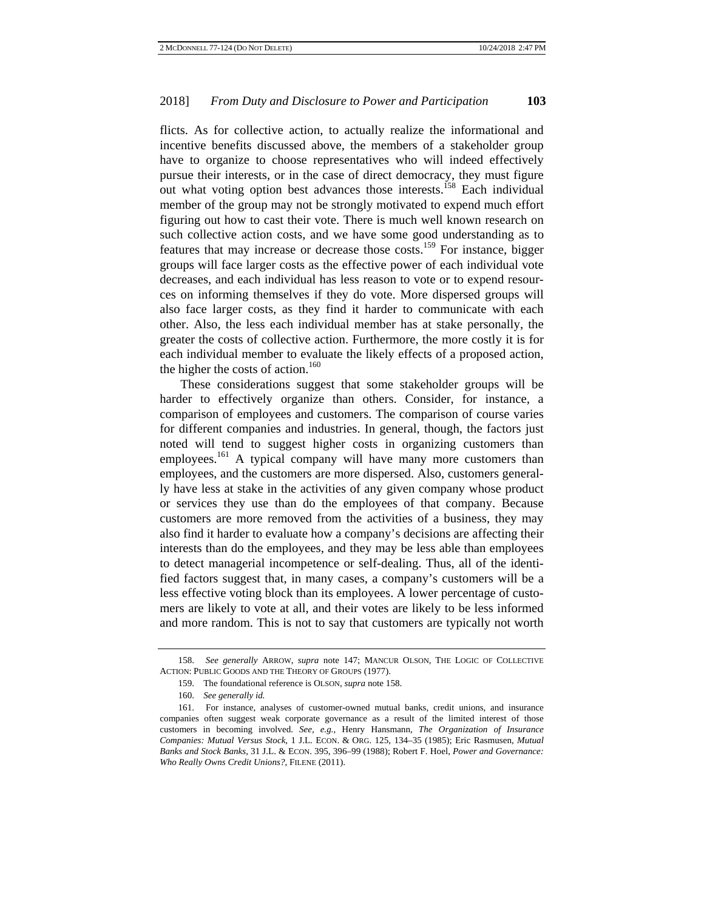flicts. As for collective action, to actually realize the informational and incentive benefits discussed above, the members of a stakeholder group have to organize to choose representatives who will indeed effectively pursue their interests, or in the case of direct democracy, they must figure out what voting option best advances those interests.[158] Each individual member of the group may not be strongly motivated to expend much effort figuring out how to cast their vote. There is much well known research on such collective action costs, and we have some good understanding as to features that may increase or decrease those costs.[159] For instance, bigger groups will face larger costs as the effective power of each individual vote decreases, and each individual has less reason to vote or to expend resources on informing themselves if they do vote. More dispersed groups will also face larger costs, as they find it harder to communicate with each other. Also, the less each individual member has at stake personally, the greater the costs of collective action. Furthermore, the more costly it is for each individual member to evaluate the likely effects of a proposed action, the higher the costs of action.[160]

These considerations suggest that some stakeholder groups will be harder to effectively organize than others. Consider, for instance, a comparison of employees and customers. The comparison of course varies for different companies and industries. In general, though, the factors just noted will tend to suggest higher costs in organizing customers than employees.[161] A typical company will have many more customers than employees, and the customers are more dispersed. Also, customers generally have less at stake in the activities of any given company whose product or services they use than do the employees of that company. Because customers are more removed from the activities of a business, they may also find it harder to evaluate how a company's decisions are affecting their interests than do the employees, and they may be less able than employees to detect managerial incompetence or self-dealing. Thus, all of the identified factors suggest that, in many cases, a company's customers will be a less effective voting block than its employees. A lower percentage of customers are likely to vote at all, and their votes are likely to be less informed and more random. This is not to say that customers are typically not worth

---

158. *See generally* ARROW, *supra* note 147; MANCUR OLSON, THE LOGIC OF COLLECTIVE ACTION: PUBLIC GOODS AND THE THEORY OF GROUPS (1977).

159. The foundational reference is OLSON, *supra* note 158.

160. *See generally id.*

161. For instance, analyses of customer-owned mutual banks, credit unions, and insurance companies often suggest weak corporate governance as a result of the limited interest of those customers in becoming involved. *See, e.g.*, Henry Hansmann, *The Organization of Insurance Companies: Mutual Versus Stock*, 1 J.L. ECON. & ORG. 125, 134–35 (1985); Eric Rasmusen, *Mutual Banks and Stock Banks*, 31 J.L. & ECON. 395, 396–99 (1988); Robert F. Hoel, *Power and Governance: Who Really Owns Credit Unions?*, FILENE (2011).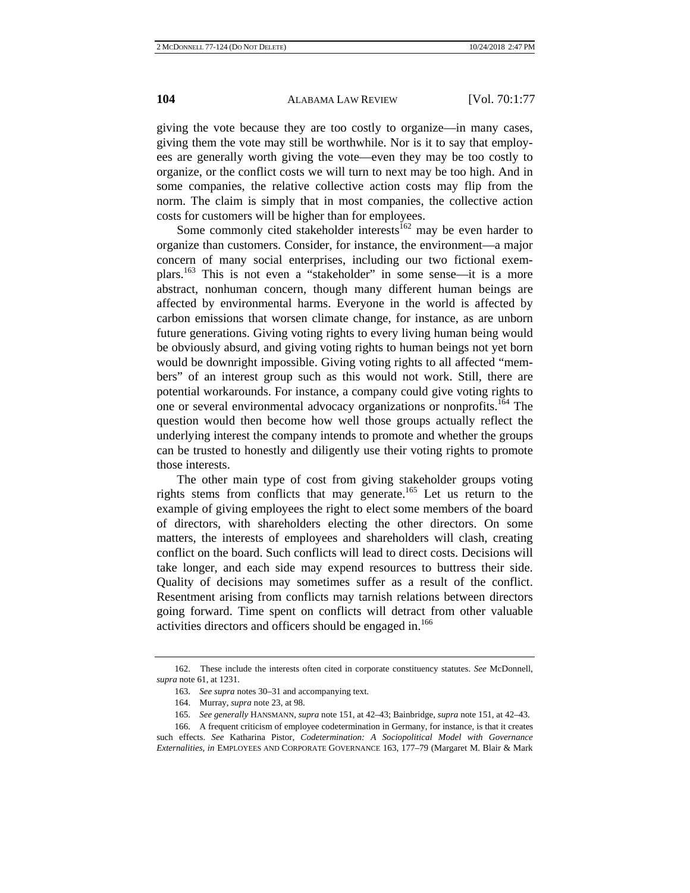giving the vote because they are too costly to organize—in many cases, giving them the vote may still be worthwhile. Nor is it to say that employees are generally worth giving the vote—even they may be too costly to organize, or the conflict costs we will turn to next may be too high. And in some companies, the relative collective action costs may flip from the norm. The claim is simply that in most companies, the collective action costs for customers will be higher than for employees.

Some commonly cited stakeholder interests[162] may be even harder to organize than customers. Consider, for instance, the environment—a major concern of many social enterprises, including our two fictional exemplars.[163] This is not even a "stakeholder" in some sense—it is a more abstract, nonhuman concern, though many different human beings are affected by environmental harms. Everyone in the world is affected by carbon emissions that worsen climate change, for instance, as are unborn future generations. Giving voting rights to every living human being would be obviously absurd, and giving voting rights to human beings not yet born would be downright impossible. Giving voting rights to all affected "members" of an interest group such as this would not work. Still, there are potential workarounds. For instance, a company could give voting rights to one or several environmental advocacy organizations or nonprofits.[164] The question would then become how well those groups actually reflect the underlying interest the company intends to promote and whether the groups can be trusted to honestly and diligently use their voting rights to promote those interests.

The other main type of cost from giving stakeholder groups voting rights stems from conflicts that may generate.[165] Let us return to the example of giving employees the right to elect some members of the board of directors, with shareholders electing the other directors. On some matters, the interests of employees and shareholders will clash, creating conflict on the board. Such conflicts will lead to direct costs. Decisions will take longer, and each side may expend resources to buttress their side. Quality of decisions may sometimes suffer as a result of the conflict. Resentment arising from conflicts may tarnish relations between directors going forward. Time spent on conflicts will detract from other valuable activities directors and officers should be engaged in.[166]

---

162. These include the interests often cited in corporate constituency statutes. *See* McDonnell, *supra* note 61, at 1231.

163. *See supra* notes 30–31 and accompanying text.

164. Murray, *supra* note 23, at 98.

165. *See generally* HANSMANN, *supra* note 151, at 42–43; Bainbridge, *supra* note 151, at 42–43.

166. A frequent criticism of employee codetermination in Germany, for instance, is that it creates such effects. *See* Katharina Pistor, *Codetermination: A Sociopolitical Model with Governance Externalities*, *in* EMPLOYEES AND CORPORATE GOVERNANCE 163, 177–79 (Margaret M. Blair & Mark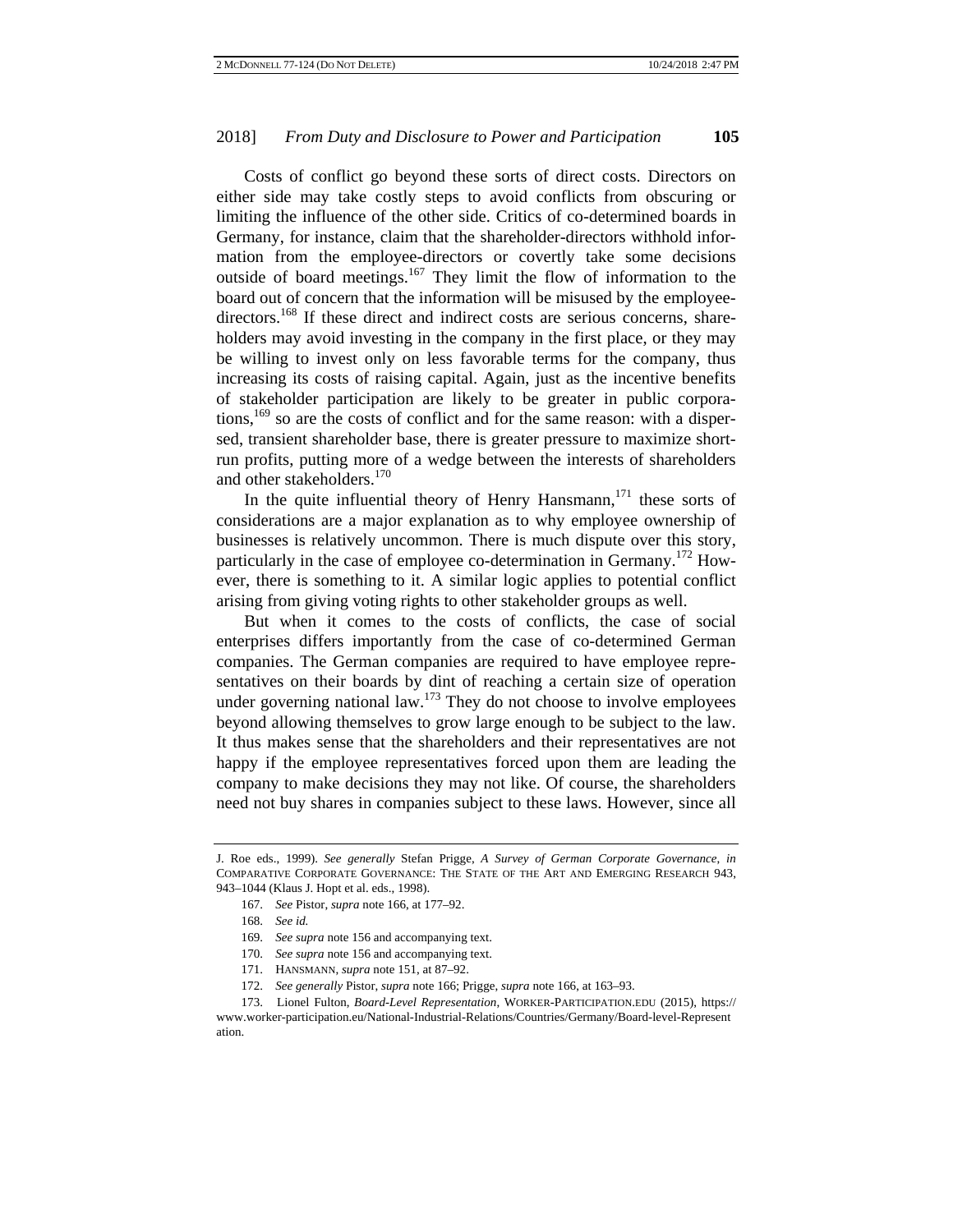Costs of conflict go beyond these sorts of direct costs. Directors on either side may take costly steps to avoid conflicts from obscuring or limiting the influence of the other side. Critics of co-determined boards in Germany, for instance, claim that the shareholder-directors withhold information from the employee-directors or covertly take some decisions outside of board meetings.[167] They limit the flow of information to the board out of concern that the information will be misused by the employee-directors.[168] If these direct and indirect costs are serious concerns, shareholders may avoid investing in the company in the first place, or they may be willing to invest only on less favorable terms for the company, thus increasing its costs of raising capital. Again, just as the incentive benefits of stakeholder participation are likely to be greater in public corporations,[169] so are the costs of conflict and for the same reason: with a dispersed, transient shareholder base, there is greater pressure to maximize short-run profits, putting more of a wedge between the interests of shareholders and other stakeholders.[170]

In the quite influential theory of Henry Hansmann,[171] these sorts of considerations are a major explanation as to why employee ownership of businesses is relatively uncommon. There is much dispute over this story, particularly in the case of employee co-determination in Germany.[172] However, there is something to it. A similar logic applies to potential conflict arising from giving voting rights to other stakeholder groups as well.

But when it comes to the costs of conflicts, the case of social enterprises differs importantly from the case of co-determined German companies. The German companies are required to have employee representatives on their boards by dint of reaching a certain size of operation under governing national law.[173] They do not choose to involve employees beyond allowing themselves to grow large enough to be subject to the law. It thus makes sense that the shareholders and their representatives are not happy if the employee representatives forced upon them are leading the company to make decisions they may not like. Of course, the shareholders need not buy shares in companies subject to these laws. However, since all

---

J. Roe eds., 1999). *See generally* Stefan Prigge, *A Survey of German Corporate Governance*, *in* COMPARATIVE CORPORATE GOVERNANCE: THE STATE OF THE ART AND EMERGING RESEARCH 943, 943–1044 (Klaus J. Hopt et al. eds., 1998).

167. *See* Pistor, *supra* note 166, at 177–92.

168. *See id.*

169. *See supra* note 156 and accompanying text.

170. *See supra* note 156 and accompanying text.

171. HANSMANN, *supra* note 151, at 87–92.

172. *See generally* Pistor, *supra* note 166; Prigge, *supra* note 166, at 163–93.

173. Lionel Fulton, *Board-Level Representation*, WORKER-PARTICIPATION.EDU (2015), https://www.worker-participation.eu/National-Industrial-Relations/Countries/Germany/Board-level-Representation.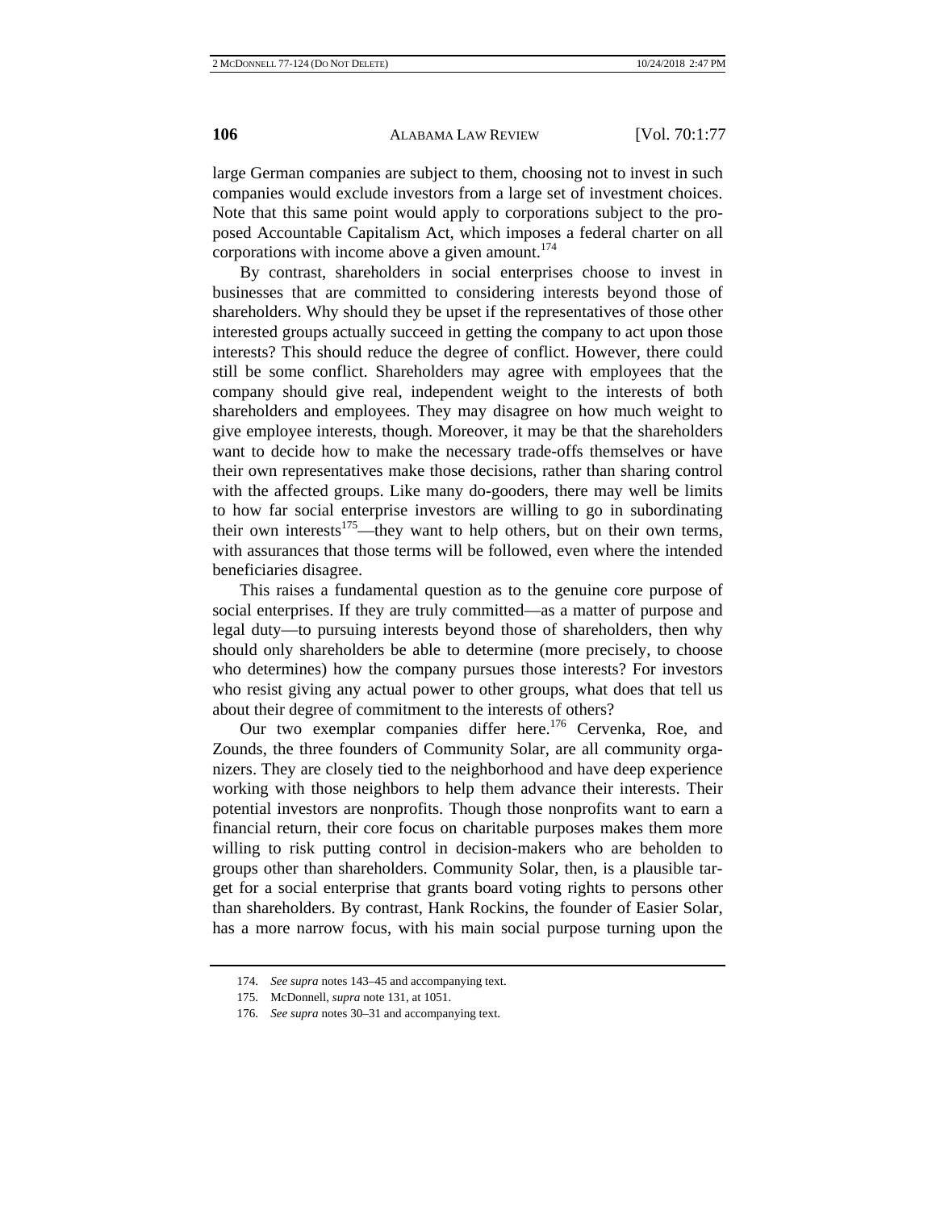large German companies are subject to them, choosing not to invest in such companies would exclude investors from a large set of investment choices. Note that this same point would apply to corporations subject to the proposed Accountable Capitalism Act, which imposes a federal charter on all corporations with income above a given amount.[174]

By contrast, shareholders in social enterprises choose to invest in businesses that are committed to considering interests beyond those of shareholders. Why should they be upset if the representatives of those other interested groups actually succeed in getting the company to act upon those interests? This should reduce the degree of conflict. However, there could still be some conflict. Shareholders may agree with employees that the company should give real, independent weight to the interests of both shareholders and employees. They may disagree on how much weight to give employee interests, though. Moreover, it may be that the shareholders want to decide how to make the necessary trade-offs themselves or have their own representatives make those decisions, rather than sharing control with the affected groups. Like many do-gooders, there may well be limits to how far social enterprise investors are willing to go in subordinating their own interests[175]—they want to help others, but on their own terms, with assurances that those terms will be followed, even where the intended beneficiaries disagree.

This raises a fundamental question as to the genuine core purpose of social enterprises. If they are truly committed—as a matter of purpose and legal duty—to pursuing interests beyond those of shareholders, then why should only shareholders be able to determine (more precisely, to choose who determines) how the company pursues those interests? For investors who resist giving any actual power to other groups, what does that tell us about their degree of commitment to the interests of others?

Our two exemplar companies differ here.[176] Cervenka, Roe, and Zounds, the three founders of Community Solar, are all community organizers. They are closely tied to the neighborhood and have deep experience working with those neighbors to help them advance their interests. Their potential investors are nonprofits. Though those nonprofits want to earn a financial return, their core focus on charitable purposes makes them more willing to risk putting control in decision-makers who are beholden to groups other than shareholders. Community Solar, then, is a plausible target for a social enterprise that grants board voting rights to persons other than shareholders. By contrast, Hank Rockins, the founder of Easier Solar, has a more narrow focus, with his main social purpose turning upon the

174. *See supra* notes 143–45 and accompanying text.

175. McDonnell, *supra* note 131, at 1051.

176. *See supra* notes 30–31 and accompanying text.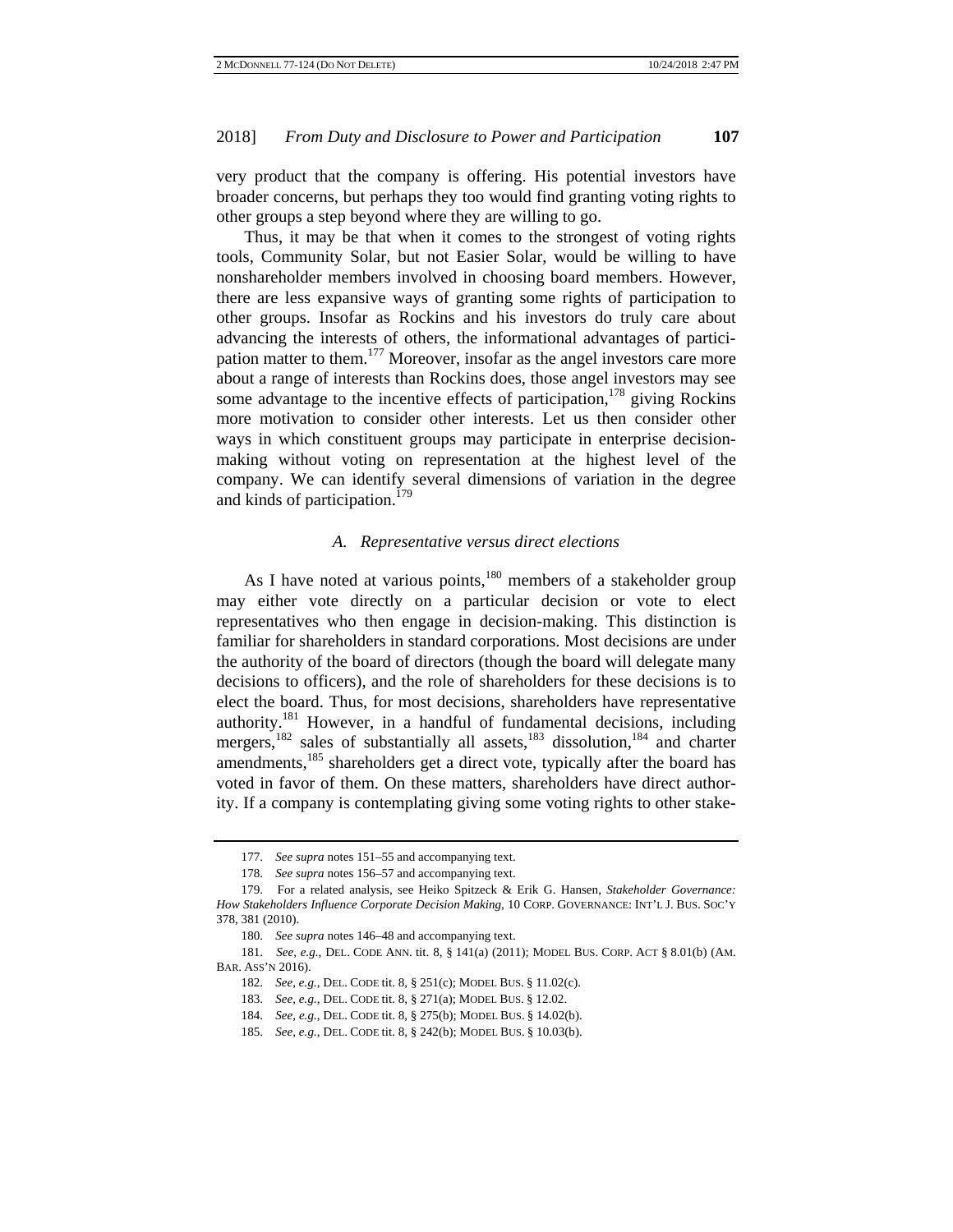very product that the company is offering. His potential investors have broader concerns, but perhaps they too would find granting voting rights to other groups a step beyond where they are willing to go.

Thus, it may be that when it comes to the strongest of voting rights tools, Community Solar, but not Easier Solar, would be willing to have nonshareholder members involved in choosing board members. However, there are less expansive ways of granting some rights of participation to other groups. Insofar as Rockins and his investors do truly care about advancing the interests of others, the informational advantages of participation matter to them.[177] Moreover, insofar as the angel investors care more about a range of interests than Rockins does, those angel investors may see some advantage to the incentive effects of participation,[178] giving Rockins more motivation to consider other interests. Let us then consider other ways in which constituent groups may participate in enterprise decision-making without voting on representation at the highest level of the company. We can identify several dimensions of variation in the degree and kinds of participation.[179]

### *A. Representative versus direct elections*

As I have noted at various points,[180] members of a stakeholder group may either vote directly on a particular decision or vote to elect representatives who then engage in decision-making. This distinction is familiar for shareholders in standard corporations. Most decisions are under the authority of the board of directors (though the board will delegate many decisions to officers), and the role of shareholders for these decisions is to elect the board. Thus, for most decisions, shareholders have representative authority.[181] However, in a handful of fundamental decisions, including mergers,[182] sales of substantially all assets,[183] dissolution,[184] and charter amendments,[185] shareholders get a direct vote, typically after the board has voted in favor of them. On these matters, shareholders have direct authority. If a company is contemplating giving some voting rights to other stake-

---

177. *See supra* notes 151–55 and accompanying text.

178. *See supra* notes 156–57 and accompanying text.

179. For a related analysis, see Heiko Spitzeck & Erik G. Hansen, *Stakeholder Governance: How Stakeholders Influence Corporate Decision Making*, 10 CORP. GOVERNANCE: INT'L J. BUS. SOC'Y 378, 381 (2010).

180. *See supra* notes 146–48 and accompanying text.

181. *See, e.g.*, DEL. CODE ANN. tit. 8, § 141(a) (2011); MODEL BUS. CORP. ACT § 8.01(b) (AM. BAR. ASS'N 2016).

182. *See, e.g.*, DEL. CODE tit. 8, § 251(c); MODEL BUS. § 11.02(c).

183. *See, e.g.*, DEL. CODE tit. 8, § 271(a); MODEL BUS. § 12.02.

184. *See, e.g.*, DEL. CODE tit. 8, § 275(b); MODEL BUS. § 14.02(b).

185. *See, e.g.*, DEL. CODE tit. 8, § 242(b); MODEL BUS. § 10.03(b).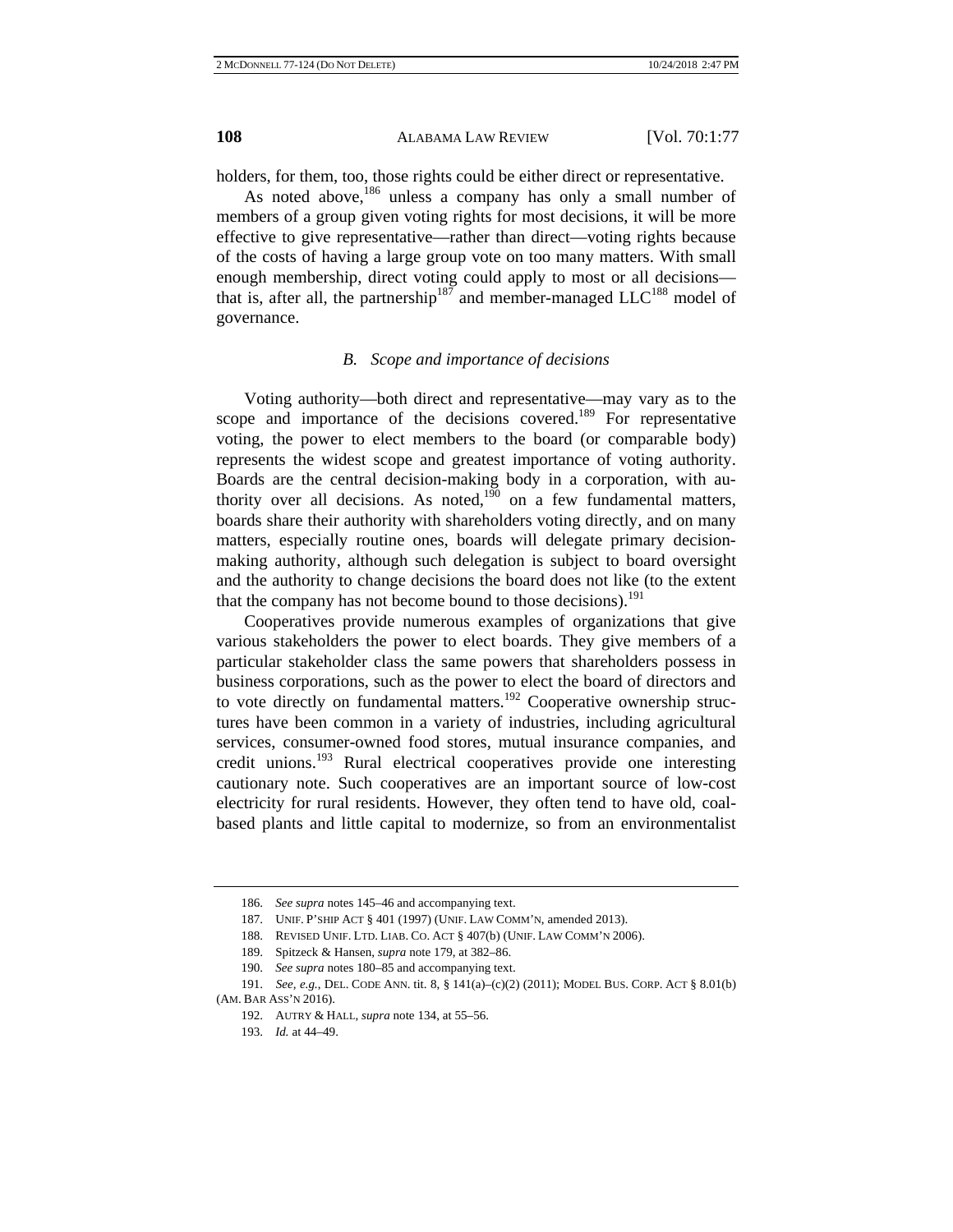holders, for them, too, those rights could be either direct or representative.

As noted above,[186] unless a company has only a small number of members of a group given voting rights for most decisions, it will be more effective to give representative—rather than direct—voting rights because of the costs of having a large group vote on too many matters. With small enough membership, direct voting could apply to most or all decisions—that is, after all, the partnership[187] and member-managed LLC[188] model of governance.

### *B. Scope and importance of decisions*

Voting authority—both direct and representative—may vary as to the scope and importance of the decisions covered.[189] For representative voting, the power to elect members to the board (or comparable body) represents the widest scope and greatest importance of voting authority. Boards are the central decision-making body in a corporation, with authority over all decisions. As noted,[190] on a few fundamental matters, boards share their authority with shareholders voting directly, and on many matters, especially routine ones, boards will delegate primary decision-making authority, although such delegation is subject to board oversight and the authority to change decisions the board does not like (to the extent that the company has not become bound to those decisions).[191]

Cooperatives provide numerous examples of organizations that give various stakeholders the power to elect boards. They give members of a particular stakeholder class the same powers that shareholders possess in business corporations, such as the power to elect the board of directors and to vote directly on fundamental matters.[192] Cooperative ownership structures have been common in a variety of industries, including agricultural services, consumer-owned food stores, mutual insurance companies, and credit unions.[193] Rural electrical cooperatives provide one interesting cautionary note. Such cooperatives are an important source of low-cost electricity for rural residents. However, they often tend to have old, coal-based plants and little capital to modernize, so from an environmentalist

---

186. *See supra* notes 145–46 and accompanying text.

187. UNIF. P'SHIP ACT § 401 (1997) (UNIF. LAW COMM'N, amended 2013).

188. REVISED UNIF. LTD. LIAB. CO. ACT § 407(b) (UNIF. LAW COMM'N 2006).

189. Spitzeck & Hansen, *supra* note 179, at 382–86.

190. *See supra* notes 180–85 and accompanying text.

191. *See, e.g.*, DEL. CODE ANN. tit. 8, § 141(a)–(c)(2) (2011); MODEL BUS. CORP. ACT § 8.01(b) (AM. BAR ASS'N 2016).

192. AUTRY & HALL, *supra* note 134, at 55–56.

193. *Id.* at 44–49.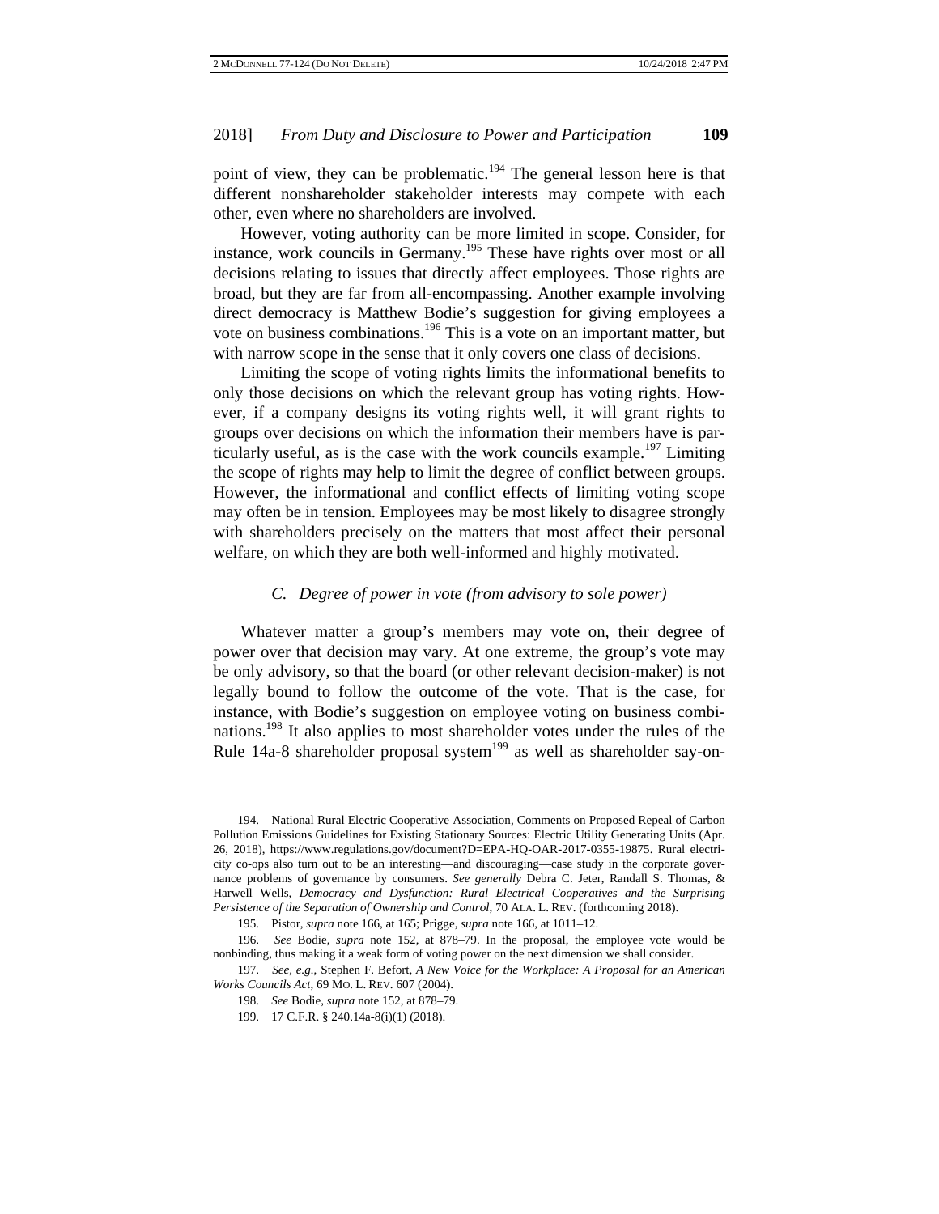point of view, they can be problematic.[194] The general lesson here is that different nonshareholder stakeholder interests may compete with each other, even where no shareholders are involved.

However, voting authority can be more limited in scope. Consider, for instance, work councils in Germany.[195] These have rights over most or all decisions relating to issues that directly affect employees. Those rights are broad, but they are far from all-encompassing. Another example involving direct democracy is Matthew Bodie's suggestion for giving employees a vote on business combinations.[196] This is a vote on an important matter, but with narrow scope in the sense that it only covers one class of decisions.

Limiting the scope of voting rights limits the informational benefits to only those decisions on which the relevant group has voting rights. However, if a company designs its voting rights well, it will grant rights to groups over decisions on which the information their members have is particularly useful, as is the case with the work councils example.[197] Limiting the scope of rights may help to limit the degree of conflict between groups. However, the informational and conflict effects of limiting voting scope may often be in tension. Employees may be most likely to disagree strongly with shareholders precisely on the matters that most affect their personal welfare, on which they are both well-informed and highly motivated.

### *C. Degree of power in vote (from advisory to sole power)*

Whatever matter a group's members may vote on, their degree of power over that decision may vary. At one extreme, the group's vote may be only advisory, so that the board (or other relevant decision-maker) is not legally bound to follow the outcome of the vote. That is the case, for instance, with Bodie's suggestion on employee voting on business combinations.[198] It also applies to most shareholder votes under the rules of the Rule 14a-8 shareholder proposal system[199] as well as shareholder say-on-

---

194. National Rural Electric Cooperative Association, Comments on Proposed Repeal of Carbon Pollution Emissions Guidelines for Existing Stationary Sources: Electric Utility Generating Units (Apr. 26, 2018), https://www.regulations.gov/document?D=EPA-HQ-OAR-2017-0355-19875. Rural electricity co-ops also turn out to be an interesting—and discouraging—case study in the corporate governance problems of governance by consumers. *See generally* Debra C. Jeter, Randall S. Thomas, & Harwell Wells, *Democracy and Dysfunction: Rural Electrical Cooperatives and the Surprising Persistence of the Separation of Ownership and Control*, 70 ALA. L. REV. (forthcoming 2018).

195. Pistor, *supra* note 166, at 165; Prigge, *supra* note 166, at 1011–12.

196. *See* Bodie, *supra* note 152, at 878–79. In the proposal, the employee vote would be nonbinding, thus making it a weak form of voting power on the next dimension we shall consider.

197. *See, e.g.*, Stephen F. Befort, *A New Voice for the Workplace: A Proposal for an American Works Councils Act*, 69 MO. L. REV. 607 (2004).

198. *See* Bodie, *supra* note 152, at 878–79.

199. 17 C.F.R. § 240.14a-8(i)(1) (2018).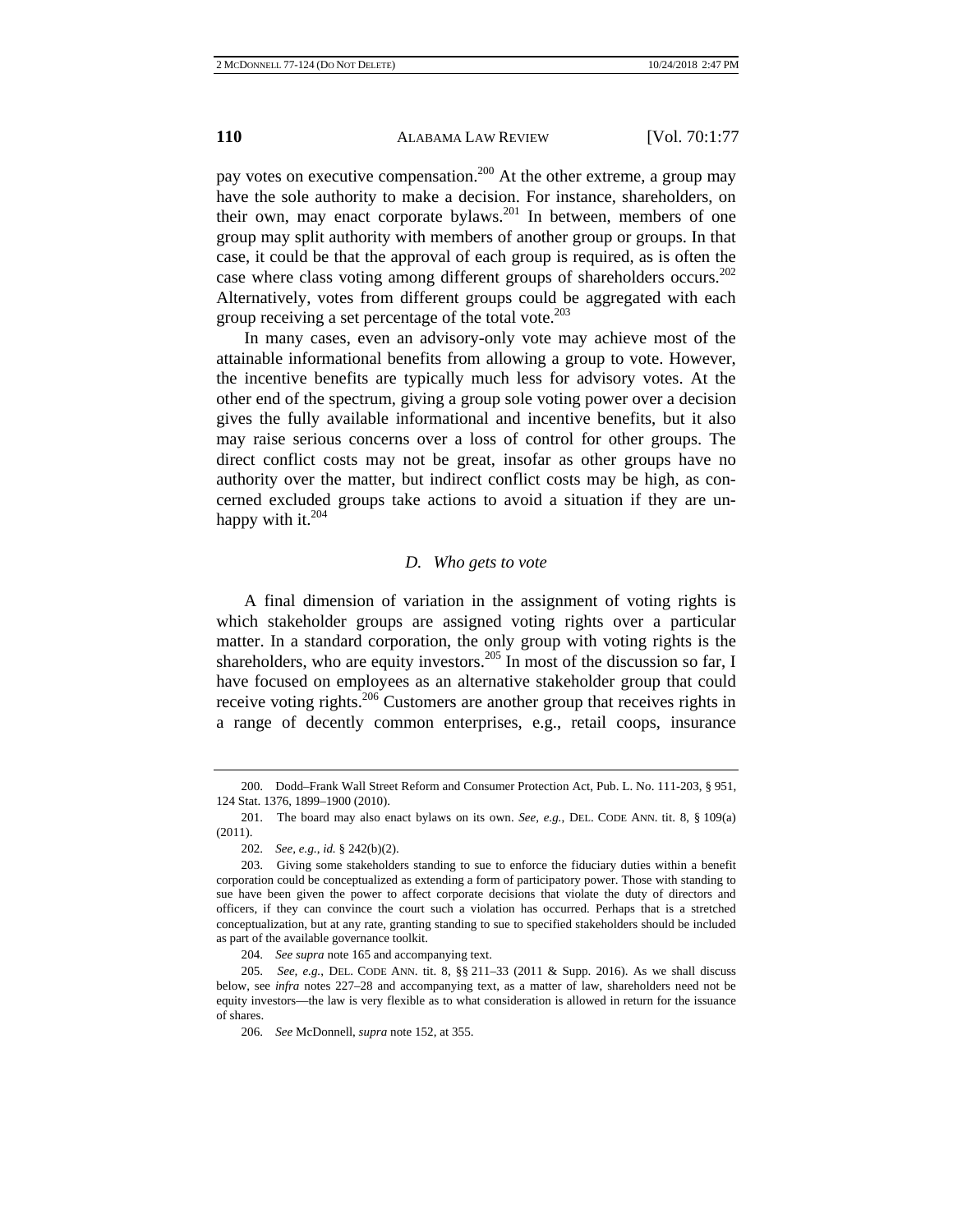pay votes on executive compensation.[200] At the other extreme, a group may have the sole authority to make a decision. For instance, shareholders, on their own, may enact corporate bylaws.[201] In between, members of one group may split authority with members of another group or groups. In that case, it could be that the approval of each group is required, as is often the case where class voting among different groups of shareholders occurs.[202] Alternatively, votes from different groups could be aggregated with each group receiving a set percentage of the total vote.[203]

In many cases, even an advisory-only vote may achieve most of the attainable informational benefits from allowing a group to vote. However, the incentive benefits are typically much less for advisory votes. At the other end of the spectrum, giving a group sole voting power over a decision gives the fully available informational and incentive benefits, but it also may raise serious concerns over a loss of control for other groups. The direct conflict costs may not be great, insofar as other groups have no authority over the matter, but indirect conflict costs may be high, as concerned excluded groups take actions to avoid a situation if they are unhappy with it.[204]

### *D. Who gets to vote*

A final dimension of variation in the assignment of voting rights is which stakeholder groups are assigned voting rights over a particular matter. In a standard corporation, the only group with voting rights is the shareholders, who are equity investors.[205] In most of the discussion so far, I have focused on employees as an alternative stakeholder group that could receive voting rights.[206] Customers are another group that receives rights in a range of decently common enterprises, e.g., retail coops, insurance

---

200. Dodd–Frank Wall Street Reform and Consumer Protection Act, Pub. L. No. 111-203, § 951, 124 Stat. 1376, 1899–1900 (2010).

201. The board may also enact bylaws on its own. *See, e.g.*, DEL. CODE ANN. tit. 8, § 109(a) (2011).

202. *See, e.g.*, *id.* § 242(b)(2).

203. Giving some stakeholders standing to sue to enforce the fiduciary duties within a benefit corporation could be conceptualized as extending a form of participatory power. Those with standing to sue have been given the power to affect corporate decisions that violate the duty of directors and officers, if they can convince the court such a violation has occurred. Perhaps that is a stretched conceptualization, but at any rate, granting standing to sue to specified stakeholders should be included as part of the available governance toolkit.

204. *See supra* note 165 and accompanying text.

205. *See, e.g.*, DEL. CODE ANN. tit. 8, §§ 211–33 (2011 & Supp. 2016). As we shall discuss below, see *infra* notes 227–28 and accompanying text, as a matter of law, shareholders need not be equity investors—the law is very flexible as to what consideration is allowed in return for the issuance of shares.

206. *See* McDonnell, *supra* note 152, at 355.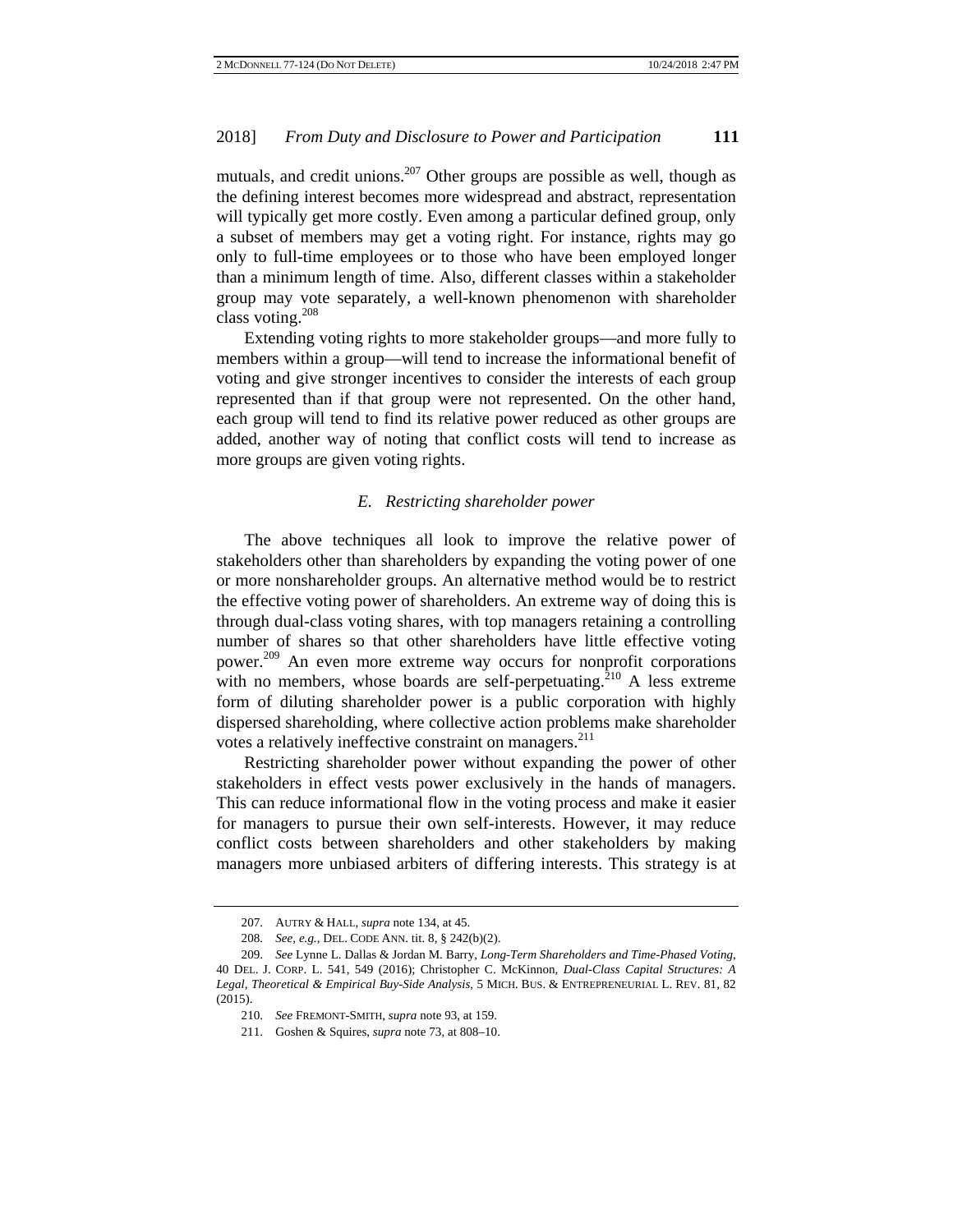mutuals, and credit unions.[207] Other groups are possible as well, though as the defining interest becomes more widespread and abstract, representation will typically get more costly. Even among a particular defined group, only a subset of members may get a voting right. For instance, rights may go only to full-time employees or to those who have been employed longer than a minimum length of time. Also, different classes within a stakeholder group may vote separately, a well-known phenomenon with shareholder class voting.[208]

Extending voting rights to more stakeholder groups—and more fully to members within a group—will tend to increase the informational benefit of voting and give stronger incentives to consider the interests of each group represented than if that group were not represented. On the other hand, each group will tend to find its relative power reduced as other groups are added, another way of noting that conflict costs will tend to increase as more groups are given voting rights.

### *E. Restricting shareholder power*

The above techniques all look to improve the relative power of stakeholders other than shareholders by expanding the voting power of one or more nonshareholder groups. An alternative method would be to restrict the effective voting power of shareholders. An extreme way of doing this is through dual-class voting shares, with top managers retaining a controlling number of shares so that other shareholders have little effective voting power.[209] An even more extreme way occurs for nonprofit corporations with no members, whose boards are self-perpetuating.[210] A less extreme form of diluting shareholder power is a public corporation with highly dispersed shareholding, where collective action problems make shareholder votes a relatively ineffective constraint on managers.[211]

Restricting shareholder power without expanding the power of other stakeholders in effect vests power exclusively in the hands of managers. This can reduce informational flow in the voting process and make it easier for managers to pursue their own self-interests. However, it may reduce conflict costs between shareholders and other stakeholders by making managers more unbiased arbiters of differing interests. This strategy is at

---

207. AUTRY & HALL, *supra* note 134, at 45.

208. *See, e.g.*, DEL. CODE ANN. tit. 8, § 242(b)(2).

209. *See* Lynne L. Dallas & Jordan M. Barry, *Long-Term Shareholders and Time-Phased Voting*, 40 DEL. J. CORP. L. 541, 549 (2016); Christopher C. McKinnon, *Dual-Class Capital Structures: A Legal, Theoretical & Empirical Buy-Side Analysis*, 5 MICH. BUS. & ENTREPRENEURIAL L. REV. 81, 82 (2015).

210. *See* FREMONT-SMITH, *supra* note 93, at 159.

211. Goshen & Squires, *supra* note 73, at 808–10.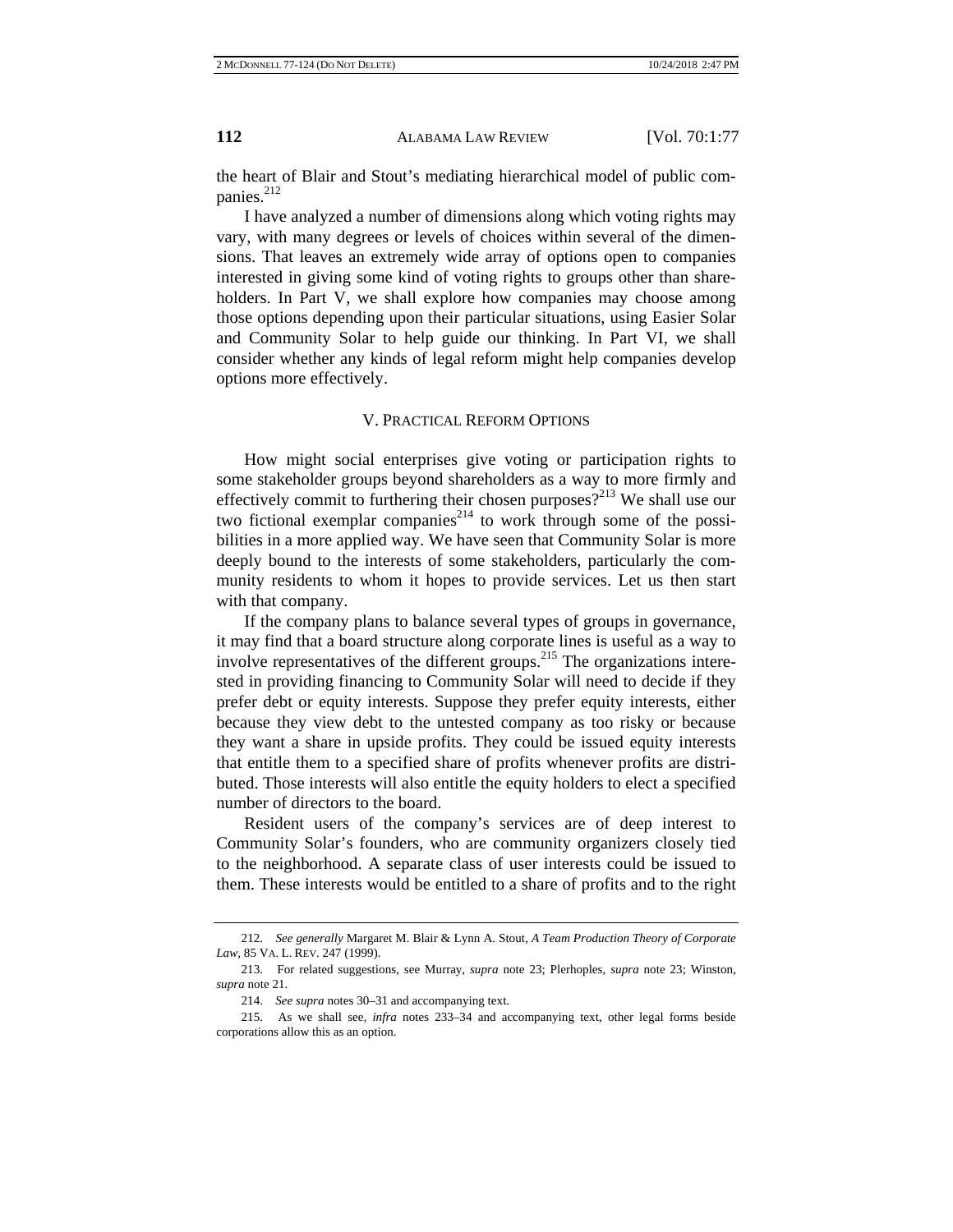the heart of Blair and Stout's mediating hierarchical model of public companies.[212]

I have analyzed a number of dimensions along which voting rights may vary, with many degrees or levels of choices within several of the dimensions. That leaves an extremely wide array of options open to companies interested in giving some kind of voting rights to groups other than shareholders. In Part V, we shall explore how companies may choose among those options depending upon their particular situations, using Easier Solar and Community Solar to help guide our thinking. In Part VI, we shall consider whether any kinds of legal reform might help companies develop options more effectively.

## V. Practical Reform Options

How might social enterprises give voting or participation rights to some stakeholder groups beyond shareholders as a way to more firmly and effectively commit to furthering their chosen purposes?[213] We shall use our two fictional exemplar companies[214] to work through some of the possibilities in a more applied way. We have seen that Community Solar is more deeply bound to the interests of some stakeholders, particularly the community residents to whom it hopes to provide services. Let us then start with that company.

If the company plans to balance several types of groups in governance, it may find that a board structure along corporate lines is useful as a way to involve representatives of the different groups.[215] The organizations interested in providing financing to Community Solar will need to decide if they prefer debt or equity interests. Suppose they prefer equity interests, either because they view debt to the untested company as too risky or because they want a share in upside profits. They could be issued equity interests that entitle them to a specified share of profits whenever profits are distributed. Those interests will also entitle the equity holders to elect a specified number of directors to the board.

Resident users of the company's services are of deep interest to Community Solar's founders, who are community organizers closely tied to the neighborhood. A separate class of user interests could be issued to them. These interests would be entitled to a share of profits and to the right

---

212. *See generally* Margaret M. Blair & Lynn A. Stout, *A Team Production Theory of Corporate Law*, 85 Va. L. Rev. 247 (1999).

213. For related suggestions, see Murray, *supra* note 23; Plerhoples, *supra* note 23; Winston, *supra* note 21.

214. *See supra* notes 30–31 and accompanying text.

215. As we shall see, *infra* notes 233–34 and accompanying text, other legal forms beside corporations allow this as an option.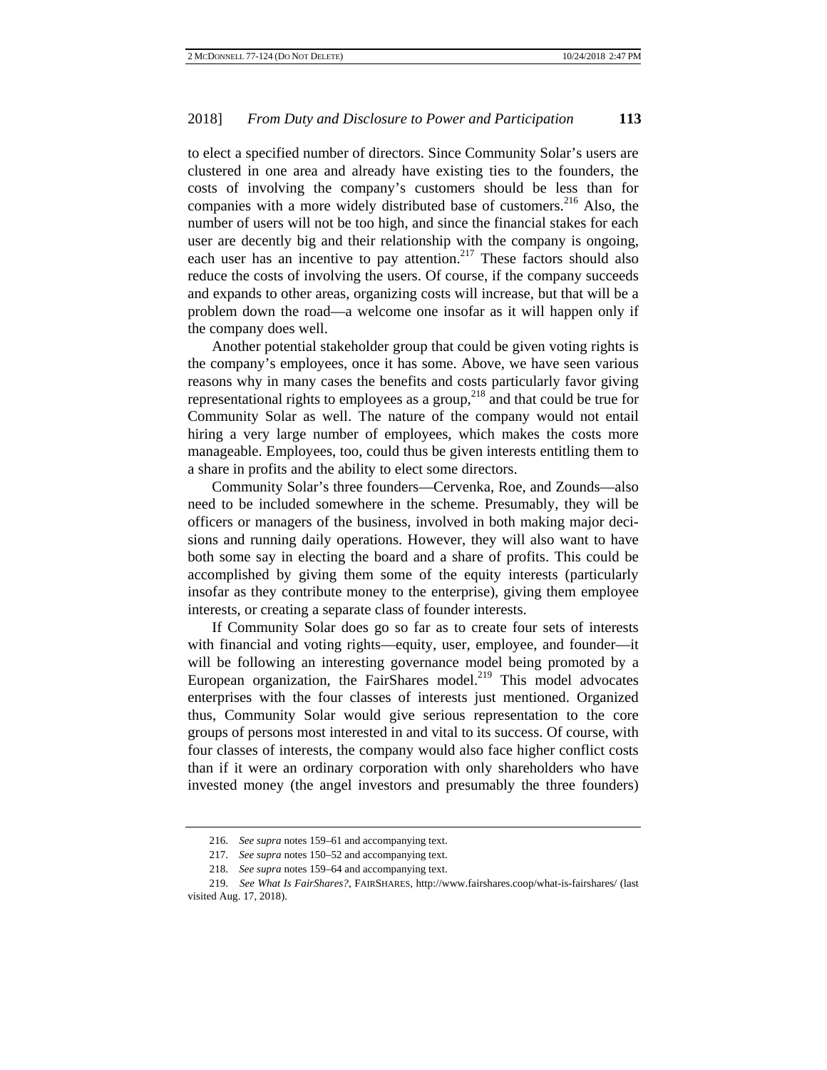to elect a specified number of directors. Since Community Solar's users are clustered in one area and already have existing ties to the founders, the costs of involving the company's customers should be less than for companies with a more widely distributed base of customers.[216] Also, the number of users will not be too high, and since the financial stakes for each user are decently big and their relationship with the company is ongoing, each user has an incentive to pay attention.[217] These factors should also reduce the costs of involving the users. Of course, if the company succeeds and expands to other areas, organizing costs will increase, but that will be a problem down the road—a welcome one insofar as it will happen only if the company does well.

Another potential stakeholder group that could be given voting rights is the company's employees, once it has some. Above, we have seen various reasons why in many cases the benefits and costs particularly favor giving representational rights to employees as a group,[218] and that could be true for Community Solar as well. The nature of the company would not entail hiring a very large number of employees, which makes the costs more manageable. Employees, too, could thus be given interests entitling them to a share in profits and the ability to elect some directors.

Community Solar's three founders—Cervenka, Roe, and Zounds—also need to be included somewhere in the scheme. Presumably, they will be officers or managers of the business, involved in both making major decisions and running daily operations. However, they will also want to have both some say in electing the board and a share of profits. This could be accomplished by giving them some of the equity interests (particularly insofar as they contribute money to the enterprise), giving them employee interests, or creating a separate class of founder interests.

If Community Solar does go so far as to create four sets of interests with financial and voting rights—equity, user, employee, and founder—it will be following an interesting governance model being promoted by a European organization, the FairShares model.[219] This model advocates enterprises with the four classes of interests just mentioned. Organized thus, Community Solar would give serious representation to the core groups of persons most interested in and vital to its success. Of course, with four classes of interests, the company would also face higher conflict costs than if it were an ordinary corporation with only shareholders who have invested money (the angel investors and presumably the three founders)

---

216. *See supra* notes 159–61 and accompanying text.

217. *See supra* notes 150–52 and accompanying text.

218. *See supra* notes 159–64 and accompanying text.

219. *See What Is FairShares?*, FAIRSHARES, http://www.fairshares.coop/what-is-fairshares/ (last visited Aug. 17, 2018).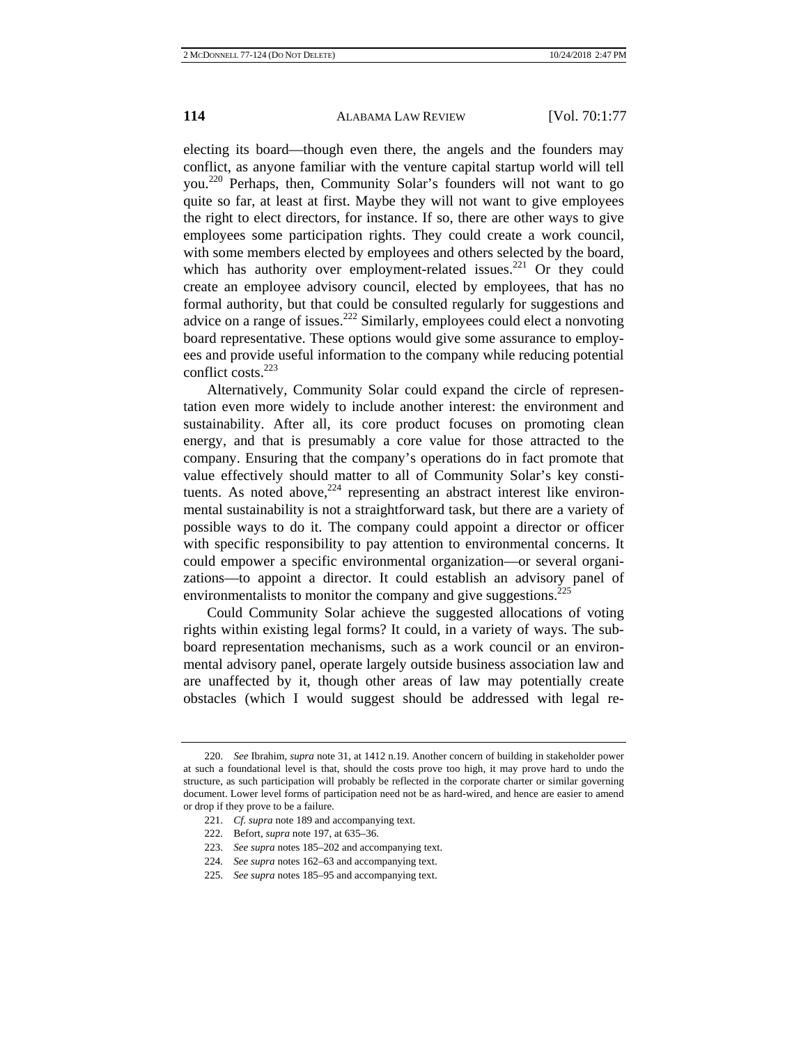electing its board—though even there, the angels and the founders may conflict, as anyone familiar with the venture capital startup world will tell you.[220] Perhaps, then, Community Solar's founders will not want to go quite so far, at least at first. Maybe they will not want to give employees the right to elect directors, for instance. If so, there are other ways to give employees some participation rights. They could create a work council, with some members elected by employees and others selected by the board, which has authority over employment-related issues.[221] Or they could create an employee advisory council, elected by employees, that has no formal authority, but that could be consulted regularly for suggestions and advice on a range of issues.[222] Similarly, employees could elect a nonvoting board representative. These options would give some assurance to employees and provide useful information to the company while reducing potential conflict costs.[223]

Alternatively, Community Solar could expand the circle of representation even more widely to include another interest: the environment and sustainability. After all, its core product focuses on promoting clean energy, and that is presumably a core value for those attracted to the company. Ensuring that the company's operations do in fact promote that value effectively should matter to all of Community Solar's key constituents. As noted above,[224] representing an abstract interest like environmental sustainability is not a straightforward task, but there are a variety of possible ways to do it. The company could appoint a director or officer with specific responsibility to pay attention to environmental concerns. It could empower a specific environmental organization—or several organizations—to appoint a director. It could establish an advisory panel of environmentalists to monitor the company and give suggestions.[225]

Could Community Solar achieve the suggested allocations of voting rights within existing legal forms? It could, in a variety of ways. The sub-board representation mechanisms, such as a work council or an environmental advisory panel, operate largely outside business association law and are unaffected by it, though other areas of law may potentially create obstacles (which I would suggest should be addressed with legal re-

---

220. *See* Ibrahim, *supra* note 31, at 1412 n.19. Another concern of building in stakeholder power at such a foundational level is that, should the costs prove too high, it may prove hard to undo the structure, as such participation will probably be reflected in the corporate charter or similar governing document. Lower level forms of participation need not be as hard-wired, and hence are easier to amend or drop if they prove to be a failure.

221. *Cf. supra* note 189 and accompanying text.

222. Befort, *supra* note 197, at 635–36.

223. *See supra* notes 185–202 and accompanying text.

224. *See supra* notes 162–63 and accompanying text.

225. *See supra* notes 185–95 and accompanying text.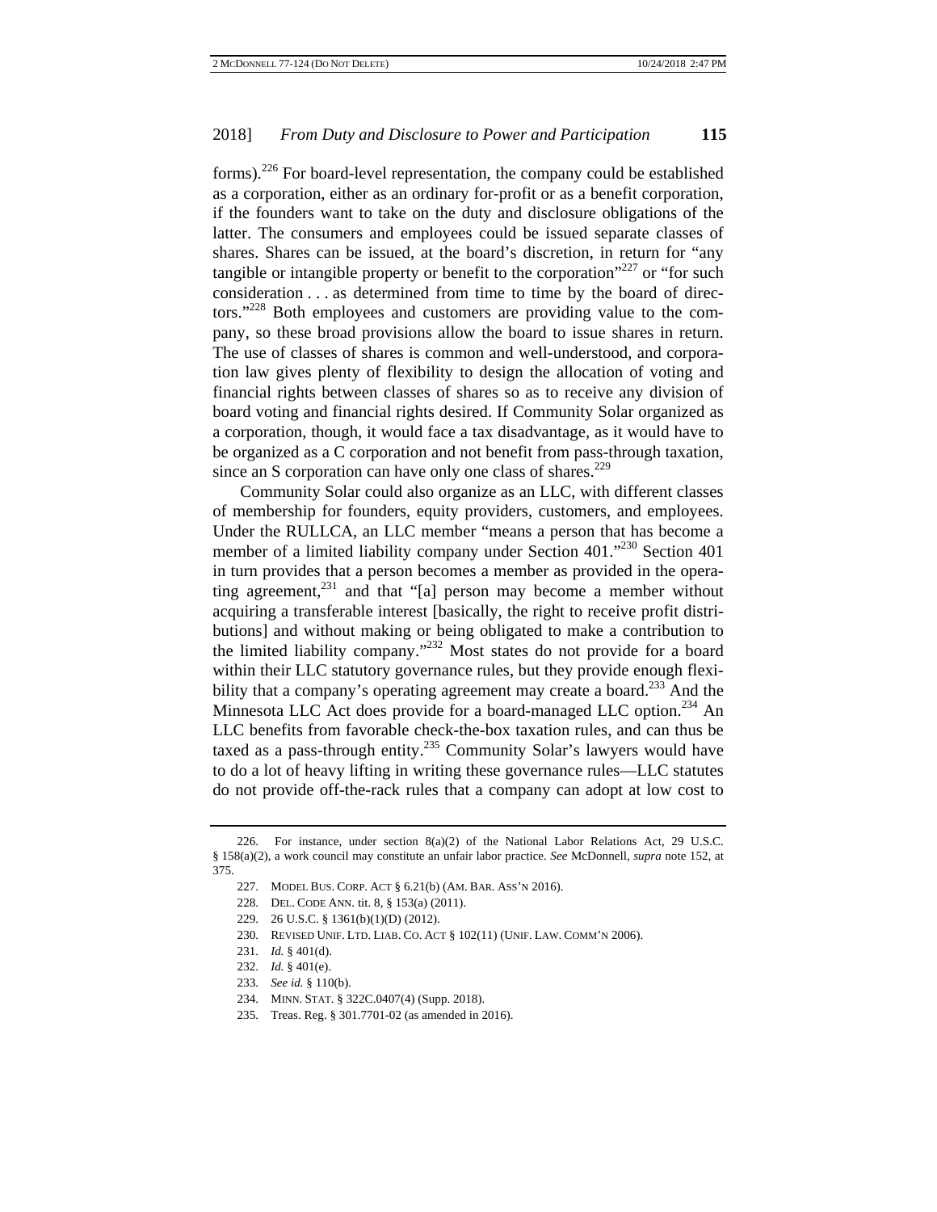forms).[226] For board-level representation, the company could be established as a corporation, either as an ordinary for-profit or as a benefit corporation, if the founders want to take on the duty and disclosure obligations of the latter. The consumers and employees could be issued separate classes of shares. Shares can be issued, at the board's discretion, in return for "any tangible or intangible property or benefit to the corporation"[227] or "for such consideration . . . as determined from time to time by the board of directors."[228] Both employees and customers are providing value to the company, so these broad provisions allow the board to issue shares in return. The use of classes of shares is common and well-understood, and corporation law gives plenty of flexibility to design the allocation of voting and financial rights between classes of shares so as to receive any division of board voting and financial rights desired. If Community Solar organized as a corporation, though, it would face a tax disadvantage, as it would have to be organized as a C corporation and not benefit from pass-through taxation, since an S corporation can have only one class of shares.[229]

Community Solar could also organize as an LLC, with different classes of membership for founders, equity providers, customers, and employees. Under the RULLCA, an LLC member "means a person that has become a member of a limited liability company under Section 401."[230] Section 401 in turn provides that a person becomes a member as provided in the operating agreement,[231] and that "[a] person may become a member without acquiring a transferable interest [basically, the right to receive profit distributions] and without making or being obligated to make a contribution to the limited liability company."[232] Most states do not provide for a board within their LLC statutory governance rules, but they provide enough flexibility that a company's operating agreement may create a board.[233] And the Minnesota LLC Act does provide for a board-managed LLC option.[234] An LLC benefits from favorable check-the-box taxation rules, and can thus be taxed as a pass-through entity.[235] Community Solar's lawyers would have to do a lot of heavy lifting in writing these governance rules—LLC statutes do not provide off-the-rack rules that a company can adopt at low cost to

---

226. For instance, under section 8(a)(2) of the National Labor Relations Act, 29 U.S.C. § 158(a)(2), a work council may constitute an unfair labor practice. *See* McDonnell, *supra* note 152, at 375.

227. MODEL BUS. CORP. ACT § 6.21(b) (AM. BAR. ASS'N 2016).

228. DEL. CODE ANN. tit. 8, § 153(a) (2011).

229. 26 U.S.C. § 1361(b)(1)(D) (2012).

230. REVISED UNIF. LTD. LIAB. CO. ACT § 102(11) (UNIF. LAW. COMM'N 2006).

231. *Id.* § 401(d).

232. *Id.* § 401(e).

233. *See id.* § 110(b).

234. MINN. STAT. § 322C.0407(4) (Supp. 2018).

235. Treas. Reg. § 301.7701-02 (as amended in 2016).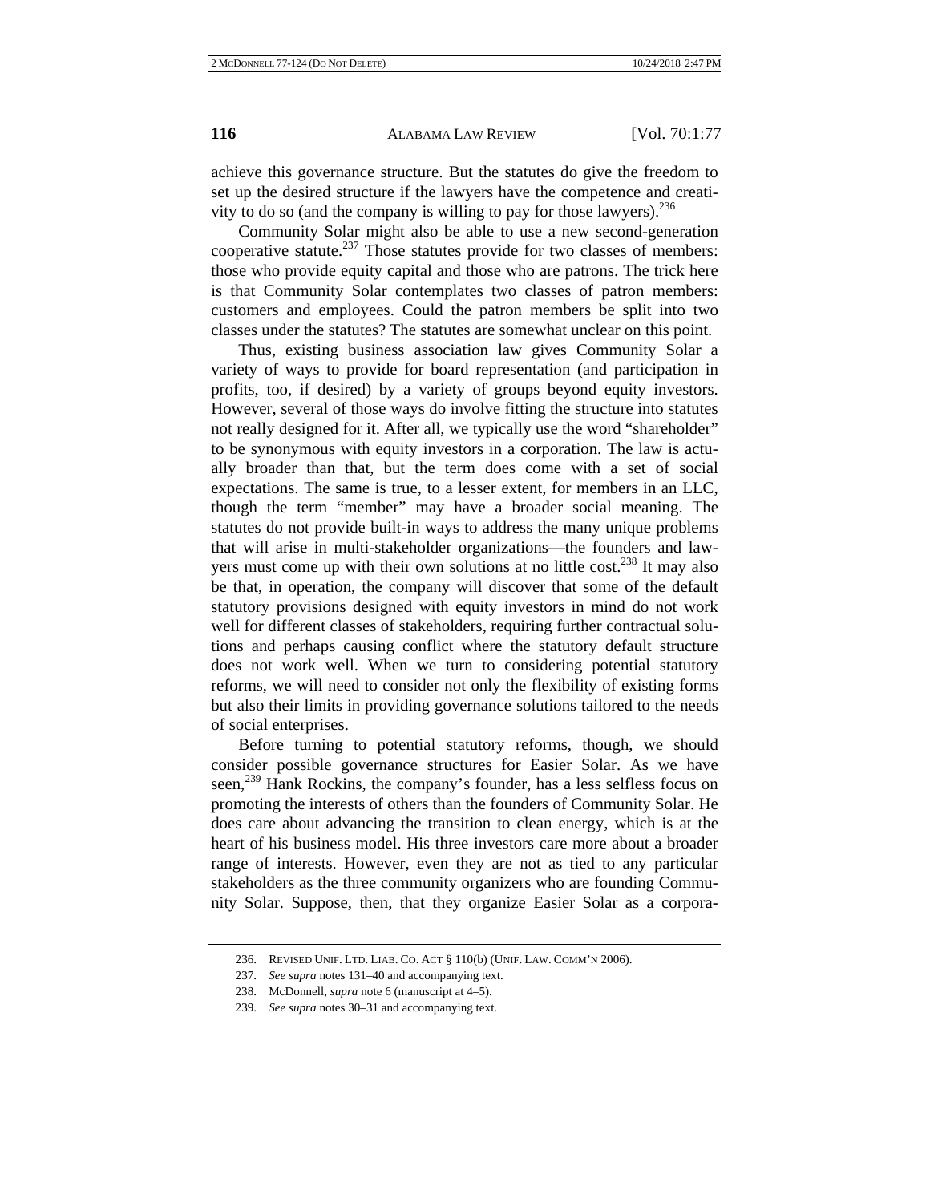achieve this governance structure. But the statutes do give the freedom to set up the desired structure if the lawyers have the competence and creativity to do so (and the company is willing to pay for those lawyers).[236]

Community Solar might also be able to use a new second-generation cooperative statute.[237] Those statutes provide for two classes of members: those who provide equity capital and those who are patrons. The trick here is that Community Solar contemplates two classes of patron members: customers and employees. Could the patron members be split into two classes under the statutes? The statutes are somewhat unclear on this point.

Thus, existing business association law gives Community Solar a variety of ways to provide for board representation (and participation in profits, too, if desired) by a variety of groups beyond equity investors. However, several of those ways do involve fitting the structure into statutes not really designed for it. After all, we typically use the word "shareholder" to be synonymous with equity investors in a corporation. The law is actually broader than that, but the term does come with a set of social expectations. The same is true, to a lesser extent, for members in an LLC, though the term "member" may have a broader social meaning. The statutes do not provide built-in ways to address the many unique problems that will arise in multi-stakeholder organizations—the founders and lawyers must come up with their own solutions at no little cost.[238] It may also be that, in operation, the company will discover that some of the default statutory provisions designed with equity investors in mind do not work well for different classes of stakeholders, requiring further contractual solutions and perhaps causing conflict where the statutory default structure does not work well. When we turn to considering potential statutory reforms, we will need to consider not only the flexibility of existing forms but also their limits in providing governance solutions tailored to the needs of social enterprises.

Before turning to potential statutory reforms, though, we should consider possible governance structures for Easier Solar. As we have seen,[239] Hank Rockins, the company's founder, has a less selfless focus on promoting the interests of others than the founders of Community Solar. He does care about advancing the transition to clean energy, which is at the heart of his business model. His three investors care more about a broader range of interests. However, even they are not as tied to any particular stakeholders as the three community organizers who are founding Community Solar. Suppose, then, that they organize Easier Solar as a corpora-

---

236. REVISED UNIF. LTD. LIAB. CO. ACT § 110(b) (UNIF. LAW. COMM'N 2006).

237. *See supra* notes 131–40 and accompanying text.

238. McDonnell, *supra* note 6 (manuscript at 4–5).

239. *See supra* notes 30–31 and accompanying text.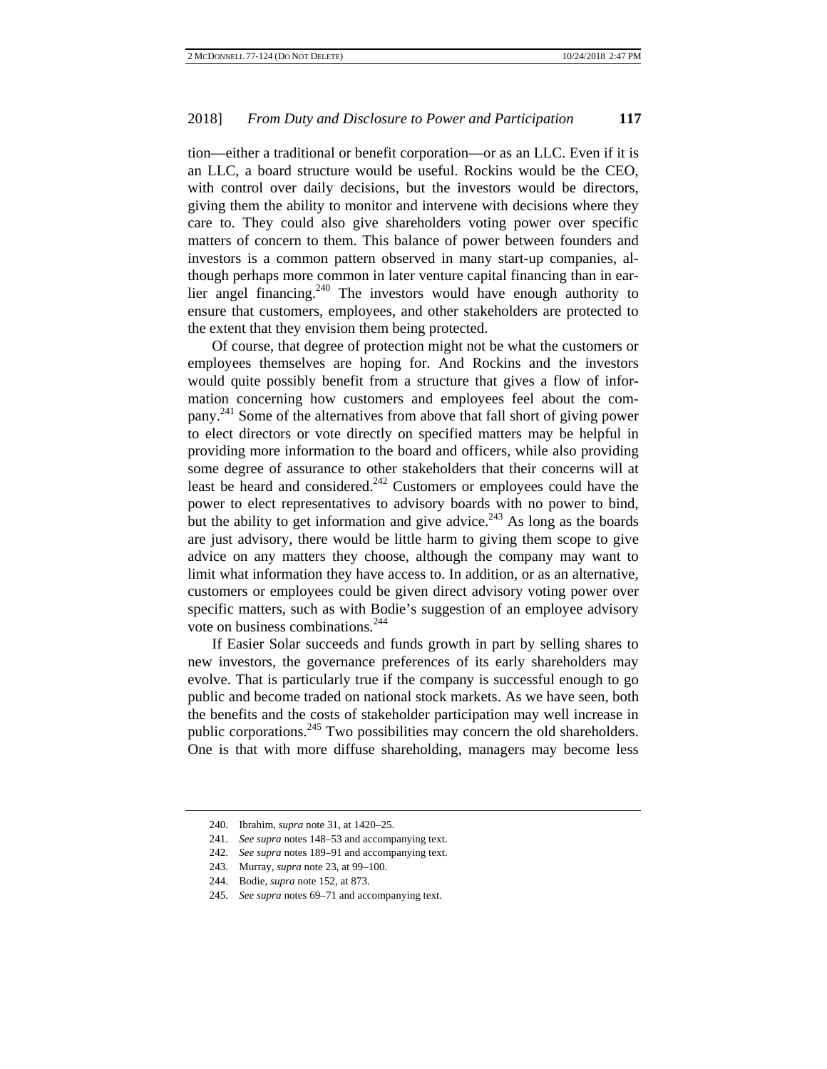tion—either a traditional or benefit corporation—or as an LLC. Even if it is an LLC, a board structure would be useful. Rockins would be the CEO, with control over daily decisions, but the investors would be directors, giving them the ability to monitor and intervene with decisions where they care to. They could also give shareholders voting power over specific matters of concern to them. This balance of power between founders and investors is a common pattern observed in many start-up companies, although perhaps more common in later venture capital financing than in earlier angel financing.[240] The investors would have enough authority to ensure that customers, employees, and other stakeholders are protected to the extent that they envision them being protected.

Of course, that degree of protection might not be what the customers or employees themselves are hoping for. And Rockins and the investors would quite possibly benefit from a structure that gives a flow of information concerning how customers and employees feel about the company.[241] Some of the alternatives from above that fall short of giving power to elect directors or vote directly on specified matters may be helpful in providing more information to the board and officers, while also providing some degree of assurance to other stakeholders that their concerns will at least be heard and considered.[242] Customers or employees could have the power to elect representatives to advisory boards with no power to bind, but the ability to get information and give advice.[243] As long as the boards are just advisory, there would be little harm to giving them scope to give advice on any matters they choose, although the company may want to limit what information they have access to. In addition, or as an alternative, customers or employees could be given direct advisory voting power over specific matters, such as with Bodie's suggestion of an employee advisory vote on business combinations.[244]

If Easier Solar succeeds and funds growth in part by selling shares to new investors, the governance preferences of its early shareholders may evolve. That is particularly true if the company is successful enough to go public and become traded on national stock markets. As we have seen, both the benefits and the costs of stakeholder participation may well increase in public corporations.[245] Two possibilities may concern the old shareholders. One is that with more diffuse shareholding, managers may become less

---

240. Ibrahim, *supra* note 31, at 1420–25.

241. *See supra* notes 148–53 and accompanying text.

242. *See supra* notes 189–91 and accompanying text.

243. Murray, *supra* note 23, at 99–100.

244. Bodie, *supra* note 152, at 873.

245. *See supra* notes 69–71 and accompanying text.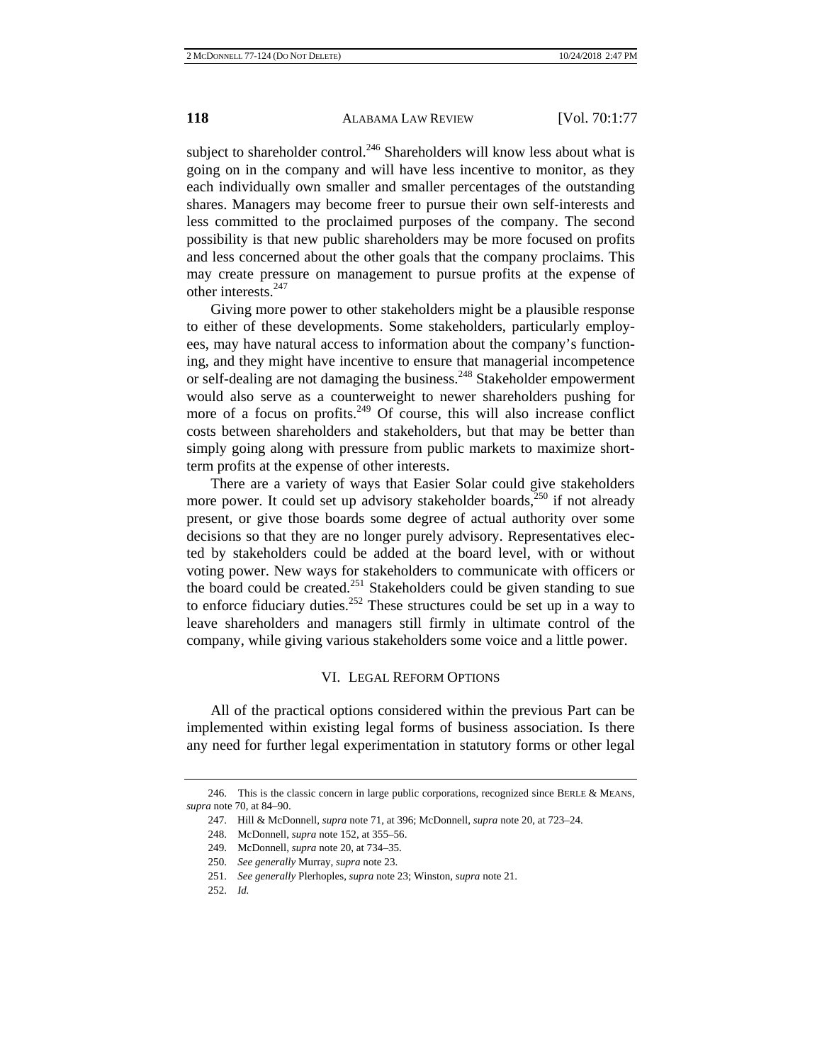subject to shareholder control.[246] Shareholders will know less about what is going on in the company and will have less incentive to monitor, as they each individually own smaller and smaller percentages of the outstanding shares. Managers may become freer to pursue their own self-interests and less committed to the proclaimed purposes of the company. The second possibility is that new public shareholders may be more focused on profits and less concerned about the other goals that the company proclaims. This may create pressure on management to pursue profits at the expense of other interests.[247]

Giving more power to other stakeholders might be a plausible response to either of these developments. Some stakeholders, particularly employees, may have natural access to information about the company's functioning, and they might have incentive to ensure that managerial incompetence or self-dealing are not damaging the business.[248] Stakeholder empowerment would also serve as a counterweight to newer shareholders pushing for more of a focus on profits.[249] Of course, this will also increase conflict costs between shareholders and stakeholders, but that may be better than simply going along with pressure from public markets to maximize short-term profits at the expense of other interests.

There are a variety of ways that Easier Solar could give stakeholders more power. It could set up advisory stakeholder boards,[250] if not already present, or give those boards some degree of actual authority over some decisions so that they are no longer purely advisory. Representatives elected by stakeholders could be added at the board level, with or without voting power. New ways for stakeholders to communicate with officers or the board could be created.[251] Stakeholders could be given standing to sue to enforce fiduciary duties.[252] These structures could be set up in a way to leave shareholders and managers still firmly in ultimate control of the company, while giving various stakeholders some voice and a little power.

## VI. LEGAL REFORM OPTIONS

All of the practical options considered within the previous Part can be implemented within existing legal forms of business association. Is there any need for further legal experimentation in statutory forms or other legal

---

246. This is the classic concern in large public corporations, recognized since BERLE & MEANS, *supra* note 70, at 84–90.

247. Hill & McDonnell, *supra* note 71, at 396; McDonnell, *supra* note 20, at 723–24.

248. McDonnell, *supra* note 152, at 355–56.

249. McDonnell, *supra* note 20, at 734–35.

250. *See generally* Murray, *supra* note 23.

251. *See generally* Plerhoples, *supra* note 23; Winston, *supra* note 21.

252. *Id.*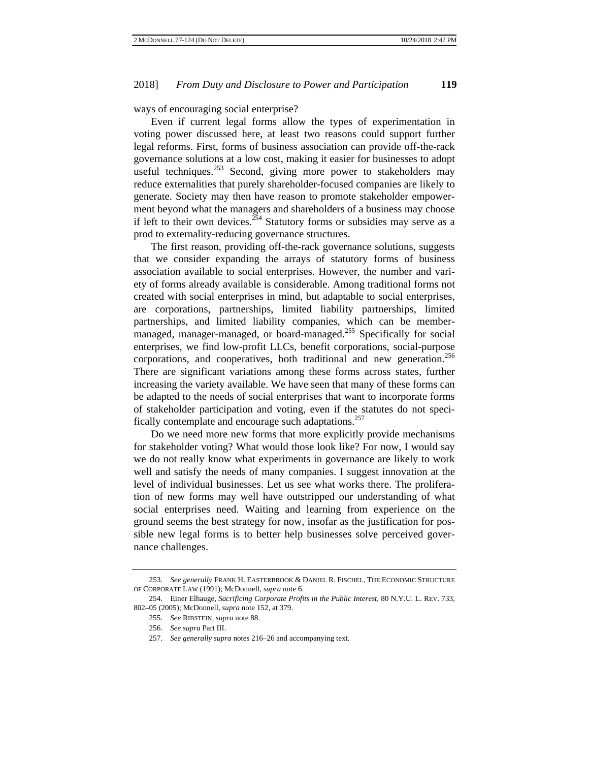ways of encouraging social enterprise?

Even if current legal forms allow the types of experimentation in voting power discussed here, at least two reasons could support further legal reforms. First, forms of business association can provide off-the-rack governance solutions at a low cost, making it easier for businesses to adopt useful techniques.[253] Second, giving more power to stakeholders may reduce externalities that purely shareholder-focused companies are likely to generate. Society may then have reason to promote stakeholder empowerment beyond what the managers and shareholders of a business may choose if left to their own devices.[254] Statutory forms or subsidies may serve as a prod to externality-reducing governance structures.

The first reason, providing off-the-rack governance solutions, suggests that we consider expanding the arrays of statutory forms of business association available to social enterprises. However, the number and variety of forms already available is considerable. Among traditional forms not created with social enterprises in mind, but adaptable to social enterprises, are corporations, partnerships, limited liability partnerships, limited partnerships, and limited liability companies, which can be member-managed, manager-managed, or board-managed.[255] Specifically for social enterprises, we find low-profit LLCs, benefit corporations, social-purpose corporations, and cooperatives, both traditional and new generation.[256] There are significant variations among these forms across states, further increasing the variety available. We have seen that many of these forms can be adapted to the needs of social enterprises that want to incorporate forms of stakeholder participation and voting, even if the statutes do not specifically contemplate and encourage such adaptations.[257]

Do we need more new forms that more explicitly provide mechanisms for stakeholder voting? What would those look like? For now, I would say we do not really know what experiments in governance are likely to work well and satisfy the needs of many companies. I suggest innovation at the level of individual businesses. Let us see what works there. The proliferation of new forms may well have outstripped our understanding of what social enterprises need. Waiting and learning from experience on the ground seems the best strategy for now, insofar as the justification for possible new legal forms is to better help businesses solve perceived governance challenges.

---

253. *See generally* FRANK H. EASTERBROOK & DANIEL R. FISCHEL, THE ECONOMIC STRUCTURE OF CORPORATE LAW (1991); McDonnell, *supra* note 6.

254. Einer Elhauge, *Sacrificing Corporate Profits in the Public Interest*, 80 N.Y.U. L. REV. 733, 802–05 (2005); McDonnell, *supra* note 152, at 379.

255. *See* RIBSTEIN, *supra* note 88.

256. *See supra* Part III.

257. *See generally supra* notes 216–26 and accompanying text.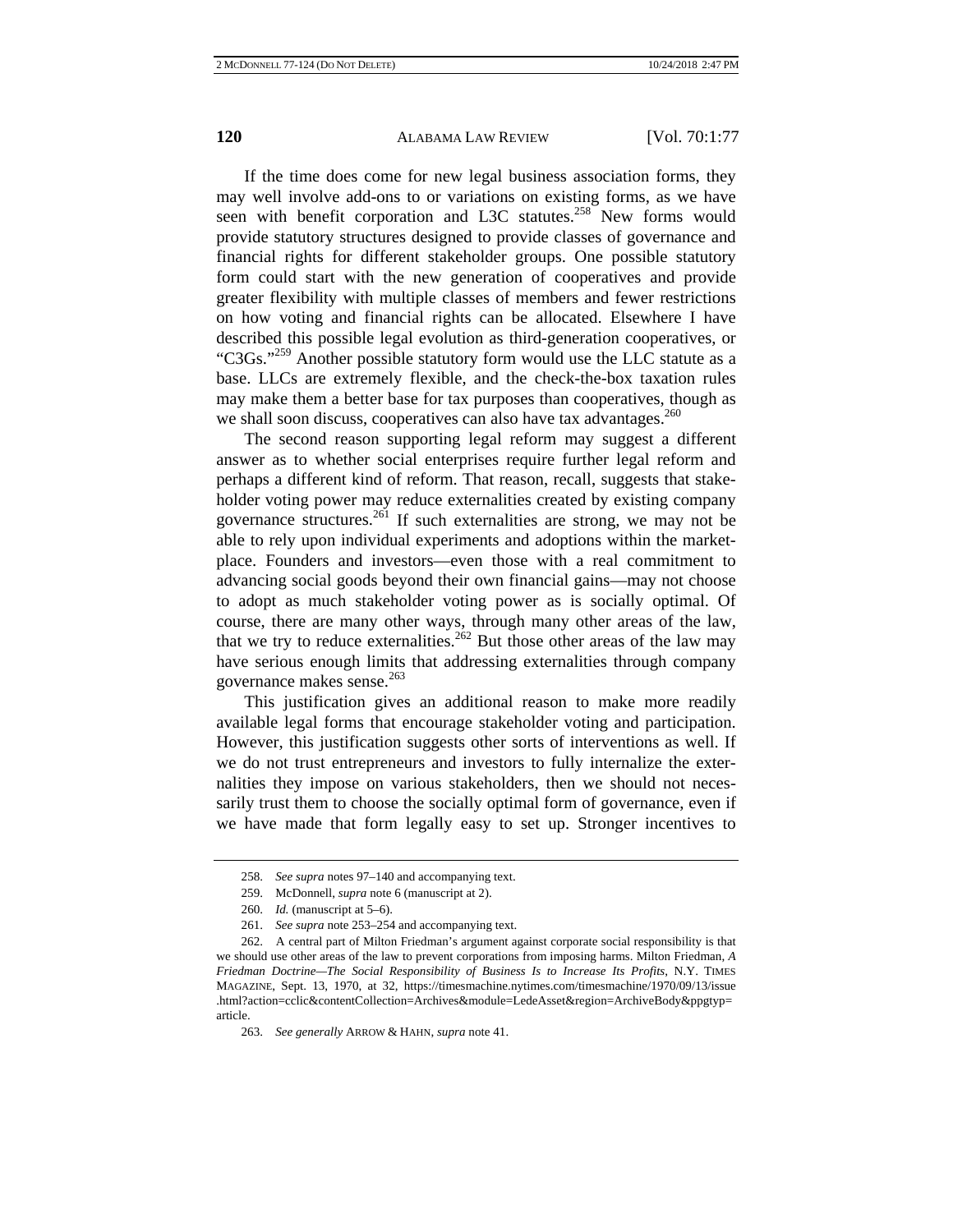If the time does come for new legal business association forms, they may well involve add-ons to or variations on existing forms, as we have seen with benefit corporation and L3C statutes.[258] New forms would provide statutory structures designed to provide classes of governance and financial rights for different stakeholder groups. One possible statutory form could start with the new generation of cooperatives and provide greater flexibility with multiple classes of members and fewer restrictions on how voting and financial rights can be allocated. Elsewhere I have described this possible legal evolution as third-generation cooperatives, or "C3Gs."[259] Another possible statutory form would use the LLC statute as a base. LLCs are extremely flexible, and the check-the-box taxation rules may make them a better base for tax purposes than cooperatives, though as we shall soon discuss, cooperatives can also have tax advantages.[260]

The second reason supporting legal reform may suggest a different answer as to whether social enterprises require further legal reform and perhaps a different kind of reform. That reason, recall, suggests that stakeholder voting power may reduce externalities created by existing company governance structures.[261] If such externalities are strong, we may not be able to rely upon individual experiments and adoptions within the marketplace. Founders and investors—even those with a real commitment to advancing social goods beyond their own financial gains—may not choose to adopt as much stakeholder voting power as is socially optimal. Of course, there are many other ways, through many other areas of the law, that we try to reduce externalities.[262] But those other areas of the law may have serious enough limits that addressing externalities through company governance makes sense.[263]

This justification gives an additional reason to make more readily available legal forms that encourage stakeholder voting and participation. However, this justification suggests other sorts of interventions as well. If we do not trust entrepreneurs and investors to fully internalize the externalities they impose on various stakeholders, then we should not necessarily trust them to choose the socially optimal form of governance, even if we have made that form legally easy to set up. Stronger incentives to

---

258. *See supra* notes 97–140 and accompanying text.

259. McDonnell, *supra* note 6 (manuscript at 2).

260. *Id.* (manuscript at 5–6).

261. *See supra* note 253–254 and accompanying text.

262. A central part of Milton Friedman's argument against corporate social responsibility is that we should use other areas of the law to prevent corporations from imposing harms. Milton Friedman, *A Friedman Doctrine—The Social Responsibility of Business Is to Increase Its Profits*, N.Y. TIMES MAGAZINE, Sept. 13, 1970, at 32, https://timesmachine.nytimes.com/timesmachine/1970/09/13/issue.html?action=cclic&contentCollection=Archives&module=LedeAsset&region=ArchiveBody&pgtype=article.

263. *See generally* ARROW & HAHN, *supra* note 41.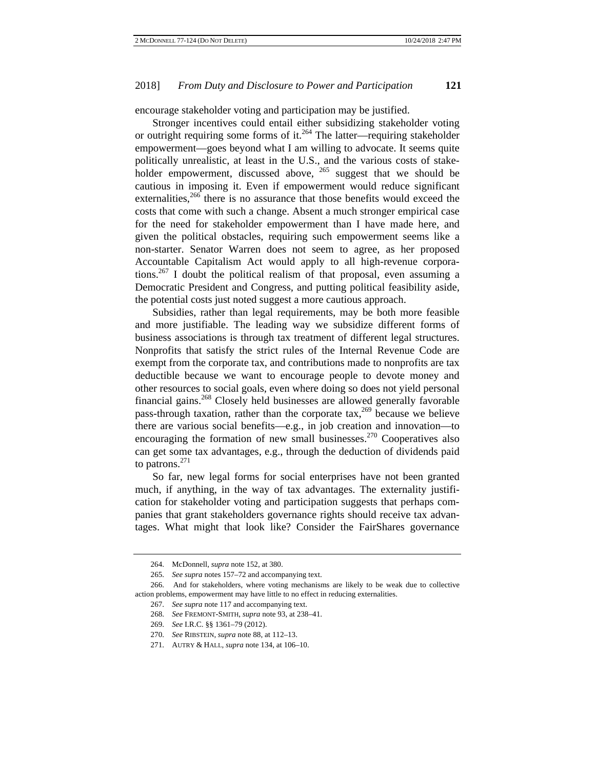encourage stakeholder voting and participation may be justified.

Stronger incentives could entail either subsidizing stakeholder voting or outright requiring some forms of it.[264] The latter—requiring stakeholder empowerment—goes beyond what I am willing to advocate. It seems quite politically unrealistic, at least in the U.S., and the various costs of stakeholder empowerment, discussed above, [265] suggest that we should be cautious in imposing it. Even if empowerment would reduce significant externalities,[266] there is no assurance that those benefits would exceed the costs that come with such a change. Absent a much stronger empirical case for the need for stakeholder empowerment than I have made here, and given the political obstacles, requiring such empowerment seems like a non-starter. Senator Warren does not seem to agree, as her proposed Accountable Capitalism Act would apply to all high-revenue corporations.[267] I doubt the political realism of that proposal, even assuming a Democratic President and Congress, and putting political feasibility aside, the potential costs just noted suggest a more cautious approach.

Subsidies, rather than legal requirements, may be both more feasible and more justifiable. The leading way we subsidize different forms of business associations is through tax treatment of different legal structures. Nonprofits that satisfy the strict rules of the Internal Revenue Code are exempt from the corporate tax, and contributions made to nonprofits are tax deductible because we want to encourage people to devote money and other resources to social goals, even where doing so does not yield personal financial gains.[268] Closely held businesses are allowed generally favorable pass-through taxation, rather than the corporate tax,[269] because we believe there are various social benefits—e.g., in job creation and innovation—to encouraging the formation of new small businesses.[270] Cooperatives also can get some tax advantages, e.g., through the deduction of dividends paid to patrons.[271]

So far, new legal forms for social enterprises have not been granted much, if anything, in the way of tax advantages. The externality justification for stakeholder voting and participation suggests that perhaps companies that grant stakeholders governance rights should receive tax advantages. What might that look like? Consider the FairShares governance

---

264. McDonnell, *supra* note 152, at 380.

265. *See supra* notes 157–72 and accompanying text.

266. And for stakeholders, where voting mechanisms are likely to be weak due to collective action problems, empowerment may have little to no effect in reducing externalities.

267. *See supra* note 117 and accompanying text.

268. *See* FREMONT-SMITH, *supra* note 93, at 238–41.

269. *See* I.R.C. §§ 1361–79 (2012).

270. *See* RIBSTEIN, *supra* note 88, at 112–13.

271. AUTRY & HALL, *supra* note 134, at 106–10.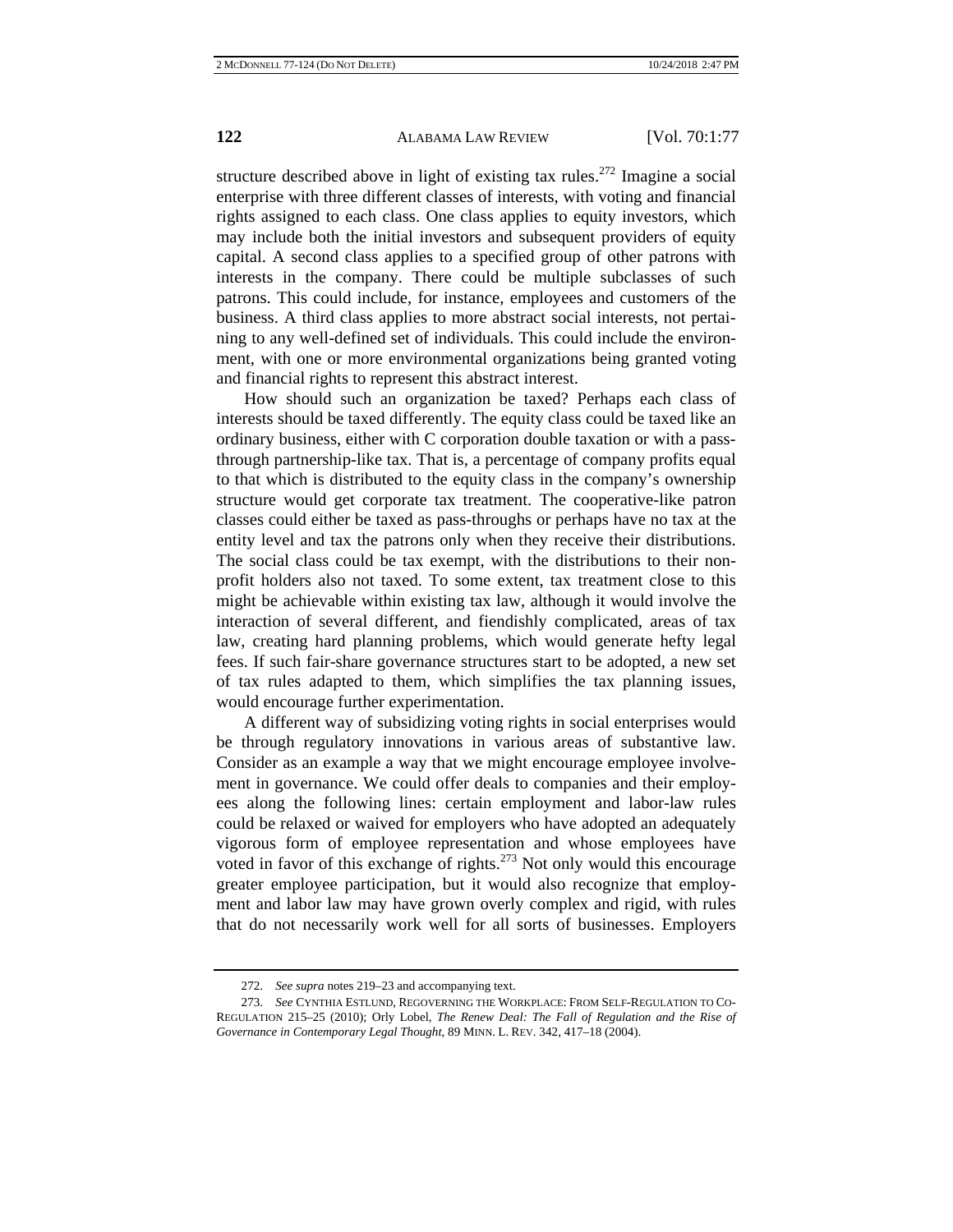structure described above in light of existing tax rules.[272] Imagine a social enterprise with three different classes of interests, with voting and financial rights assigned to each class. One class applies to equity investors, which may include both the initial investors and subsequent providers of equity capital. A second class applies to a specified group of other patrons with interests in the company. There could be multiple subclasses of such patrons. This could include, for instance, employees and customers of the business. A third class applies to more abstract social interests, not pertaining to any well-defined set of individuals. This could include the environment, with one or more environmental organizations being granted voting and financial rights to represent this abstract interest.

How should such an organization be taxed? Perhaps each class of interests should be taxed differently. The equity class could be taxed like an ordinary business, either with C corporation double taxation or with a pass-through partnership-like tax. That is, a percentage of company profits equal to that which is distributed to the equity class in the company's ownership structure would get corporate tax treatment. The cooperative-like patron classes could either be taxed as pass-throughs or perhaps have no tax at the entity level and tax the patrons only when they receive their distributions. The social class could be tax exempt, with the distributions to their non-profit holders also not taxed. To some extent, tax treatment close to this might be achievable within existing tax law, although it would involve the interaction of several different, and fiendishly complicated, areas of tax law, creating hard planning problems, which would generate hefty legal fees. If such fair-share governance structures start to be adopted, a new set of tax rules adapted to them, which simplifies the tax planning issues, would encourage further experimentation.

A different way of subsidizing voting rights in social enterprises would be through regulatory innovations in various areas of substantive law. Consider as an example a way that we might encourage employee involvement in governance. We could offer deals to companies and their employees along the following lines: certain employment and labor-law rules could be relaxed or waived for employers who have adopted an adequately vigorous form of employee representation and whose employees have voted in favor of this exchange of rights.[273] Not only would this encourage greater employee participation, but it would also recognize that employment and labor law may have grown overly complex and rigid, with rules that do not necessarily work well for all sorts of businesses. Employers

---

272. *See supra* notes 219–23 and accompanying text.

273. *See* CYNTHIA ESTLUND, REGOVERNING THE WORKPLACE: FROM SELF-REGULATION TO CO-REGULATION 215–25 (2010); Orly Lobel, *The Renew Deal: The Fall of Regulation and the Rise of Governance in Contemporary Legal Thought*, 89 MINN. L. REV. 342, 417–18 (2004).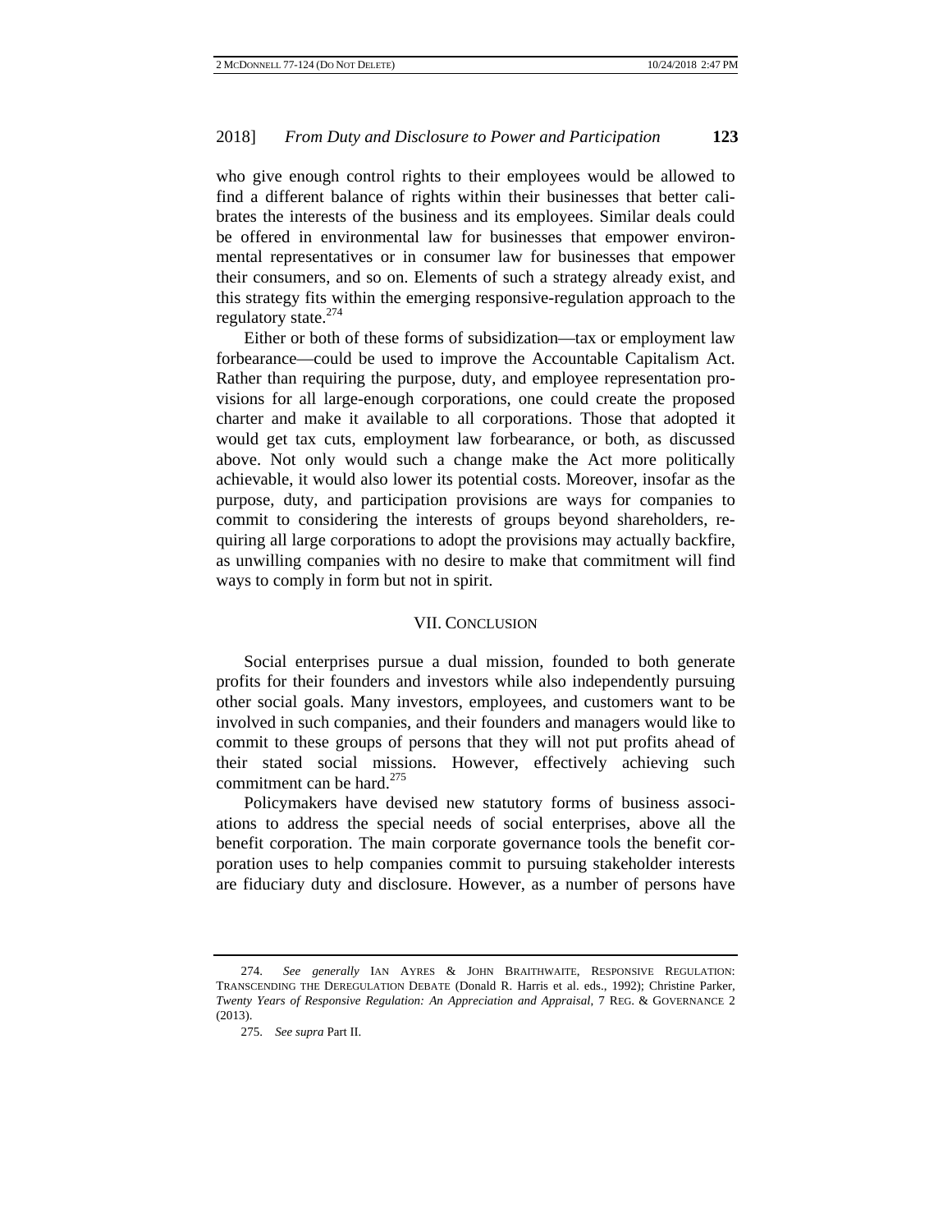who give enough control rights to their employees would be allowed to find a different balance of rights within their businesses that better calibrates the interests of the business and its employees. Similar deals could be offered in environmental law for businesses that empower environmental representatives or in consumer law for businesses that empower their consumers, and so on. Elements of such a strategy already exist, and this strategy fits within the emerging responsive-regulation approach to the regulatory state.[274]

Either or both of these forms of subsidization—tax or employment law forbearance—could be used to improve the Accountable Capitalism Act. Rather than requiring the purpose, duty, and employee representation provisions for all large-enough corporations, one could create the proposed charter and make it available to all corporations. Those that adopted it would get tax cuts, employment law forbearance, or both, as discussed above. Not only would such a change make the Act more politically achievable, it would also lower its potential costs. Moreover, insofar as the purpose, duty, and participation provisions are ways for companies to commit to considering the interests of groups beyond shareholders, requiring all large corporations to adopt the provisions may actually backfire, as unwilling companies with no desire to make that commitment will find ways to comply in form but not in spirit.

## VII. CONCLUSION

Social enterprises pursue a dual mission, founded to both generate profits for their founders and investors while also independently pursuing other social goals. Many investors, employees, and customers want to be involved in such companies, and their founders and managers would like to commit to these groups of persons that they will not put profits ahead of their stated social missions. However, effectively achieving such commitment can be hard.[275]

Policymakers have devised new statutory forms of business associations to address the special needs of social enterprises, above all the benefit corporation. The main corporate governance tools the benefit corporation uses to help companies commit to pursuing stakeholder interests are fiduciary duty and disclosure. However, as a number of persons have

---

274. *See generally* IAN AYRES & JOHN BRAITHWAITE, RESPONSIVE REGULATION: TRANSCENDING THE DEREGULATION DEBATE (Donald R. Harris et al. eds., 1992); Christine Parker, *Twenty Years of Responsive Regulation: An Appreciation and Appraisal*, 7 REG. & GOVERNANCE 2 (2013).

275. *See supra* Part II.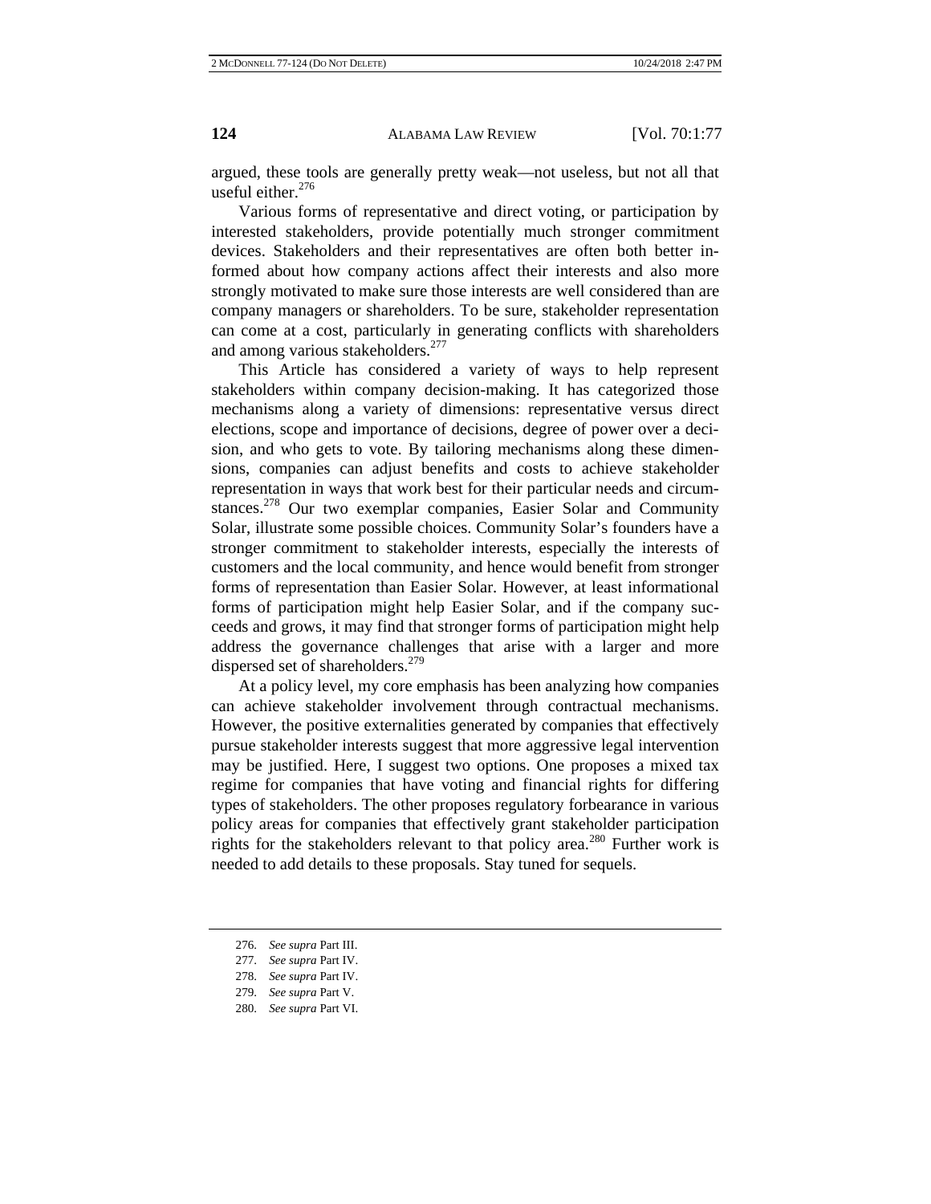argued, these tools are generally pretty weak—not useless, but not all that useful either.[276]

Various forms of representative and direct voting, or participation by interested stakeholders, provide potentially much stronger commitment devices. Stakeholders and their representatives are often both better informed about how company actions affect their interests and also more strongly motivated to make sure those interests are well considered than are company managers or shareholders. To be sure, stakeholder representation can come at a cost, particularly in generating conflicts with shareholders and among various stakeholders.[277]

This Article has considered a variety of ways to help represent stakeholders within company decision-making. It has categorized those mechanisms along a variety of dimensions: representative versus direct elections, scope and importance of decisions, degree of power over a decision, and who gets to vote. By tailoring mechanisms along these dimensions, companies can adjust benefits and costs to achieve stakeholder representation in ways that work best for their particular needs and circumstances.[278] Our two exemplar companies, Easier Solar and Community Solar, illustrate some possible choices. Community Solar's founders have a stronger commitment to stakeholder interests, especially the interests of customers and the local community, and hence would benefit from stronger forms of representation than Easier Solar. However, at least informational forms of participation might help Easier Solar, and if the company succeeds and grows, it may find that stronger forms of participation might help address the governance challenges that arise with a larger and more dispersed set of shareholders.[279]

At a policy level, my core emphasis has been analyzing how companies can achieve stakeholder involvement through contractual mechanisms. However, the positive externalities generated by companies that effectively pursue stakeholder interests suggest that more aggressive legal intervention may be justified. Here, I suggest two options. One proposes a mixed tax regime for companies that have voting and financial rights for differing types of stakeholders. The other proposes regulatory forbearance in various policy areas for companies that effectively grant stakeholder participation rights for the stakeholders relevant to that policy area.[280] Further work is needed to add details to these proposals. Stay tuned for sequels.

---

276. *See supra* Part III.

277. *See supra* Part IV.

278. *See supra* Part IV.

279. *See supra* Part V.

280. *See supra* Part VI.